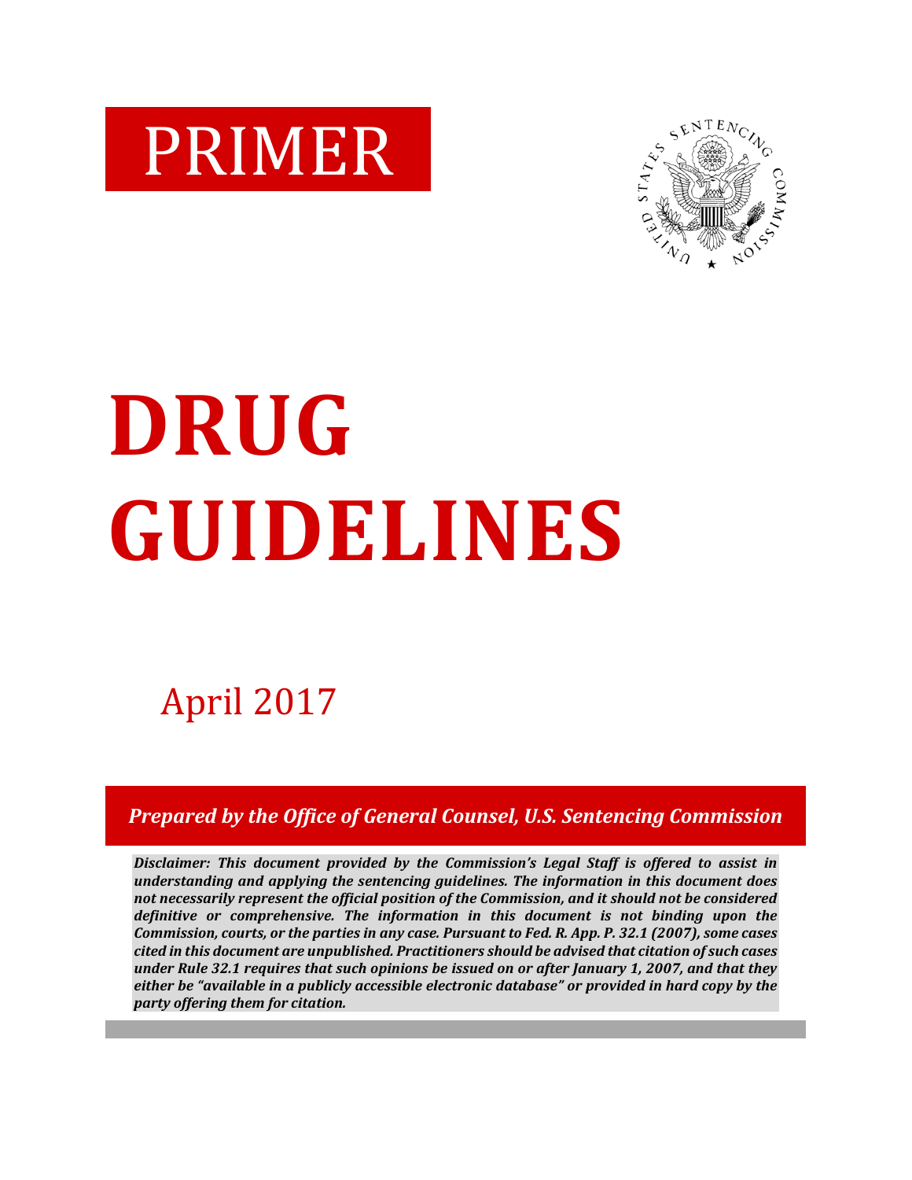# PRIMER

# DRUG GUIDELINES

April 2017

***Prepared by the Office of General Counsel, U.S. Sentencing Commission***

***Disclaimer: This document provided by the Commission's Legal Staff is offered to assist in understanding and applying the sentencing guidelines. The information in this document does not necessarily represent the official position of the Commission, and it should not be considered definitive or comprehensive. The information in this document is not binding upon the Commission, courts, or the parties in any case. Pursuant to Fed. R. App. P. 32.1 (2007), some cases cited in this document are unpublished. Practitioners should be advised that citation of such cases under Rule 32.1 requires that such opinions be issued on or after January 1, 2007, and that they either be "available in a publicly accessible electronic database" or provided in hard copy by the party offering them for citation.***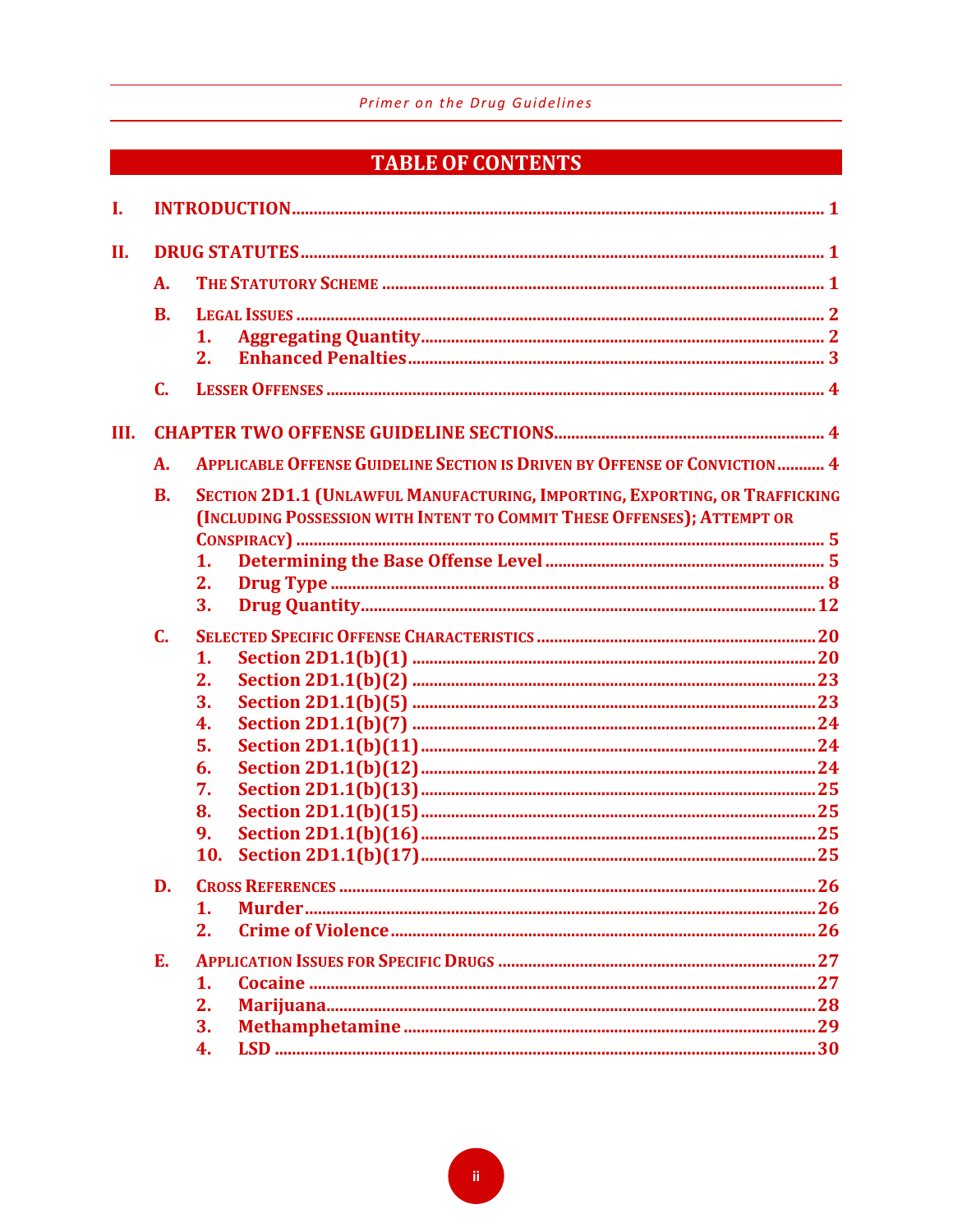# TABLE OF CONTENTS

I. INTRODUCTION ..... 1

II. DRUG STATUTES ..... 1

- A. The Statutory Scheme ..... 1
- B. Legal Issues ..... 2
  - 1. Aggregating Quantity ..... 2
  - 2. Enhanced Penalties ..... 3
- C. Lesser Offenses ..... 4

III. CHAPTER TWO OFFENSE GUIDELINE SECTIONS ..... 4

- A. Applicable Offense Guideline Section is Driven by Offense of Conviction ..... 4
- B. Section 2D1.1 (Unlawful Manufacturing, Importing, Exporting, or Trafficking (Including Possession with Intent to Commit These Offenses); Attempt or Conspiracy) ..... 5
  - 1. Determining the Base Offense Level ..... 5
  - 2. Drug Type ..... 8
  - 3. Drug Quantity ..... 12
- C. Selected Specific Offense Characteristics ..... 20
  - 1. Section 2D1.1(b)(1) ..... 20
  - 2. Section 2D1.1(b)(2) ..... 23
  - 3. Section 2D1.1(b)(5) ..... 23
  - 4. Section 2D1.1(b)(7) ..... 24
  - 5. Section 2D1.1(b)(11) ..... 24
  - 6. Section 2D1.1(b)(12) ..... 24
  - 7. Section 2D1.1(b)(13) ..... 25
  - 8. Section 2D1.1(b)(15) ..... 25
  - 9. Section 2D1.1(b)(16) ..... 25
  - 10. Section 2D1.1(b)(17) ..... 25
- D. Cross References ..... 26
  - 1. Murder ..... 26
  - 2. Crime of Violence ..... 26
- E. Application Issues for Specific Drugs ..... 27
  - 1. Cocaine ..... 27
  - 2. Marijuana ..... 28
  - 3. Methamphetamine ..... 29
  - 4. LSD ..... 30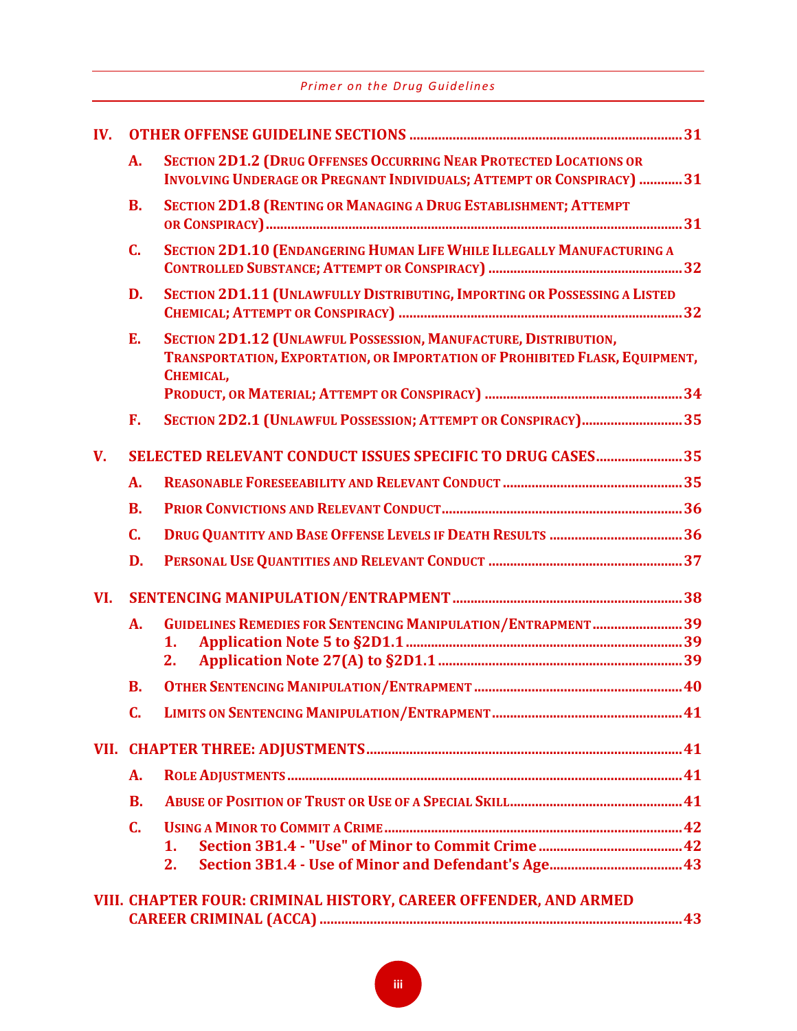- **IV. OTHER OFFENSE GUIDELINE SECTIONS** ........ 31
  - A. Section 2D1.2 (Drug Offenses Occurring Near Protected Locations or Involving Underage or Pregnant Individuals; Attempt or Conspiracy) ........ 31
  - B. Section 2D1.8 (Renting or Managing a Drug Establishment; Attempt or Conspiracy) ........ 31
  - C. Section 2D1.10 (Endangering Human Life While Illegally Manufacturing a Controlled Substance; Attempt or Conspiracy) ........ 32
  - D. Section 2D1.11 (Unlawfully Distributing, Importing or Possessing a Listed Chemical; Attempt or Conspiracy) ........ 32
  - E. Section 2D1.12 (Unlawful Possession, Manufacture, Distribution, Transportation, Exportation, or Importation of Prohibited Flask, Equipment, Chemical, Product, or Material; Attempt or Conspiracy) ........ 34
  - F. Section 2D2.1 (Unlawful Possession; Attempt or Conspiracy) ........ 35
- **V. SELECTED RELEVANT CONDUCT ISSUES SPECIFIC TO DRUG CASES** ........ 35
  - A. Reasonable Foreseeability and Relevant Conduct ........ 35
  - B. Prior Convictions and Relevant Conduct ........ 36
  - C. Drug Quantity and Base Offense Levels if Death Results ........ 36
  - D. Personal Use Quantities and Relevant Conduct ........ 37
- **VI. SENTENCING MANIPULATION/ENTRAPMENT** ........ 38
  - A. Guidelines Remedies for Sentencing Manipulation/Entrapment ........ 39
    1. Application Note 5 to §2D1.1 ........ 39
    2. Application Note 27(A) to §2D1.1 ........ 39
  - B. Other Sentencing Manipulation/Entrapment ........ 40
  - C. Limits on Sentencing Manipulation/Entrapment ........ 41
- **VII. CHAPTER THREE: ADJUSTMENTS** ........ 41
  - A. Role Adjustments ........ 41
  - B. Abuse of Position of Trust or Use of a Special Skill ........ 41
  - C. Using a Minor to Commit a Crime ........ 42
    1. Section 3B1.4 - "Use" of Minor to Commit Crime ........ 42
    2. Section 3B1.4 - Use of Minor and Defendant's Age ........ 43
- **VIII. CHAPTER FOUR: CRIMINAL HISTORY, CAREER OFFENDER, AND ARMED CAREER CRIMINAL (ACCA)** ........ 43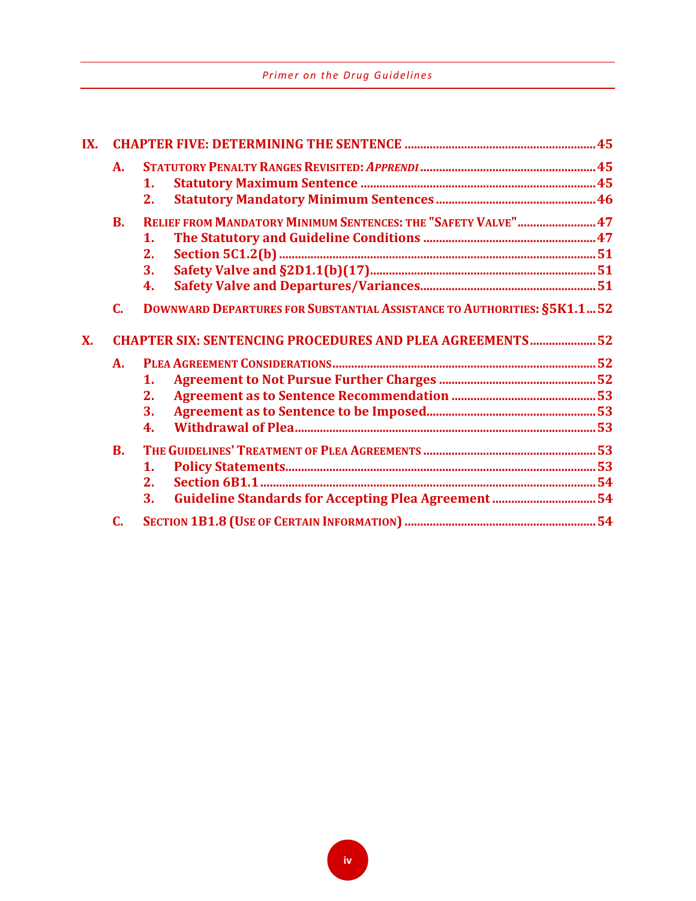IX. CHAPTER FIVE: DETERMINING THE SENTENCE ....... 45

- A. STATUTORY PENALTY RANGES REVISITED: *APPRENDI* ....... 45
  - 1. Statutory Maximum Sentence ....... 45
  - 2. Statutory Mandatory Minimum Sentences ....... 46
- B. RELIEF FROM MANDATORY MINIMUM SENTENCES: THE "SAFETY VALVE" ....... 47
  - 1. The Statutory and Guideline Conditions ....... 47
  - 2. Section 5C1.2(b) ....... 51
  - 3. Safety Valve and §2D1.1(b)(17) ....... 51
  - 4. Safety Valve and Departures/Variances ....... 51
- C. DOWNWARD DEPARTURES FOR SUBSTANTIAL ASSISTANCE TO AUTHORITIES: §5K1.1 ....... 52

X. CHAPTER SIX: SENTENCING PROCEDURES AND PLEA AGREEMENTS ....... 52

- A. PLEA AGREEMENT CONSIDERATIONS ....... 52
  - 1. Agreement to Not Pursue Further Charges ....... 52
  - 2. Agreement as to Sentence Recommendation ....... 53
  - 3. Agreement as to Sentence to be Imposed ....... 53
  - 4. Withdrawal of Plea ....... 53
- B. THE GUIDELINES' TREATMENT OF PLEA AGREEMENTS ....... 53
  - 1. Policy Statements ....... 53
  - 2. Section 6B1.1 ....... 54
  - 3. Guideline Standards for Accepting Plea Agreement ....... 54
- C. SECTION 1B1.8 (USE OF CERTAIN INFORMATION) ....... 54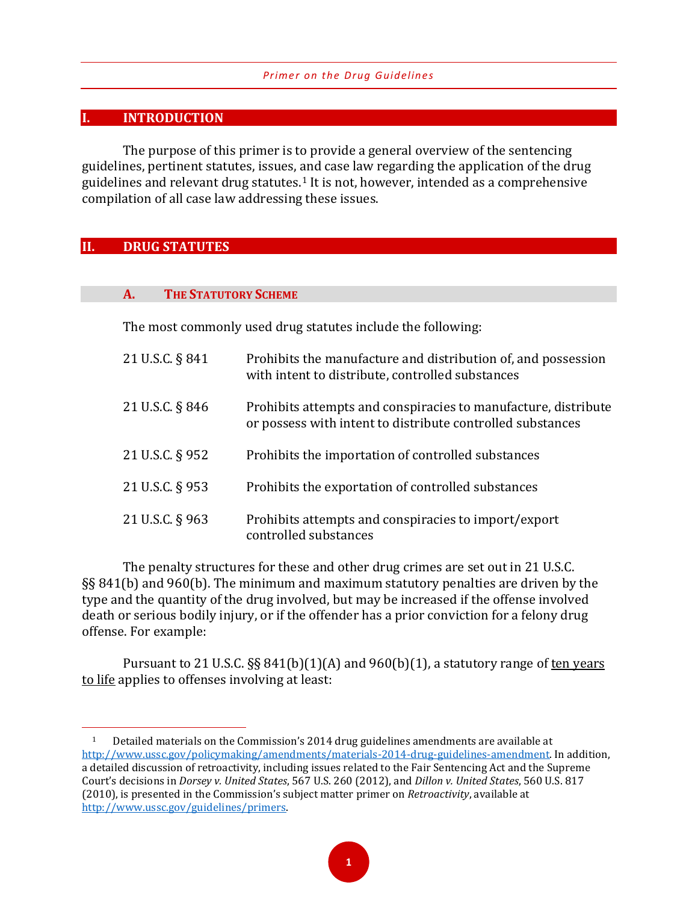## I. INTRODUCTION

The purpose of this primer is to provide a general overview of the sentencing guidelines, pertinent statutes, issues, and case law regarding the application of the drug guidelines and relevant drug statutes.[1] It is not, however, intended as a comprehensive compilation of all case law addressing these issues.

## II. DRUG STATUTES

### A. The Statutory Scheme

The most commonly used drug statutes include the following:

| | |
|---|---|
| 21 U.S.C. § 841 | Prohibits the manufacture and distribution of, and possession with intent to distribute, controlled substances |
| 21 U.S.C. § 846 | Prohibits attempts and conspiracies to manufacture, distribute or possess with intent to distribute controlled substances |
| 21 U.S.C. § 952 | Prohibits the importation of controlled substances |
| 21 U.S.C. § 953 | Prohibits the exportation of controlled substances |
| 21 U.S.C. § 963 | Prohibits attempts and conspiracies to import/export controlled substances |

The penalty structures for these and other drug crimes are set out in 21 U.S.C. §§ 841(b) and 960(b). The minimum and maximum statutory penalties are driven by the type and the quantity of the drug involved, but may be increased if the offense involved death or serious bodily injury, or if the offender has a prior conviction for a felony drug offense. For example:

Pursuant to 21 U.S.C. §§ 841(b)(1)(A) and 960(b)(1), a statutory range of ten years to life applies to offenses involving at least:

---

[1] Detailed materials on the Commission's 2014 drug guidelines amendments are available at http://www.ussc.gov/policymaking/amendments/materials-2014-drug-guidelines-amendment. In addition, a detailed discussion of retroactivity, including issues related to the Fair Sentencing Act and the Supreme Court's decisions in *Dorsey v. United States*, 567 U.S. 260 (2012), and *Dillon v. United States*, 560 U.S. 817 (2010), is presented in the Commission's subject matter primer on *Retroactivity*, available at http://www.ussc.gov/guidelines/primers.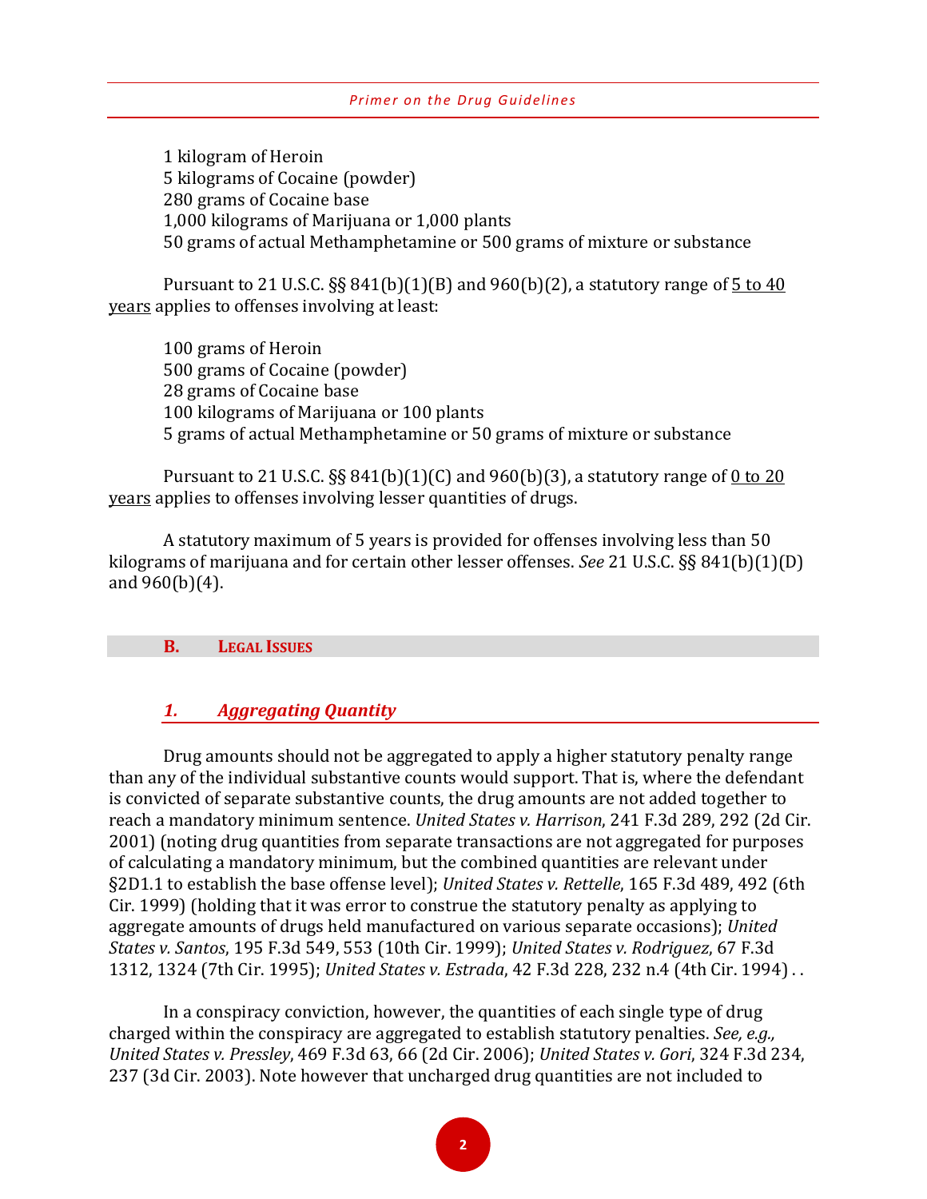1 kilogram of Heroin
5 kilograms of Cocaine (powder)
280 grams of Cocaine base
1,000 kilograms of Marijuana or 1,000 plants
50 grams of actual Methamphetamine or 500 grams of mixture or substance

Pursuant to 21 U.S.C. §§ 841(b)(1)(B) and 960(b)(2), a statutory range of <u>5 to 40 years</u> applies to offenses involving at least:

100 grams of Heroin
500 grams of Cocaine (powder)
28 grams of Cocaine base
100 kilograms of Marijuana or 100 plants
5 grams of actual Methamphetamine or 50 grams of mixture or substance

Pursuant to 21 U.S.C. §§ 841(b)(1)(C) and 960(b)(3), a statutory range of <u>0 to 20 years</u> applies to offenses involving lesser quantities of drugs.

A statutory maximum of 5 years is provided for offenses involving less than 50 kilograms of marijuana and for certain other lesser offenses. *See* 21 U.S.C. §§ 841(b)(1)(D) and 960(b)(4).

## B. Legal Issues

### *1. Aggregating Quantity*

Drug amounts should not be aggregated to apply a higher statutory penalty range than any of the individual substantive counts would support. That is, where the defendant is convicted of separate substantive counts, the drug amounts are not added together to reach a mandatory minimum sentence. *United States v. Harrison*, 241 F.3d 289, 292 (2d Cir. 2001) (noting drug quantities from separate transactions are not aggregated for purposes of calculating a mandatory minimum, but the combined quantities are relevant under §2D1.1 to establish the base offense level); *United States v. Rettelle*, 165 F.3d 489, 492 (6th Cir. 1999) (holding that it was error to construe the statutory penalty as applying to aggregate amounts of drugs held manufactured on various separate occasions); *United States v. Santos*, 195 F.3d 549, 553 (10th Cir. 1999); *United States v. Rodriguez*, 67 F.3d 1312, 1324 (7th Cir. 1995); *United States v. Estrada*, 42 F.3d 228, 232 n.4 (4th Cir. 1994) . .

In a conspiracy conviction, however, the quantities of each single type of drug charged within the conspiracy are aggregated to establish statutory penalties. *See, e.g., United States v. Pressley*, 469 F.3d 63, 66 (2d Cir. 2006); *United States v. Gori*, 324 F.3d 234, 237 (3d Cir. 2003). Note however that uncharged drug quantities are not included to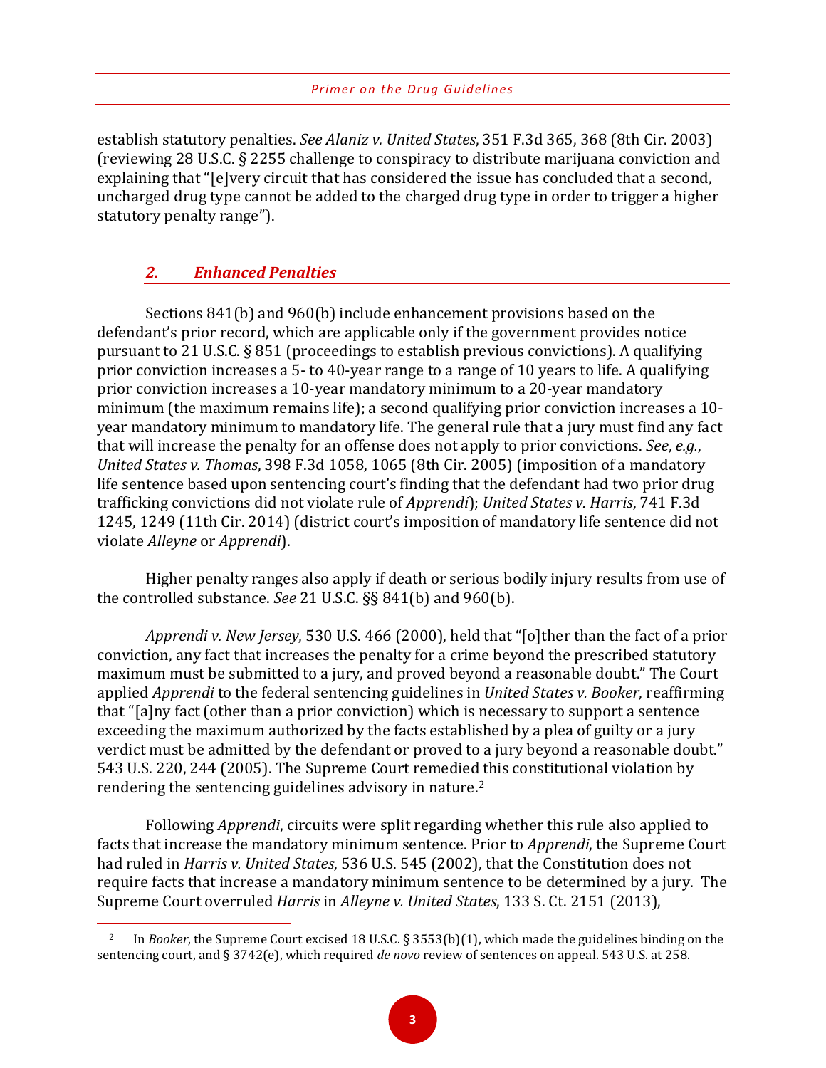establish statutory penalties. *See Alaniz v. United States*, 351 F.3d 365, 368 (8th Cir. 2003) (reviewing 28 U.S.C. § 2255 challenge to conspiracy to distribute marijuana conviction and explaining that "[e]very circuit that has considered the issue has concluded that a second, uncharged drug type cannot be added to the charged drug type in order to trigger a higher statutory penalty range").

### *2. Enhanced Penalties*

Sections 841(b) and 960(b) include enhancement provisions based on the defendant's prior record, which are applicable only if the government provides notice pursuant to 21 U.S.C. § 851 (proceedings to establish previous convictions). A qualifying prior conviction increases a 5- to 40-year range to a range of 10 years to life. A qualifying prior conviction increases a 10-year mandatory minimum to a 20-year mandatory minimum (the maximum remains life); a second qualifying prior conviction increases a 10-year mandatory minimum to mandatory life. The general rule that a jury must find any fact that will increase the penalty for an offense does not apply to prior convictions. *See*, *e.g.*, *United States v. Thomas*, 398 F.3d 1058, 1065 (8th Cir. 2005) (imposition of a mandatory life sentence based upon sentencing court's finding that the defendant had two prior drug trafficking convictions did not violate rule of *Apprendi*); *United States v. Harris*, 741 F.3d 1245, 1249 (11th Cir. 2014) (district court's imposition of mandatory life sentence did not violate *Alleyne* or *Apprendi*).

Higher penalty ranges also apply if death or serious bodily injury results from use of the controlled substance. *See* 21 U.S.C. §§ 841(b) and 960(b).

*Apprendi v. New Jersey*, 530 U.S. 466 (2000), held that "[o]ther than the fact of a prior conviction, any fact that increases the penalty for a crime beyond the prescribed statutory maximum must be submitted to a jury, and proved beyond a reasonable doubt." The Court applied *Apprendi* to the federal sentencing guidelines in *United States v. Booker*, reaffirming that "[a]ny fact (other than a prior conviction) which is necessary to support a sentence exceeding the maximum authorized by the facts established by a plea of guilty or a jury verdict must be admitted by the defendant or proved to a jury beyond a reasonable doubt." 543 U.S. 220, 244 (2005). The Supreme Court remedied this constitutional violation by rendering the sentencing guidelines advisory in nature.[2]

Following *Apprendi*, circuits were split regarding whether this rule also applied to facts that increase the mandatory minimum sentence. Prior to *Apprendi*, the Supreme Court had ruled in *Harris v. United States*, 536 U.S. 545 (2002), that the Constitution does not require facts that increase a mandatory minimum sentence to be determined by a jury. The Supreme Court overruled *Harris* in *Alleyne v. United States*, 133 S. Ct. 2151 (2013),

---

[2] In *Booker*, the Supreme Court excised 18 U.S.C. § 3553(b)(1), which made the guidelines binding on the sentencing court, and § 3742(e), which required *de novo* review of sentences on appeal. 543 U.S. at 258.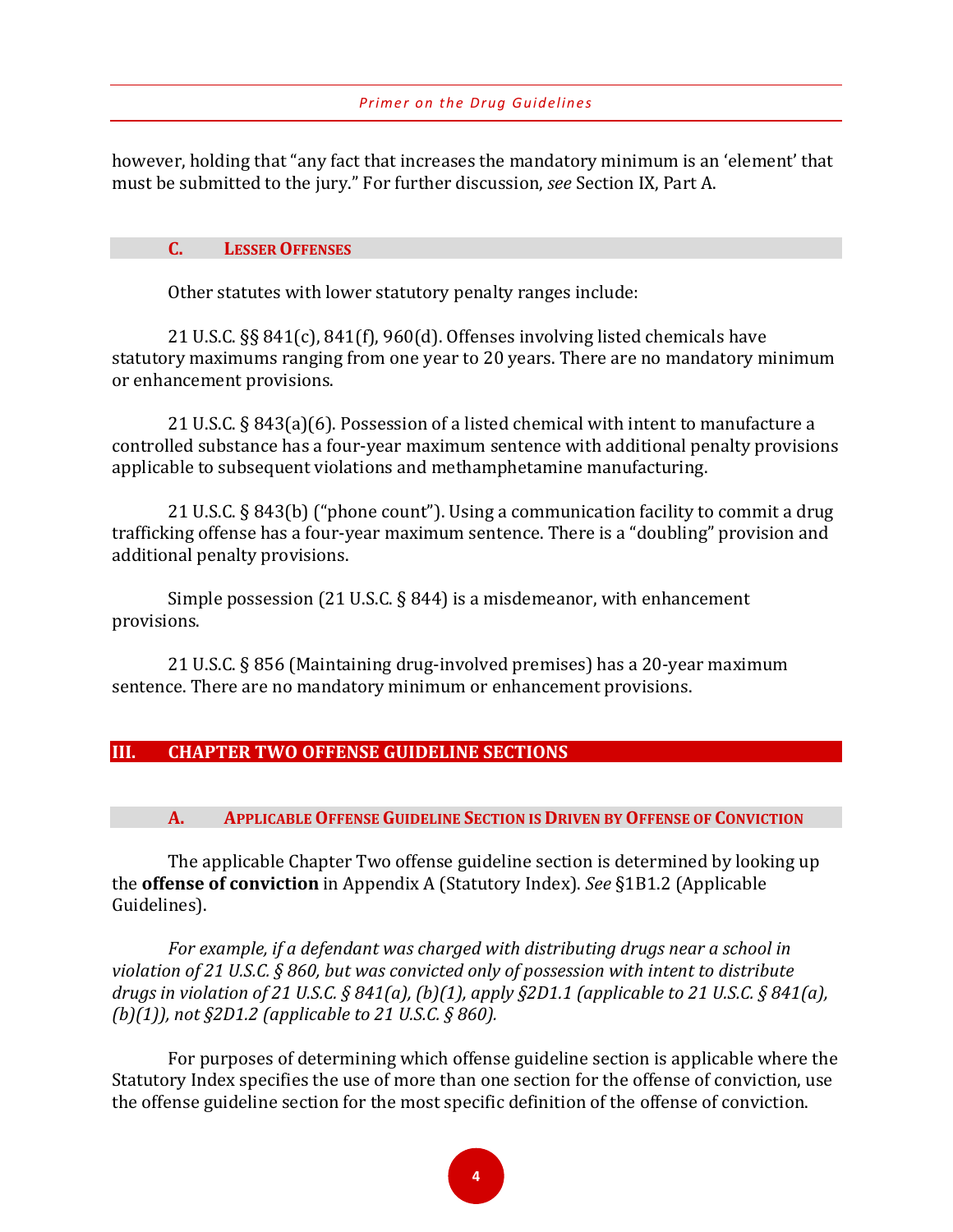however, holding that "any fact that increases the mandatory minimum is an 'element' that must be submitted to the jury." For further discussion, *see* Section IX, Part A.

### C. Lesser Offenses

Other statutes with lower statutory penalty ranges include:

21 U.S.C. §§ 841(c), 841(f), 960(d). Offenses involving listed chemicals have statutory maximums ranging from one year to 20 years. There are no mandatory minimum or enhancement provisions.

21 U.S.C. § 843(a)(6). Possession of a listed chemical with intent to manufacture a controlled substance has a four-year maximum sentence with additional penalty provisions applicable to subsequent violations and methamphetamine manufacturing.

21 U.S.C. § 843(b) ("phone count"). Using a communication facility to commit a drug trafficking offense has a four-year maximum sentence. There is a "doubling" provision and additional penalty provisions.

Simple possession (21 U.S.C. § 844) is a misdemeanor, with enhancement provisions.

21 U.S.C. § 856 (Maintaining drug-involved premises) has a 20-year maximum sentence. There are no mandatory minimum or enhancement provisions.

## III. Chapter Two Offense Guideline Sections

### A. Applicable Offense Guideline Section is Driven by Offense of Conviction

The applicable Chapter Two offense guideline section is determined by looking up the **offense of conviction** in Appendix A (Statutory Index). *See* §1B1.2 (Applicable Guidelines).

*For example, if a defendant was charged with distributing drugs near a school in violation of 21 U.S.C. § 860, but was convicted only of possession with intent to distribute drugs in violation of 21 U.S.C. § 841(a), (b)(1), apply §2D1.1 (applicable to 21 U.S.C. § 841(a), (b)(1)), not §2D1.2 (applicable to 21 U.S.C. § 860).*

For purposes of determining which offense guideline section is applicable where the Statutory Index specifies the use of more than one section for the offense of conviction, use the offense guideline section for the most specific definition of the offense of conviction.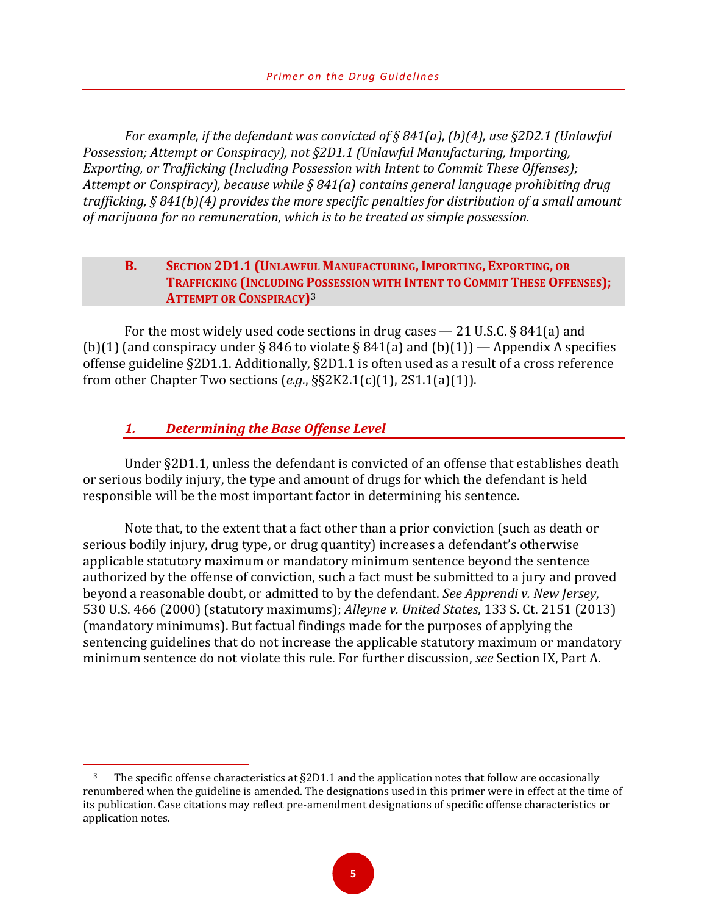*For example, if the defendant was convicted of § 841(a), (b)(4), use §2D2.1 (Unlawful Possession; Attempt or Conspiracy), not §2D1.1 (Unlawful Manufacturing, Importing, Exporting, or Trafficking (Including Possession with Intent to Commit These Offenses); Attempt or Conspiracy), because while § 841(a) contains general language prohibiting drug trafficking, § 841(b)(4) provides the more specific penalties for distribution of a small amount of marijuana for no remuneration, which is to be treated as simple possession.*

## B. Section 2D1.1 (Unlawful Manufacturing, Importing, Exporting, or Trafficking (Including Possession with Intent to Commit These Offenses); Attempt or Conspiracy)[3]

For the most widely used code sections in drug cases — 21 U.S.C. § 841(a) and (b)(1) (and conspiracy under § 846 to violate § 841(a) and (b)(1)) — Appendix A specifies offense guideline §2D1.1. Additionally, §2D1.1 is often used as a result of a cross reference from other Chapter Two sections (*e.g.*, §§2K2.1(c)(1), 2S1.1(a)(1)).

### *1. Determining the Base Offense Level*

Under §2D1.1, unless the defendant is convicted of an offense that establishes death or serious bodily injury, the type and amount of drugs for which the defendant is held responsible will be the most important factor in determining his sentence.

Note that, to the extent that a fact other than a prior conviction (such as death or serious bodily injury, drug type, or drug quantity) increases a defendant's otherwise applicable statutory maximum or mandatory minimum sentence beyond the sentence authorized by the offense of conviction, such a fact must be submitted to a jury and proved beyond a reasonable doubt, or admitted to by the defendant. *See Apprendi v. New Jersey*, 530 U.S. 466 (2000) (statutory maximums); *Alleyne v. United States*, 133 S. Ct. 2151 (2013) (mandatory minimums). But factual findings made for the purposes of applying the sentencing guidelines that do not increase the applicable statutory maximum or mandatory minimum sentence do not violate this rule. For further discussion, *see* Section IX, Part A.

---

[3] The specific offense characteristics at §2D1.1 and the application notes that follow are occasionally renumbered when the guideline is amended. The designations used in this primer were in effect at the time of its publication. Case citations may reflect pre-amendment designations of specific offense characteristics or application notes.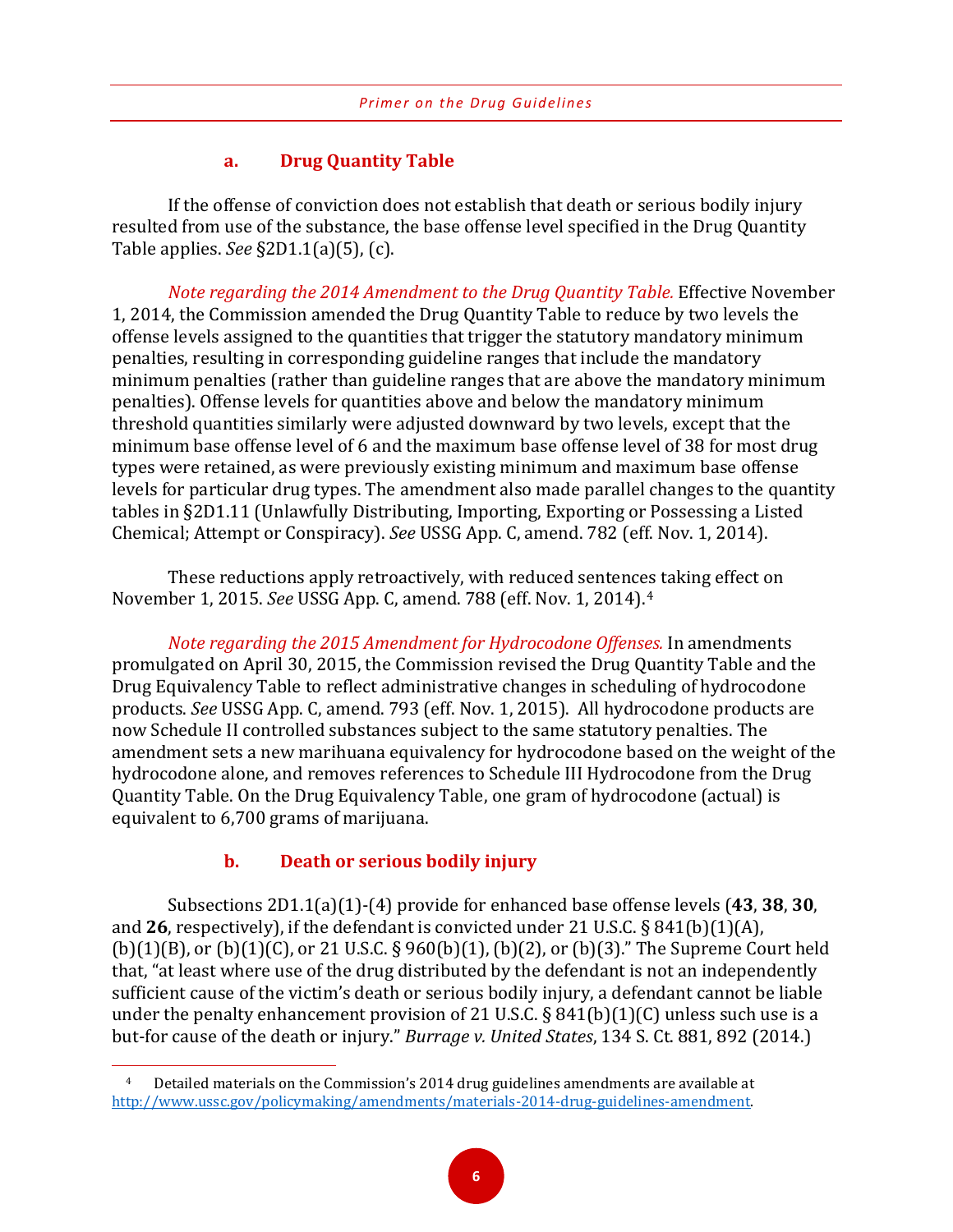### a. Drug Quantity Table

If the offense of conviction does not establish that death or serious bodily injury resulted from use of the substance, the base offense level specified in the Drug Quantity Table applies. *See* §2D1.1(a)(5), (c).

*Note regarding the 2014 Amendment to the Drug Quantity Table.* Effective November 1, 2014, the Commission amended the Drug Quantity Table to reduce by two levels the offense levels assigned to the quantities that trigger the statutory mandatory minimum penalties, resulting in corresponding guideline ranges that include the mandatory minimum penalties (rather than guideline ranges that are above the mandatory minimum penalties). Offense levels for quantities above and below the mandatory minimum threshold quantities similarly were adjusted downward by two levels, except that the minimum base offense level of 6 and the maximum base offense level of 38 for most drug types were retained, as were previously existing minimum and maximum base offense levels for particular drug types. The amendment also made parallel changes to the quantity tables in §2D1.11 (Unlawfully Distributing, Importing, Exporting or Possessing a Listed Chemical; Attempt or Conspiracy). *See* USSG App. C, amend. 782 (eff. Nov. 1, 2014).

These reductions apply retroactively, with reduced sentences taking effect on November 1, 2015. *See* USSG App. C, amend. 788 (eff. Nov. 1, 2014).[4]

*Note regarding the 2015 Amendment for Hydrocodone Offenses.* In amendments promulgated on April 30, 2015, the Commission revised the Drug Quantity Table and the Drug Equivalency Table to reflect administrative changes in scheduling of hydrocodone products. *See* USSG App. C, amend. 793 (eff. Nov. 1, 2015). All hydrocodone products are now Schedule II controlled substances subject to the same statutory penalties. The amendment sets a new marihuana equivalency for hydrocodone based on the weight of the hydrocodone alone, and removes references to Schedule III Hydrocodone from the Drug Quantity Table. On the Drug Equivalency Table, one gram of hydrocodone (actual) is equivalent to 6,700 grams of marijuana.

### b. Death or serious bodily injury

Subsections 2D1.1(a)(1)-(4) provide for enhanced base offense levels (**43**, **38**, **30**, and **26**, respectively), if the defendant is convicted under 21 U.S.C. § 841(b)(1)(A), (b)(1)(B), or (b)(1)(C), or 21 U.S.C. § 960(b)(1), (b)(2), or (b)(3)." The Supreme Court held that, "at least where use of the drug distributed by the defendant is not an independently sufficient cause of the victim's death or serious bodily injury, a defendant cannot be liable under the penalty enhancement provision of 21 U.S.C. § 841(b)(1)(C) unless such use is a but-for cause of the death or injury." *Burrage v. United States*, 134 S. Ct. 881, 892 (2014.)

---

[4] Detailed materials on the Commission's 2014 drug guidelines amendments are available at http://www.ussc.gov/policymaking/amendments/materials-2014-drug-guidelines-amendment.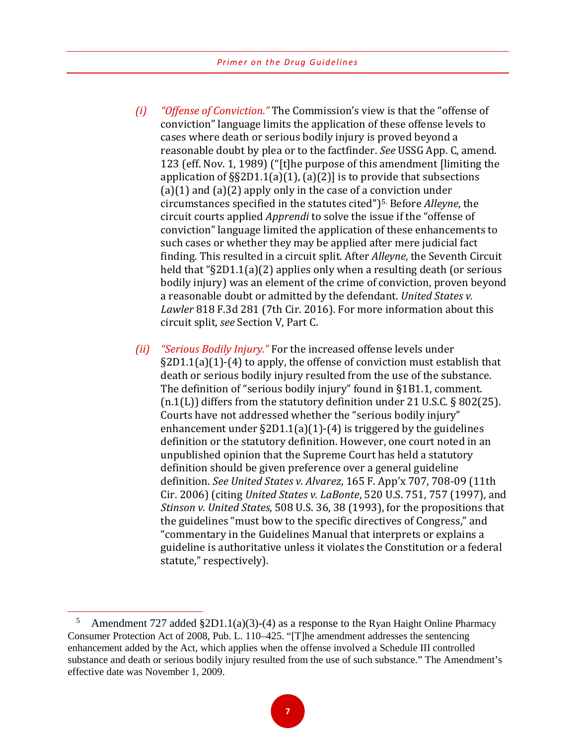*(i)* *"Offense of Conviction."* The Commission's view is that the "offense of conviction" language limits the application of these offense levels to cases where death or serious bodily injury is proved beyond a reasonable doubt by plea or to the factfinder. *See* USSG App. C, amend. 123 (eff. Nov. 1, 1989) ("[t]he purpose of this amendment [limiting the application of §§2D1.1(a)(1), (a)(2)] is to provide that subsections (a)(1) and (a)(2) apply only in the case of a conviction under circumstances specified in the statutes cited")[5]. Before *Alleyne*, the circuit courts applied *Apprendi* to solve the issue if the "offense of conviction" language limited the application of these enhancements to such cases or whether they may be applied after mere judicial fact finding. This resulted in a circuit split. After *Alleyne*, the Seventh Circuit held that "§2D1.1(a)(2) applies only when a resulting death (or serious bodily injury) was an element of the crime of conviction, proven beyond a reasonable doubt or admitted by the defendant. *United States v. Lawler* 818 F.3d 281 (7th Cir. 2016). For more information about this circuit split, *see* Section V, Part C.

*(ii)* *"Serious Bodily Injury."* For the increased offense levels under §2D1.1(a)(1)-(4) to apply, the offense of conviction must establish that death or serious bodily injury resulted from the use of the substance. The definition of "serious bodily injury" found in §1B1.1, comment. (n.1(L)) differs from the statutory definition under 21 U.S.C. § 802(25). Courts have not addressed whether the "serious bodily injury" enhancement under §2D1.1(a)(1)-(4) is triggered by the guidelines definition or the statutory definition. However, one court noted in an unpublished opinion that the Supreme Court has held a statutory definition should be given preference over a general guideline definition. *See United States v. Alvarez*, 165 F. App'x 707, 708-09 (11th Cir. 2006) (citing *United States v. LaBonte*, 520 U.S. 751, 757 (1997), and *Stinson v. United States*, 508 U.S. 36, 38 (1993), for the propositions that the guidelines "must bow to the specific directives of Congress," and "commentary in the Guidelines Manual that interprets or explains a guideline is authoritative unless it violates the Constitution or a federal statute," respectively).

---

[5] Amendment 727 added §2D1.1(a)(3)-(4) as a response to the Ryan Haight Online Pharmacy Consumer Protection Act of 2008, Pub. L. 110–425. "[T]he amendment addresses the sentencing enhancement added by the Act, which applies when the offense involved a Schedule III controlled substance and death or serious bodily injury resulted from the use of such substance." The Amendment's effective date was November 1, 2009.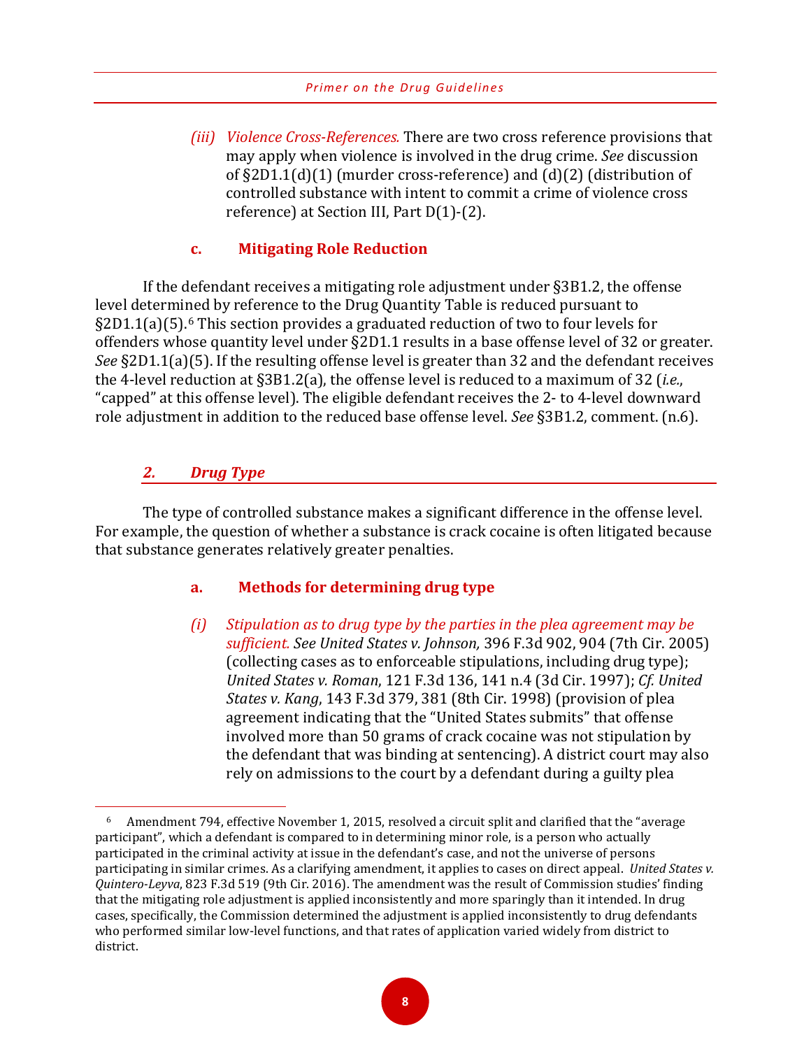*(iii) Violence Cross-References.* There are two cross reference provisions that may apply when violence is involved in the drug crime. *See* discussion of §2D1.1(d)(1) (murder cross-reference) and (d)(2) (distribution of controlled substance with intent to commit a crime of violence cross reference) at Section III, Part D(1)-(2).

#### c. Mitigating Role Reduction

If the defendant receives a mitigating role adjustment under §3B1.2, the offense level determined by reference to the Drug Quantity Table is reduced pursuant to §2D1.1(a)(5).[6] This section provides a graduated reduction of two to four levels for offenders whose quantity level under §2D1.1 results in a base offense level of 32 or greater. *See* §2D1.1(a)(5). If the resulting offense level is greater than 32 and the defendant receives the 4-level reduction at §3B1.2(a), the offense level is reduced to a maximum of 32 (*i.e.*, "capped" at this offense level). The eligible defendant receives the 2- to 4-level downward role adjustment in addition to the reduced base offense level. *See* §3B1.2, comment. (n.6).

### *2. Drug Type*

The type of controlled substance makes a significant difference in the offense level. For example, the question of whether a substance is crack cocaine is often litigated because that substance generates relatively greater penalties.

#### a. Methods for determining drug type

*(i) Stipulation as to drug type by the parties in the plea agreement may be sufficient. See United States v. Johnson,* 396 F.3d 902, 904 (7th Cir. 2005) (collecting cases as to enforceable stipulations, including drug type); *United States v. Roman*, 121 F.3d 136, 141 n.4 (3d Cir. 1997); *Cf. United States v. Kang*, 143 F.3d 379, 381 (8th Cir. 1998) (provision of plea agreement indicating that the "United States submits" that offense involved more than 50 grams of crack cocaine was not stipulation by the defendant that was binding at sentencing). A district court may also rely on admissions to the court by a defendant during a guilty plea

---

[6] Amendment 794, effective November 1, 2015, resolved a circuit split and clarified that the "average participant", which a defendant is compared to in determining minor role, is a person who actually participated in the criminal activity at issue in the defendant's case, and not the universe of persons participating in similar crimes. As a clarifying amendment, it applies to cases on direct appeal. *United States v. Quintero-Leyva*, 823 F.3d 519 (9th Cir. 2016). The amendment was the result of Commission studies' finding that the mitigating role adjustment is applied inconsistently and more sparingly than it intended. In drug cases, specifically, the Commission determined the adjustment is applied inconsistently to drug defendants who performed similar low-level functions, and that rates of application varied widely from district to district.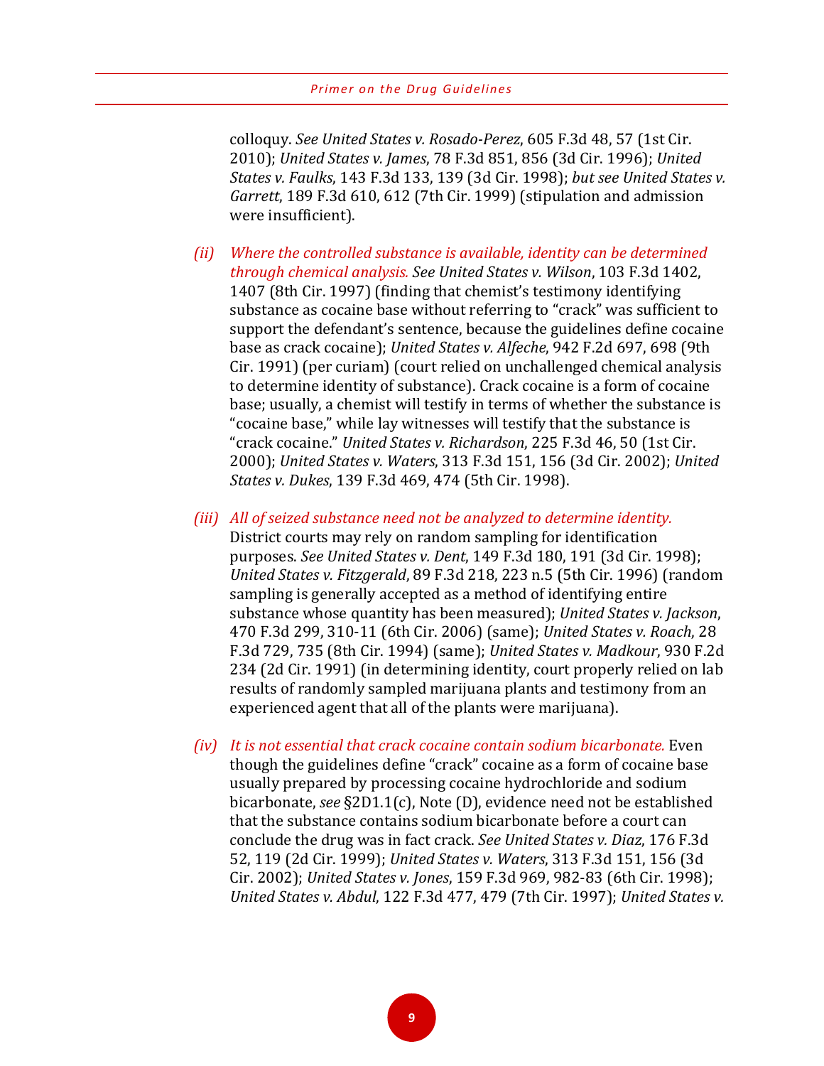colloquy. *See United States v. Rosado-Perez*, 605 F.3d 48, 57 (1st Cir. 2010); *United States v. James*, 78 F.3d 851, 856 (3d Cir. 1996); *United States v. Faulks*, 143 F.3d 133, 139 (3d Cir. 1998); *but see United States v. Garrett*, 189 F.3d 610, 612 (7th Cir. 1999) (stipulation and admission were insufficient).

*(ii) Where the controlled substance is available, identity can be determined through chemical analysis.* *See United States v. Wilson*, 103 F.3d 1402, 1407 (8th Cir. 1997) (finding that chemist's testimony identifying substance as cocaine base without referring to "crack" was sufficient to support the defendant's sentence, because the guidelines define cocaine base as crack cocaine); *United States v. Alfeche*, 942 F.2d 697, 698 (9th Cir. 1991) (per curiam) (court relied on unchallenged chemical analysis to determine identity of substance). Crack cocaine is a form of cocaine base; usually, a chemist will testify in terms of whether the substance is "cocaine base," while lay witnesses will testify that the substance is "crack cocaine." *United States v. Richardson*, 225 F.3d 46, 50 (1st Cir. 2000); *United States v. Waters*, 313 F.3d 151, 156 (3d Cir. 2002); *United States v. Dukes*, 139 F.3d 469, 474 (5th Cir. 1998).

*(iii) All of seized substance need not be analyzed to determine identity.* District courts may rely on random sampling for identification purposes. *See United States v. Dent*, 149 F.3d 180, 191 (3d Cir. 1998); *United States v. Fitzgerald*, 89 F.3d 218, 223 n.5 (5th Cir. 1996) (random sampling is generally accepted as a method of identifying entire substance whose quantity has been measured); *United States v. Jackson*, 470 F.3d 299, 310-11 (6th Cir. 2006) (same); *United States v. Roach*, 28 F.3d 729, 735 (8th Cir. 1994) (same); *United States v. Madkour*, 930 F.2d 234 (2d Cir. 1991) (in determining identity, court properly relied on lab results of randomly sampled marijuana plants and testimony from an experienced agent that all of the plants were marijuana).

*(iv) It is not essential that crack cocaine contain sodium bicarbonate.* Even though the guidelines define "crack" cocaine as a form of cocaine base usually prepared by processing cocaine hydrochloride and sodium bicarbonate, *see* §2D1.1(c), Note (D), evidence need not be established that the substance contains sodium bicarbonate before a court can conclude the drug was in fact crack. *See United States v. Diaz*, 176 F.3d 52, 119 (2d Cir. 1999); *United States v. Waters*, 313 F.3d 151, 156 (3d Cir. 2002); *United States v. Jones*, 159 F.3d 969, 982-83 (6th Cir. 1998); *United States v. Abdul*, 122 F.3d 477, 479 (7th Cir. 1997); *United States v.*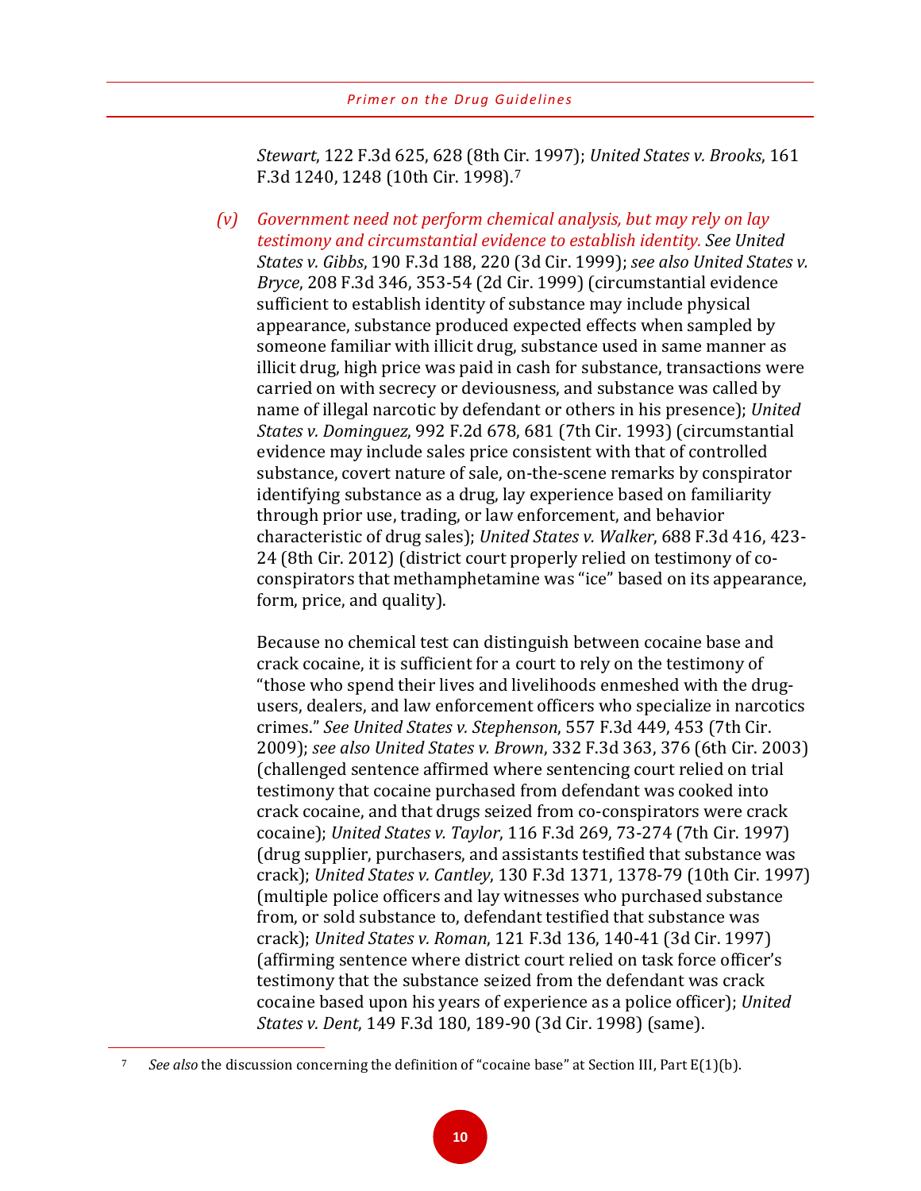*Stewart*, 122 F.3d 625, 628 (8th Cir. 1997); *United States v. Brooks*, 161 F.3d 1240, 1248 (10th Cir. 1998).[7]

*(v) Government need not perform chemical analysis, but may rely on lay testimony and circumstantial evidence to establish identity. See United States v. Gibbs*, 190 F.3d 188, 220 (3d Cir. 1999); *see also United States v. Bryce*, 208 F.3d 346, 353-54 (2d Cir. 1999) (circumstantial evidence sufficient to establish identity of substance may include physical appearance, substance produced expected effects when sampled by someone familiar with illicit drug, substance used in same manner as illicit drug, high price was paid in cash for substance, transactions were carried on with secrecy or deviousness, and substance was called by name of illegal narcotic by defendant or others in his presence); *United States v. Dominguez*, 992 F.2d 678, 681 (7th Cir. 1993) (circumstantial evidence may include sales price consistent with that of controlled substance, covert nature of sale, on-the-scene remarks by conspirator identifying substance as a drug, lay experience based on familiarity through prior use, trading, or law enforcement, and behavior characteristic of drug sales); *United States v. Walker*, 688 F.3d 416, 423-24 (8th Cir. 2012) (district court properly relied on testimony of co-conspirators that methamphetamine was "ice" based on its appearance, form, price, and quality).

Because no chemical test can distinguish between cocaine base and crack cocaine, it is sufficient for a court to rely on the testimony of "those who spend their lives and livelihoods enmeshed with the drug-users, dealers, and law enforcement officers who specialize in narcotics crimes." *See United States v. Stephenson*, 557 F.3d 449, 453 (7th Cir. 2009); *see also United States v. Brown*, 332 F.3d 363, 376 (6th Cir. 2003) (challenged sentence affirmed where sentencing court relied on trial testimony that cocaine purchased from defendant was cooked into crack cocaine, and that drugs seized from co-conspirators were crack cocaine); *United States v. Taylor*, 116 F.3d 269, 73-274 (7th Cir. 1997) (drug supplier, purchasers, and assistants testified that substance was crack); *United States v. Cantley*, 130 F.3d 1371, 1378-79 (10th Cir. 1997) (multiple police officers and lay witnesses who purchased substance from, or sold substance to, defendant testified that substance was crack); *United States v. Roman*, 121 F.3d 136, 140-41 (3d Cir. 1997) (affirming sentence where district court relied on task force officer's testimony that the substance seized from the defendant was crack cocaine based upon his years of experience as a police officer); *United States v. Dent*, 149 F.3d 180, 189-90 (3d Cir. 1998) (same).

[7] *See also* the discussion concerning the definition of "cocaine base" at Section III, Part E(1)(b).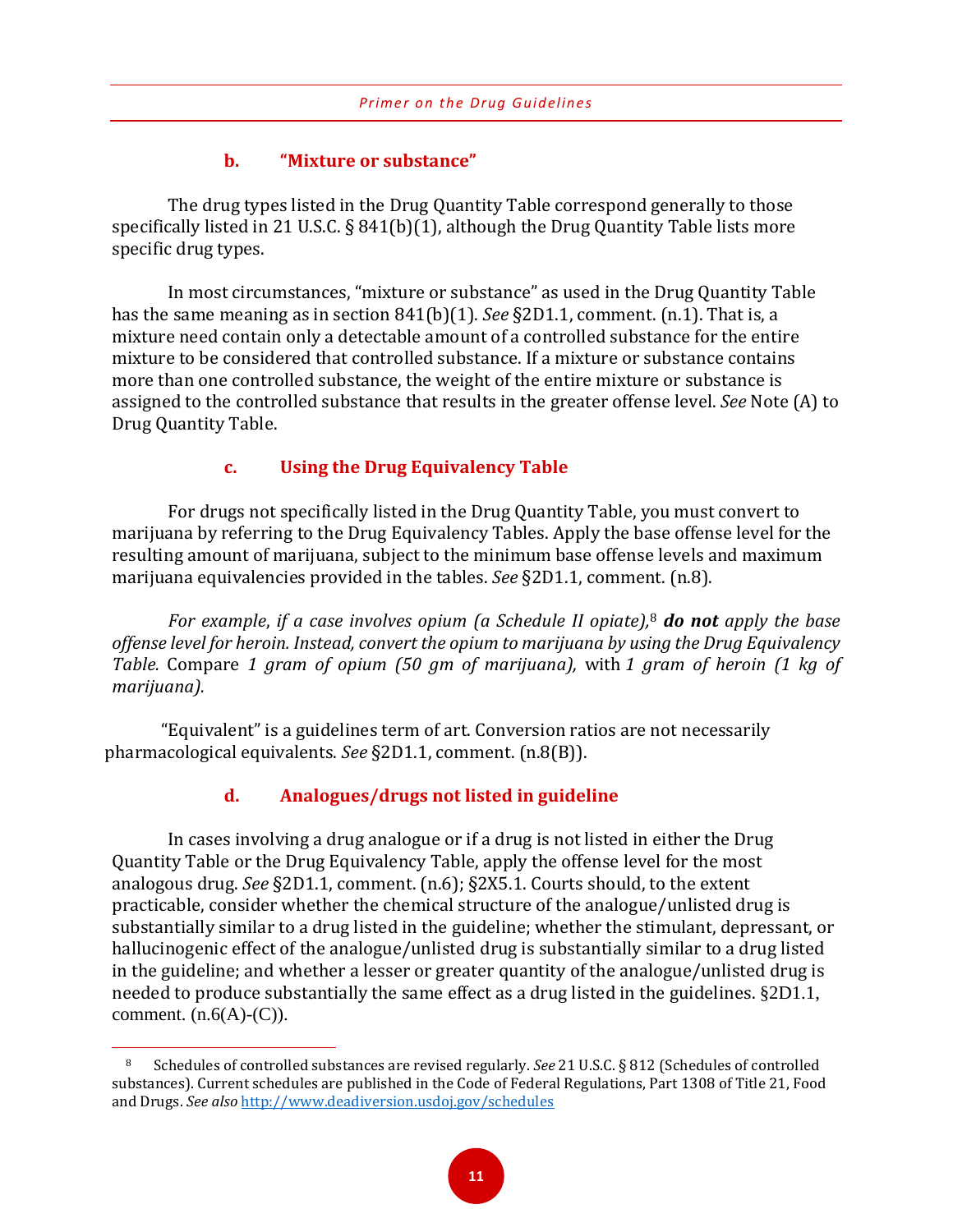### b. "Mixture or substance"

The drug types listed in the Drug Quantity Table correspond generally to those specifically listed in 21 U.S.C. § 841(b)(1), although the Drug Quantity Table lists more specific drug types.

In most circumstances, "mixture or substance" as used in the Drug Quantity Table has the same meaning as in section 841(b)(1). *See* §2D1.1, comment. (n.1). That is, a mixture need contain only a detectable amount of a controlled substance for the entire mixture to be considered that controlled substance. If a mixture or substance contains more than one controlled substance, the weight of the entire mixture or substance is assigned to the controlled substance that results in the greater offense level. *See* Note (A) to Drug Quantity Table.

### c. Using the Drug Equivalency Table

For drugs not specifically listed in the Drug Quantity Table, you must convert to marijuana by referring to the Drug Equivalency Tables. Apply the base offense level for the resulting amount of marijuana, subject to the minimum base offense levels and maximum marijuana equivalencies provided in the tables. *See* §2D1.1, comment. (n.8).

*For example, if a case involves opium (a Schedule II opiate),*[8] ***do not*** *apply the base offense level for heroin. Instead, convert the opium to marijuana by using the Drug Equivalency Table.* Compare *1 gram of opium (50 gm of marijuana),* with *1 gram of heroin (1 kg of marijuana).*

"Equivalent" is a guidelines term of art. Conversion ratios are not necessarily pharmacological equivalents. *See* §2D1.1, comment. (n.8(B)).

### d. Analogues/drugs not listed in guideline

In cases involving a drug analogue or if a drug is not listed in either the Drug Quantity Table or the Drug Equivalency Table, apply the offense level for the most analogous drug. *See* §2D1.1, comment. (n.6); §2X5.1. Courts should, to the extent practicable, consider whether the chemical structure of the analogue/unlisted drug is substantially similar to a drug listed in the guideline; whether the stimulant, depressant, or hallucinogenic effect of the analogue/unlisted drug is substantially similar to a drug listed in the guideline; and whether a lesser or greater quantity of the analogue/unlisted drug is needed to produce substantially the same effect as a drug listed in the guidelines. §2D1.1, comment. (n.6(A)-(C)).

---

[8] Schedules of controlled substances are revised regularly. *See* 21 U.S.C. § 812 (Schedules of controlled substances). Current schedules are published in the Code of Federal Regulations, Part 1308 of Title 21, Food and Drugs. *See also* [http://www.deadiversion.usdoj.gov/schedules](http://www.deadiversion.usdoj.gov/schedules)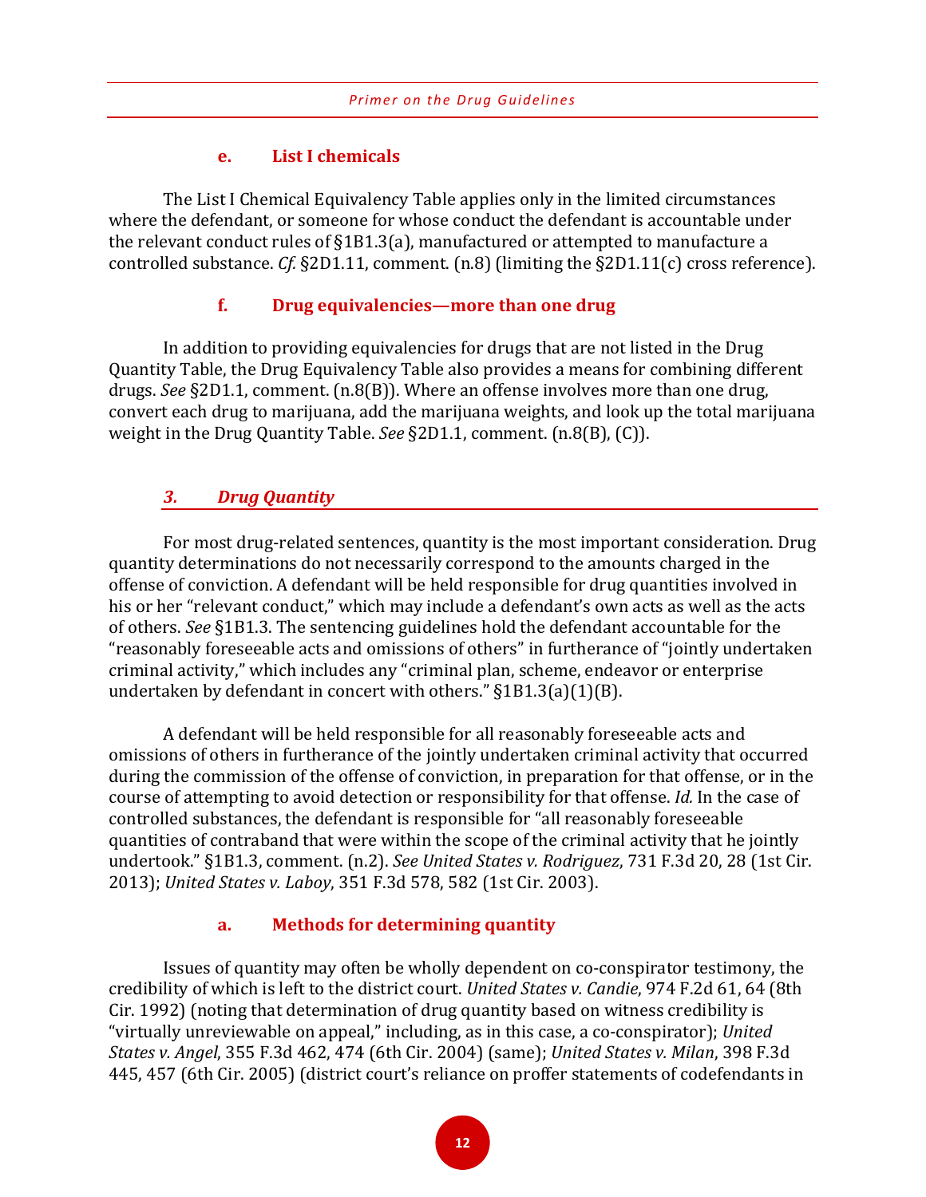#### e. List I chemicals

The List I Chemical Equivalency Table applies only in the limited circumstances where the defendant, or someone for whose conduct the defendant is accountable under the relevant conduct rules of §1B1.3(a), manufactured or attempted to manufacture a controlled substance. *Cf.* §2D1.11, comment. (n.8) (limiting the §2D1.11(c) cross reference).

#### f. Drug equivalencies—more than one drug

In addition to providing equivalencies for drugs that are not listed in the Drug Quantity Table, the Drug Equivalency Table also provides a means for combining different drugs. *See* §2D1.1, comment. (n.8(B)). Where an offense involves more than one drug, convert each drug to marijuana, add the marijuana weights, and look up the total marijuana weight in the Drug Quantity Table. *See* §2D1.1, comment. (n.8(B), (C)).

### *3. Drug Quantity*

For most drug-related sentences, quantity is the most important consideration. Drug quantity determinations do not necessarily correspond to the amounts charged in the offense of conviction. A defendant will be held responsible for drug quantities involved in his or her "relevant conduct," which may include a defendant's own acts as well as the acts of others. *See* §1B1.3. The sentencing guidelines hold the defendant accountable for the "reasonably foreseeable acts and omissions of others" in furtherance of "jointly undertaken criminal activity," which includes any "criminal plan, scheme, endeavor or enterprise undertaken by defendant in concert with others." §1B1.3(a)(1)(B).

A defendant will be held responsible for all reasonably foreseeable acts and omissions of others in furtherance of the jointly undertaken criminal activity that occurred during the commission of the offense of conviction, in preparation for that offense, or in the course of attempting to avoid detection or responsibility for that offense. *Id.* In the case of controlled substances, the defendant is responsible for "all reasonably foreseeable quantities of contraband that were within the scope of the criminal activity that he jointly undertook." §1B1.3, comment. (n.2). *See United States v. Rodriguez*, 731 F.3d 20, 28 (1st Cir. 2013); *United States v. Laboy*, 351 F.3d 578, 582 (1st Cir. 2003).

#### a. Methods for determining quantity

Issues of quantity may often be wholly dependent on co-conspirator testimony, the credibility of which is left to the district court. *United States v. Candie*, 974 F.2d 61, 64 (8th Cir. 1992) (noting that determination of drug quantity based on witness credibility is "virtually unreviewable on appeal," including, as in this case, a co-conspirator); *United States v. Angel*, 355 F.3d 462, 474 (6th Cir. 2004) (same); *United States v. Milan*, 398 F.3d 445, 457 (6th Cir. 2005) (district court's reliance on proffer statements of codefendants in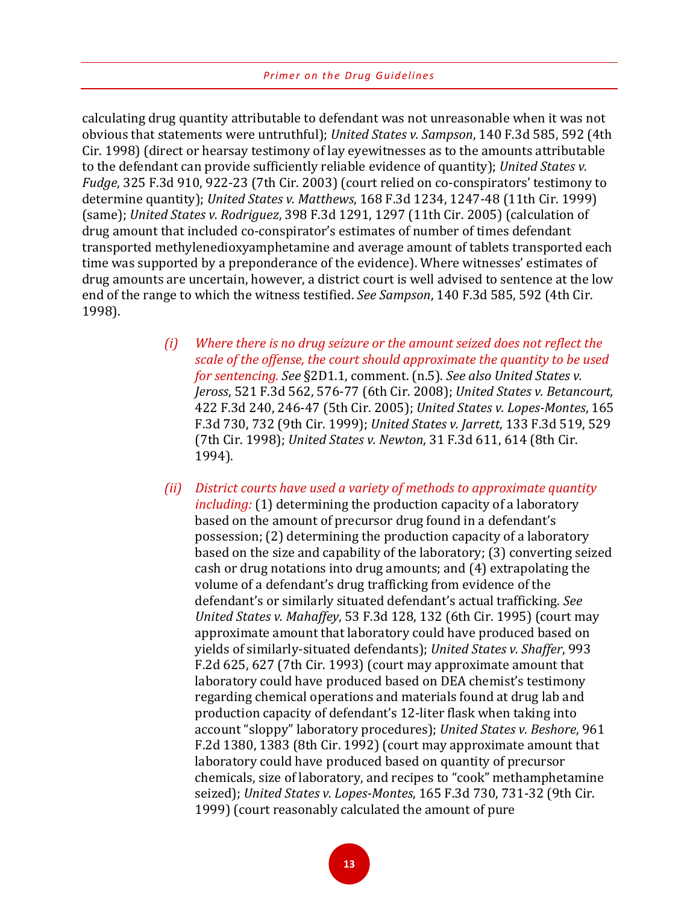calculating drug quantity attributable to defendant was not unreasonable when it was not obvious that statements were untruthful); *United States v. Sampson*, 140 F.3d 585, 592 (4th Cir. 1998) (direct or hearsay testimony of lay eyewitnesses as to the amounts attributable to the defendant can provide sufficiently reliable evidence of quantity); *United States v. Fudge*, 325 F.3d 910, 922-23 (7th Cir. 2003) (court relied on co-conspirators' testimony to determine quantity); *United States v. Matthews*, 168 F.3d 1234, 1247-48 (11th Cir. 1999) (same); *United States v. Rodriguez*, 398 F.3d 1291, 1297 (11th Cir. 2005) (calculation of drug amount that included co-conspirator's estimates of number of times defendant transported methylenedioxyamphetamine and average amount of tablets transported each time was supported by a preponderance of the evidence). Where witnesses' estimates of drug amounts are uncertain, however, a district court is well advised to sentence at the low end of the range to which the witness testified. *See Sampson*, 140 F.3d 585, 592 (4th Cir. 1998).

*(i) Where there is no drug seizure or the amount seized does not reflect the scale of the offense, the court should approximate the quantity to be used for sentencing. See* §2D1.1, comment. (n.5). *See also United States v. Jeross*, 521 F.3d 562, 576-77 (6th Cir. 2008); *United States v. Betancourt,* 422 F.3d 240, 246-47 (5th Cir. 2005); *United States v. Lopes-Montes*, 165 F.3d 730, 732 (9th Cir. 1999); *United States v. Jarrett*, 133 F.3d 519, 529 (7th Cir. 1998); *United States v. Newton*, 31 F.3d 611, 614 (8th Cir. 1994).

*(ii) District courts have used a variety of methods to approximate quantity including:* (1) determining the production capacity of a laboratory based on the amount of precursor drug found in a defendant's possession; (2) determining the production capacity of a laboratory based on the size and capability of the laboratory; (3) converting seized cash or drug notations into drug amounts; and (4) extrapolating the volume of a defendant's drug trafficking from evidence of the defendant's or similarly situated defendant's actual trafficking. *See United States v. Mahaffey*, 53 F.3d 128, 132 (6th Cir. 1995) (court may approximate amount that laboratory could have produced based on yields of similarly-situated defendants); *United States v. Shaffer*, 993 F.2d 625, 627 (7th Cir. 1993) (court may approximate amount that laboratory could have produced based on DEA chemist's testimony regarding chemical operations and materials found at drug lab and production capacity of defendant's 12-liter flask when taking into account "sloppy" laboratory procedures); *United States v. Beshore*, 961 F.2d 1380, 1383 (8th Cir. 1992) (court may approximate amount that laboratory could have produced based on quantity of precursor chemicals, size of laboratory, and recipes to "cook" methamphetamine seized); *United States v. Lopes-Montes*, 165 F.3d 730, 731-32 (9th Cir. 1999) (court reasonably calculated the amount of pure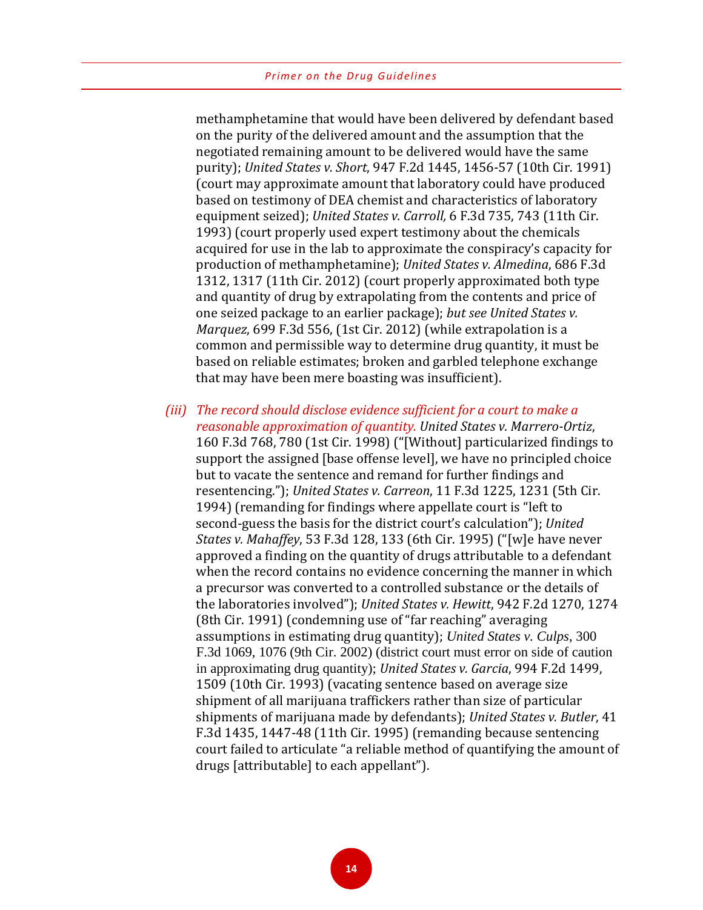methamphetamine that would have been delivered by defendant based on the purity of the delivered amount and the assumption that the negotiated remaining amount to be delivered would have the same purity); *United States v. Short*, 947 F.2d 1445, 1456-57 (10th Cir. 1991) (court may approximate amount that laboratory could have produced based on testimony of DEA chemist and characteristics of laboratory equipment seized); *United States v. Carroll,* 6 F.3d 735, 743 (11th Cir. 1993) (court properly used expert testimony about the chemicals acquired for use in the lab to approximate the conspiracy's capacity for production of methamphetamine); *United States v. Almedina*, 686 F.3d 1312, 1317 (11th Cir. 2012) (court properly approximated both type and quantity of drug by extrapolating from the contents and price of one seized package to an earlier package); *but see United States v. Marquez*, 699 F.3d 556, (1st Cir. 2012) (while extrapolation is a common and permissible way to determine drug quantity, it must be based on reliable estimates; broken and garbled telephone exchange that may have been mere boasting was insufficient).

*(iii) The record should disclose evidence sufficient for a court to make a reasonable approximation of quantity.* *United States v. Marrero-Ortiz*, 160 F.3d 768, 780 (1st Cir. 1998) ("[Without] particularized findings to support the assigned [base offense level], we have no principled choice but to vacate the sentence and remand for further findings and resentencing."); *United States v. Carreon*, 11 F.3d 1225, 1231 (5th Cir. 1994) (remanding for findings where appellate court is "left to second-guess the basis for the district court's calculation"); *United States v. Mahaffey*, 53 F.3d 128, 133 (6th Cir. 1995) ("[w]e have never approved a finding on the quantity of drugs attributable to a defendant when the record contains no evidence concerning the manner in which a precursor was converted to a controlled substance or the details of the laboratories involved"); *United States v. Hewitt*, 942 F.2d 1270, 1274 (8th Cir. 1991) (condemning use of "far reaching" averaging assumptions in estimating drug quantity); *United States v. Culps*, 300 F.3d 1069, 1076 (9th Cir. 2002) (district court must error on side of caution in approximating drug quantity); *United States v. Garcia*, 994 F.2d 1499, 1509 (10th Cir. 1993) (vacating sentence based on average size shipment of all marijuana traffickers rather than size of particular shipments of marijuana made by defendants); *United States v. Butler*, 41 F.3d 1435, 1447-48 (11th Cir. 1995) (remanding because sentencing court failed to articulate "a reliable method of quantifying the amount of drugs [attributable] to each appellant").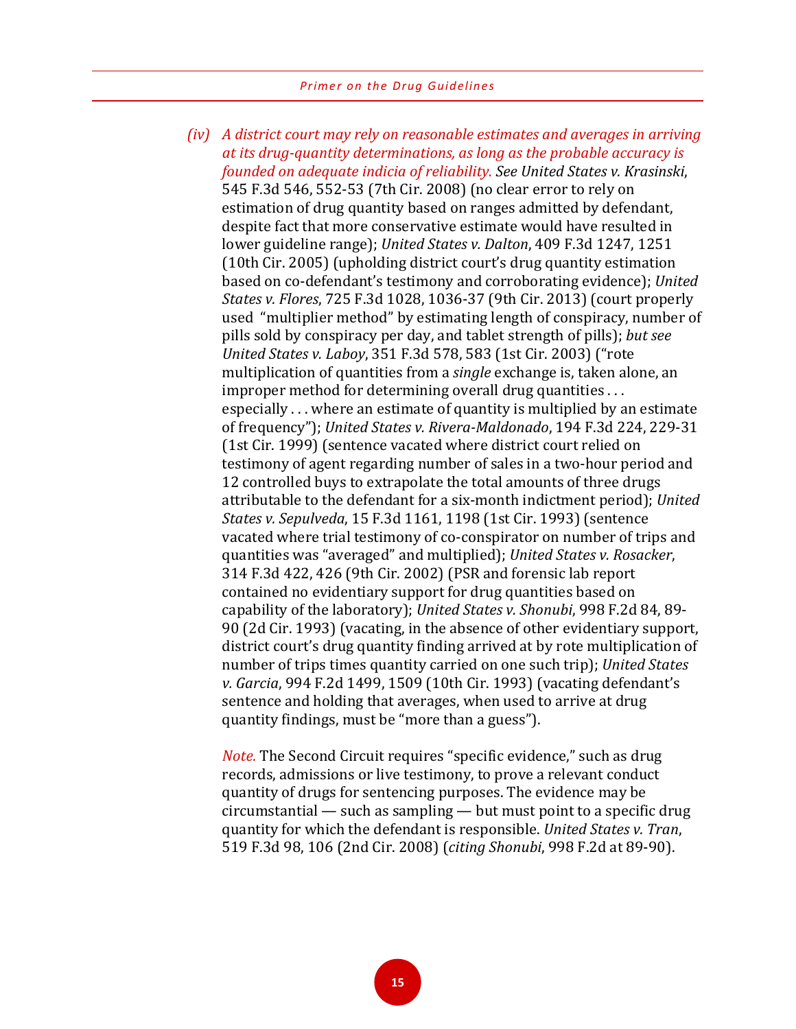*(iv) A district court may rely on reasonable estimates and averages in arriving at its drug-quantity determinations, as long as the probable accuracy is founded on adequate indicia of reliability. See United States v. Krasinski*, 545 F.3d 546, 552-53 (7th Cir. 2008) (no clear error to rely on estimation of drug quantity based on ranges admitted by defendant, despite fact that more conservative estimate would have resulted in lower guideline range); *United States v. Dalton*, 409 F.3d 1247, 1251 (10th Cir. 2005) (upholding district court's drug quantity estimation based on co-defendant's testimony and corroborating evidence); *United States v. Flores*, 725 F.3d 1028, 1036-37 (9th Cir. 2013) (court properly used "multiplier method" by estimating length of conspiracy, number of pills sold by conspiracy per day, and tablet strength of pills); *but see United States v. Laboy*, 351 F.3d 578, 583 (1st Cir. 2003) ("rote multiplication of quantities from a *single* exchange is, taken alone, an improper method for determining overall drug quantities . . . especially . . . where an estimate of quantity is multiplied by an estimate of frequency"); *United States v. Rivera-Maldonado*, 194 F.3d 224, 229-31 (1st Cir. 1999) (sentence vacated where district court relied on testimony of agent regarding number of sales in a two-hour period and 12 controlled buys to extrapolate the total amounts of three drugs attributable to the defendant for a six-month indictment period); *United States v. Sepulveda*, 15 F.3d 1161, 1198 (1st Cir. 1993) (sentence vacated where trial testimony of co-conspirator on number of trips and quantities was "averaged" and multiplied); *United States v. Rosacker*, 314 F.3d 422, 426 (9th Cir. 2002) (PSR and forensic lab report contained no evidentiary support for drug quantities based on capability of the laboratory); *United States v. Shonubi*, 998 F.2d 84, 89-90 (2d Cir. 1993) (vacating, in the absence of other evidentiary support, district court's drug quantity finding arrived at by rote multiplication of number of trips times quantity carried on one such trip); *United States v. Garcia*, 994 F.2d 1499, 1509 (10th Cir. 1993) (vacating defendant's sentence and holding that averages, when used to arrive at drug quantity findings, must be "more than a guess").

*Note.* The Second Circuit requires "specific evidence," such as drug records, admissions or live testimony, to prove a relevant conduct quantity of drugs for sentencing purposes. The evidence may be circumstantial — such as sampling — but must point to a specific drug quantity for which the defendant is responsible. *United States v. Tran*, 519 F.3d 98, 106 (2nd Cir. 2008) (*citing Shonubi*, 998 F.2d at 89-90).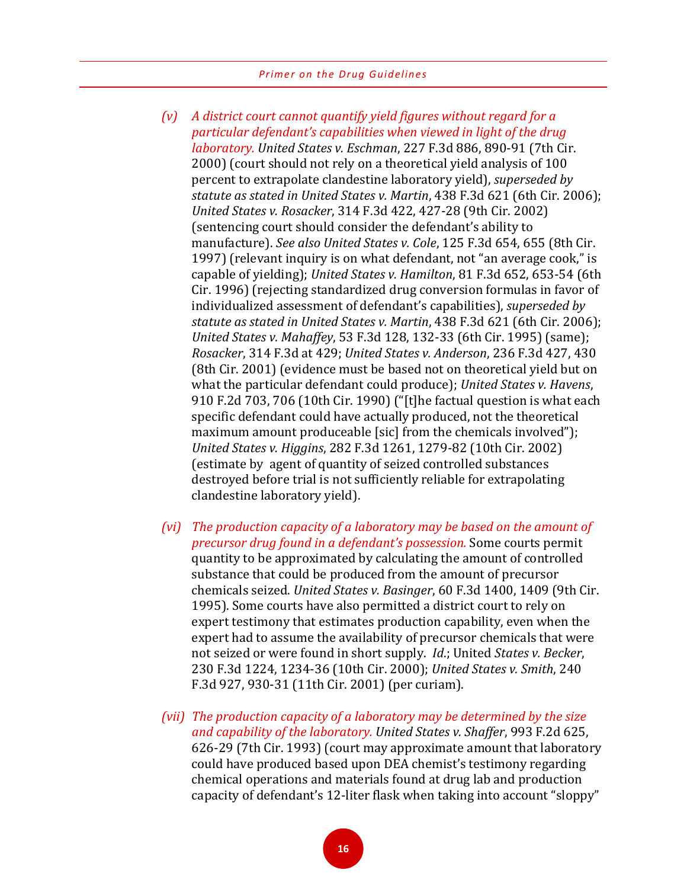(v) *A district court cannot quantify yield figures without regard for a particular defendant's capabilities when viewed in light of the drug laboratory.* *United States v. Eschman*, 227 F.3d 886, 890-91 (7th Cir. 2000) (court should not rely on a theoretical yield analysis of 100 percent to extrapolate clandestine laboratory yield), *superseded by statute as stated in United States v. Martin*, 438 F.3d 621 (6th Cir. 2006); *United States v. Rosacker*, 314 F.3d 422, 427-28 (9th Cir. 2002) (sentencing court should consider the defendant's ability to manufacture). *See also United States v. Cole*, 125 F.3d 654, 655 (8th Cir. 1997) (relevant inquiry is on what defendant, not "an average cook," is capable of yielding); *United States v. Hamilton*, 81 F.3d 652, 653-54 (6th Cir. 1996) (rejecting standardized drug conversion formulas in favor of individualized assessment of defendant's capabilities), *superseded by statute as stated in United States v. Martin*, 438 F.3d 621 (6th Cir. 2006); *United States v. Mahaffey*, 53 F.3d 128, 132-33 (6th Cir. 1995) (same); *Rosacker*, 314 F.3d at 429; *United States v. Anderson*, 236 F.3d 427, 430 (8th Cir. 2001) (evidence must be based not on theoretical yield but on what the particular defendant could produce); *United States v. Havens*, 910 F.2d 703, 706 (10th Cir. 1990) ("[t]he factual question is what each specific defendant could have actually produced, not the theoretical maximum amount produceable [sic] from the chemicals involved"); *United States v. Higgins*, 282 F.3d 1261, 1279-82 (10th Cir. 2002) (estimate by agent of quantity of seized controlled substances destroyed before trial is not sufficiently reliable for extrapolating clandestine laboratory yield).

(vi) *The production capacity of a laboratory may be based on the amount of precursor drug found in a defendant's possession.* Some courts permit quantity to be approximated by calculating the amount of controlled substance that could be produced from the amount of precursor chemicals seized. *United States v. Basinger*, 60 F.3d 1400, 1409 (9th Cir. 1995). Some courts have also permitted a district court to rely on expert testimony that estimates production capability, even when the expert had to assume the availability of precursor chemicals that were not seized or were found in short supply. *Id.*; United *States v. Becker*, 230 F.3d 1224, 1234-36 (10th Cir. 2000); *United States v. Smith*, 240 F.3d 927, 930-31 (11th Cir. 2001) (per curiam).

(vii) *The production capacity of a laboratory may be determined by the size and capability of the laboratory.* *United States v. Shaffer*, 993 F.2d 625, 626-29 (7th Cir. 1993) (court may approximate amount that laboratory could have produced based upon DEA chemist's testimony regarding chemical operations and materials found at drug lab and production capacity of defendant's 12-liter flask when taking into account "sloppy"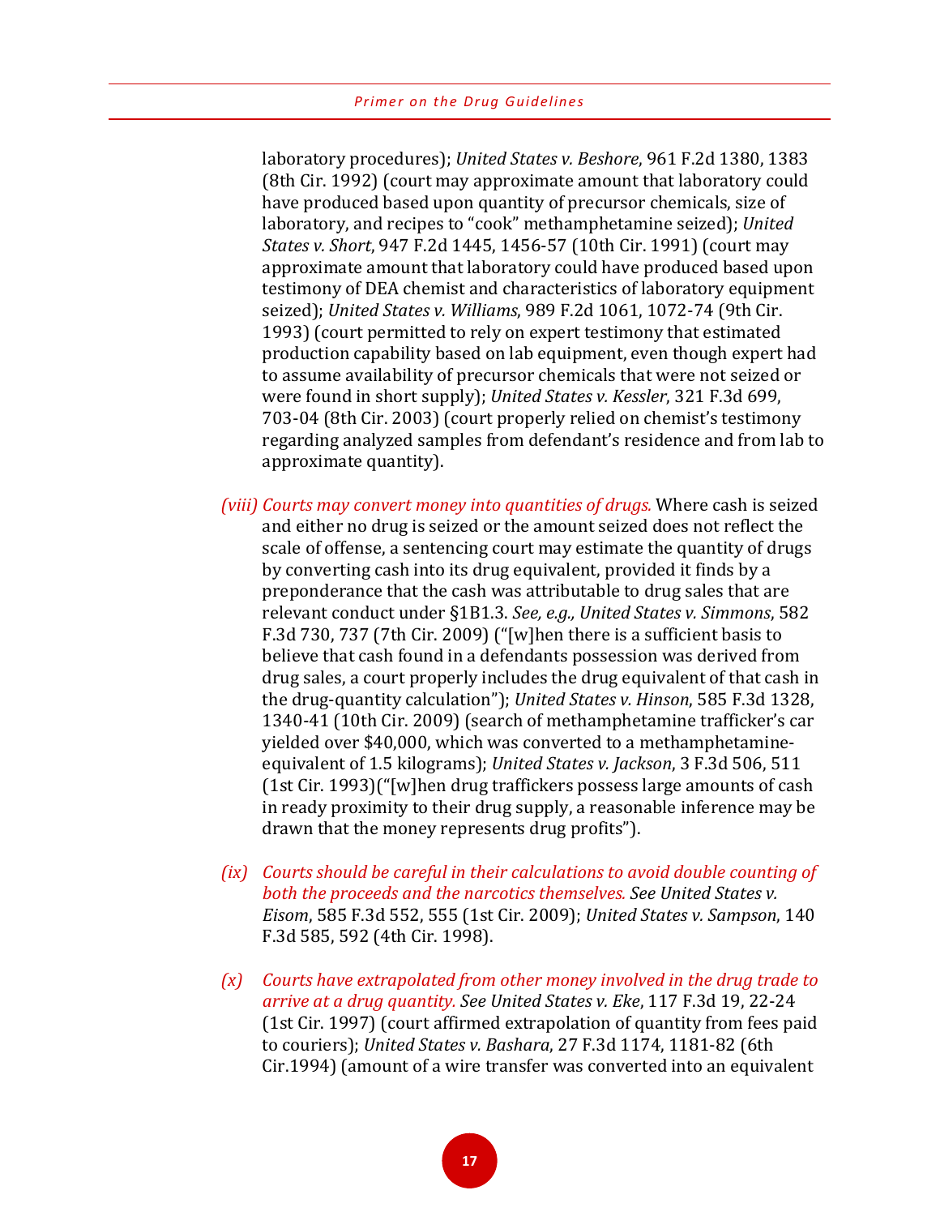laboratory procedures); *United States v. Beshore*, 961 F.2d 1380, 1383 (8th Cir. 1992) (court may approximate amount that laboratory could have produced based upon quantity of precursor chemicals, size of laboratory, and recipes to "cook" methamphetamine seized); *United States v. Short*, 947 F.2d 1445, 1456-57 (10th Cir. 1991) (court may approximate amount that laboratory could have produced based upon testimony of DEA chemist and characteristics of laboratory equipment seized); *United States v. Williams*, 989 F.2d 1061, 1072-74 (9th Cir. 1993) (court permitted to rely on expert testimony that estimated production capability based on lab equipment, even though expert had to assume availability of precursor chemicals that were not seized or were found in short supply); *United States v. Kessler*, 321 F.3d 699, 703-04 (8th Cir. 2003) (court properly relied on chemist's testimony regarding analyzed samples from defendant's residence and from lab to approximate quantity).

*(viii) Courts may convert money into quantities of drugs.* Where cash is seized and either no drug is seized or the amount seized does not reflect the scale of offense, a sentencing court may estimate the quantity of drugs by converting cash into its drug equivalent, provided it finds by a preponderance that the cash was attributable to drug sales that are relevant conduct under §1B1.3. *See, e.g., United States v. Simmons*, 582 F.3d 730, 737 (7th Cir. 2009) ("[w]hen there is a sufficient basis to believe that cash found in a defendants possession was derived from drug sales, a court properly includes the drug equivalent of that cash in the drug-quantity calculation"); *United States v. Hinson*, 585 F.3d 1328, 1340-41 (10th Cir. 2009) (search of methamphetamine trafficker's car yielded over $40,000, which was converted to a methamphetamine-equivalent of 1.5 kilograms); *United States v. Jackson*, 3 F.3d 506, 511 (1st Cir. 1993)("[w]hen drug traffickers possess large amounts of cash in ready proximity to their drug supply, a reasonable inference may be drawn that the money represents drug profits").

*(ix) Courts should be careful in their calculations to avoid double counting of both the proceeds and the narcotics themselves. See United States v. Eisom*, 585 F.3d 552, 555 (1st Cir. 2009); *United States v. Sampson*, 140 F.3d 585, 592 (4th Cir. 1998).

*(x) Courts have extrapolated from other money involved in the drug trade to arrive at a drug quantity. See United States v. Eke*, 117 F.3d 19, 22-24 (1st Cir. 1997) (court affirmed extrapolation of quantity from fees paid to couriers); *United States v. Bashara*, 27 F.3d 1174, 1181-82 (6th Cir.1994) (amount of a wire transfer was converted into an equivalent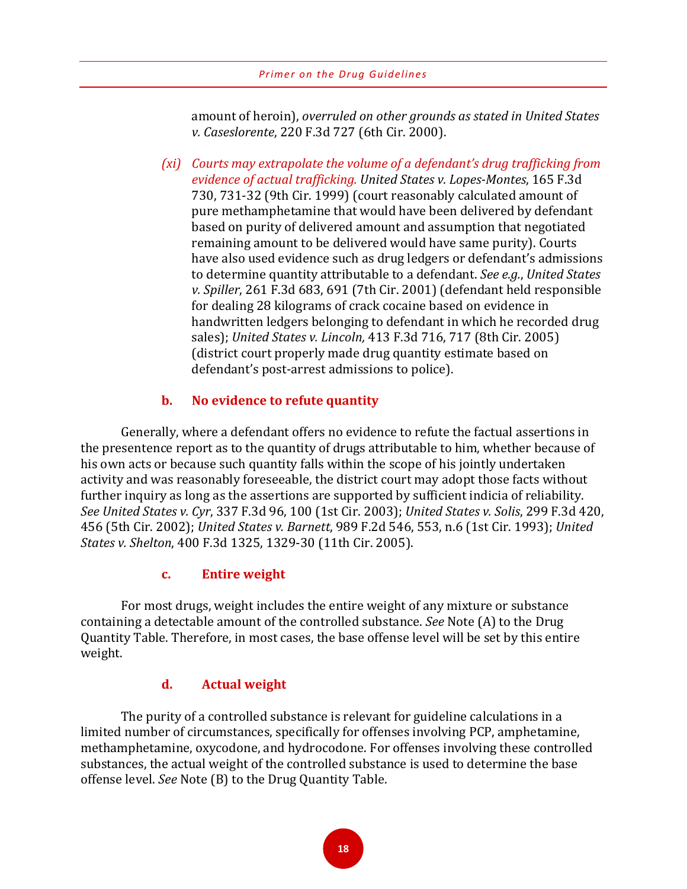amount of heroin), *overruled on other grounds as stated in United States v. Caseslorente*, 220 F.3d 727 (6th Cir. 2000).

*(xi) Courts may extrapolate the volume of a defendant's drug trafficking from evidence of actual trafficking.* *United States v. Lopes-Montes*, 165 F.3d 730, 731-32 (9th Cir. 1999) (court reasonably calculated amount of pure methamphetamine that would have been delivered by defendant based on purity of delivered amount and assumption that negotiated remaining amount to be delivered would have same purity). Courts have also used evidence such as drug ledgers or defendant's admissions to determine quantity attributable to a defendant. *See e.g.*, *United States v. Spiller*, 261 F.3d 683, 691 (7th Cir. 2001) (defendant held responsible for dealing 28 kilograms of crack cocaine based on evidence in handwritten ledgers belonging to defendant in which he recorded drug sales); *United States v. Lincoln,* 413 F.3d 716, 717 (8th Cir. 2005) (district court properly made drug quantity estimate based on defendant's post-arrest admissions to police).

#### b. No evidence to refute quantity

Generally, where a defendant offers no evidence to refute the factual assertions in the presentence report as to the quantity of drugs attributable to him, whether because of his own acts or because such quantity falls within the scope of his jointly undertaken activity and was reasonably foreseeable, the district court may adopt those facts without further inquiry as long as the assertions are supported by sufficient indicia of reliability. *See United States v. Cyr*, 337 F.3d 96, 100 (1st Cir. 2003); *United States v. Solis*, 299 F.3d 420, 456 (5th Cir. 2002); *United States v. Barnett*, 989 F.2d 546, 553, n.6 (1st Cir. 1993); *United States v. Shelton*, 400 F.3d 1325, 1329-30 (11th Cir. 2005).

#### c. Entire weight

For most drugs, weight includes the entire weight of any mixture or substance containing a detectable amount of the controlled substance. *See* Note (A) to the Drug Quantity Table. Therefore, in most cases, the base offense level will be set by this entire weight.

#### d. Actual weight

The purity of a controlled substance is relevant for guideline calculations in a limited number of circumstances, specifically for offenses involving PCP, amphetamine, methamphetamine, oxycodone, and hydrocodone. For offenses involving these controlled substances, the actual weight of the controlled substance is used to determine the base offense level. *See* Note (B) to the Drug Quantity Table.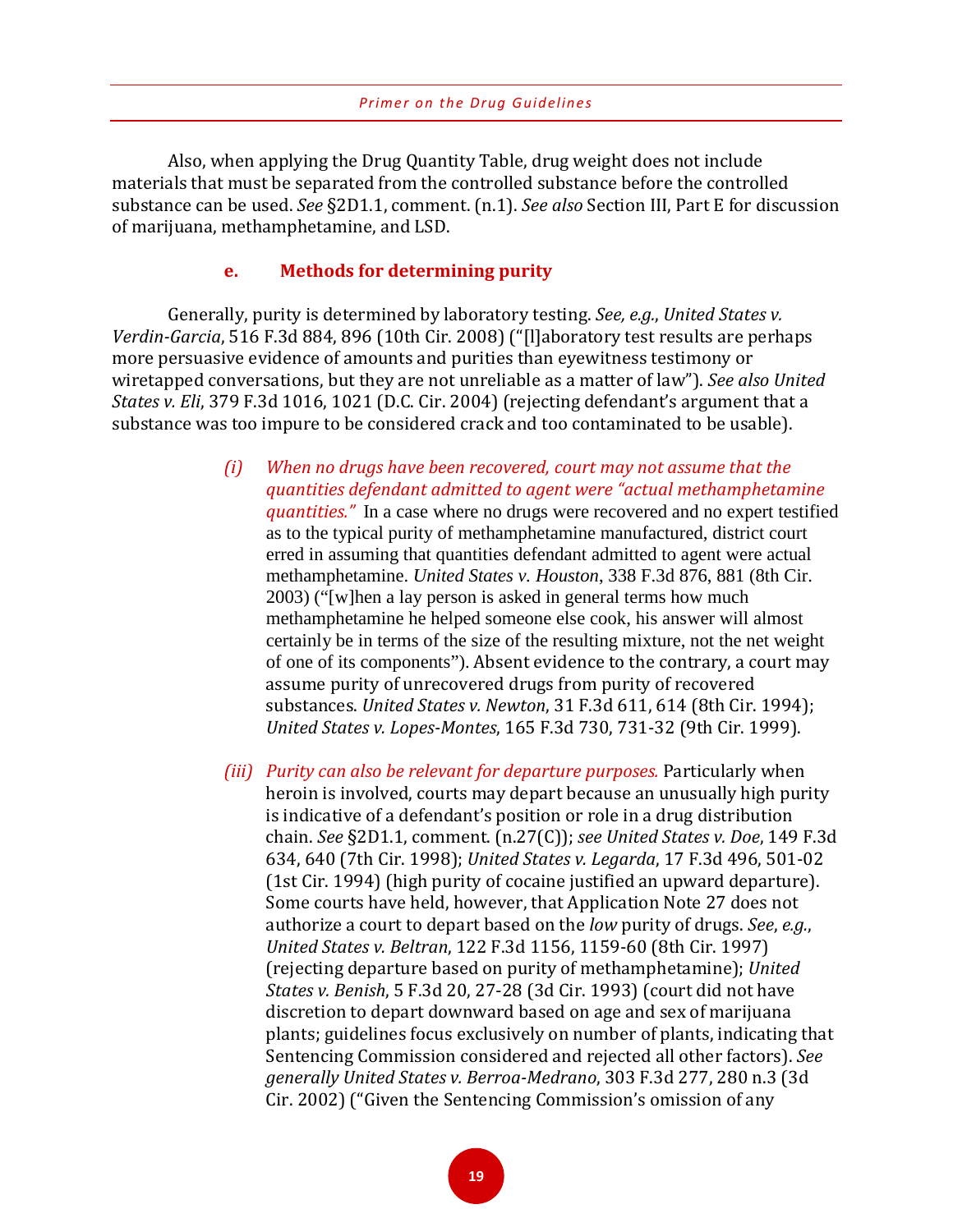Also, when applying the Drug Quantity Table, drug weight does not include materials that must be separated from the controlled substance before the controlled substance can be used. *See* §2D1.1, comment. (n.1). *See also* Section III, Part E for discussion of marijuana, methamphetamine, and LSD.

#### e. Methods for determining purity

Generally, purity is determined by laboratory testing. *See, e.g.*, *United States v. Verdin-Garcia*, 516 F.3d 884, 896 (10th Cir. 2008) ("[l]aboratory test results are perhaps more persuasive evidence of amounts and purities than eyewitness testimony or wiretapped conversations, but they are not unreliable as a matter of law"). *See also United States v. Eli*, 379 F.3d 1016, 1021 (D.C. Cir. 2004) (rejecting defendant's argument that a substance was too impure to be considered crack and too contaminated to be usable).

*(i) When no drugs have been recovered, court may not assume that the quantities defendant admitted to agent were "actual methamphetamine quantities."* In a case where no drugs were recovered and no expert testified as to the typical purity of methamphetamine manufactured, district court erred in assuming that quantities defendant admitted to agent were actual methamphetamine. *United States v. Houston*, 338 F.3d 876, 881 (8th Cir. 2003) ("[w]hen a lay person is asked in general terms how much methamphetamine he helped someone else cook, his answer will almost certainly be in terms of the size of the resulting mixture, not the net weight of one of its components"). Absent evidence to the contrary, a court may assume purity of unrecovered drugs from purity of recovered substances. *United States v. Newton*, 31 F.3d 611, 614 (8th Cir. 1994); *United States v. Lopes-Montes*, 165 F.3d 730, 731-32 (9th Cir. 1999).

*(iii) Purity can also be relevant for departure purposes.* Particularly when heroin is involved, courts may depart because an unusually high purity is indicative of a defendant's position or role in a drug distribution chain. *See* §2D1.1, comment. (n.27(C)); *see United States v. Doe*, 149 F.3d 634, 640 (7th Cir. 1998); *United States v. Legarda*, 17 F.3d 496, 501-02 (1st Cir. 1994) (high purity of cocaine justified an upward departure). Some courts have held, however, that Application Note 27 does not authorize a court to depart based on the *low* purity of drugs. *See*, *e.g.*, *United States v. Beltran*, 122 F.3d 1156, 1159-60 (8th Cir. 1997) (rejecting departure based on purity of methamphetamine); *United States v. Benish*, 5 F.3d 20, 27-28 (3d Cir. 1993) (court did not have discretion to depart downward based on age and sex of marijuana plants; guidelines focus exclusively on number of plants, indicating that Sentencing Commission considered and rejected all other factors). *See generally United States v. Berroa-Medrano*, 303 F.3d 277, 280 n.3 (3d Cir. 2002) ("Given the Sentencing Commission's omission of any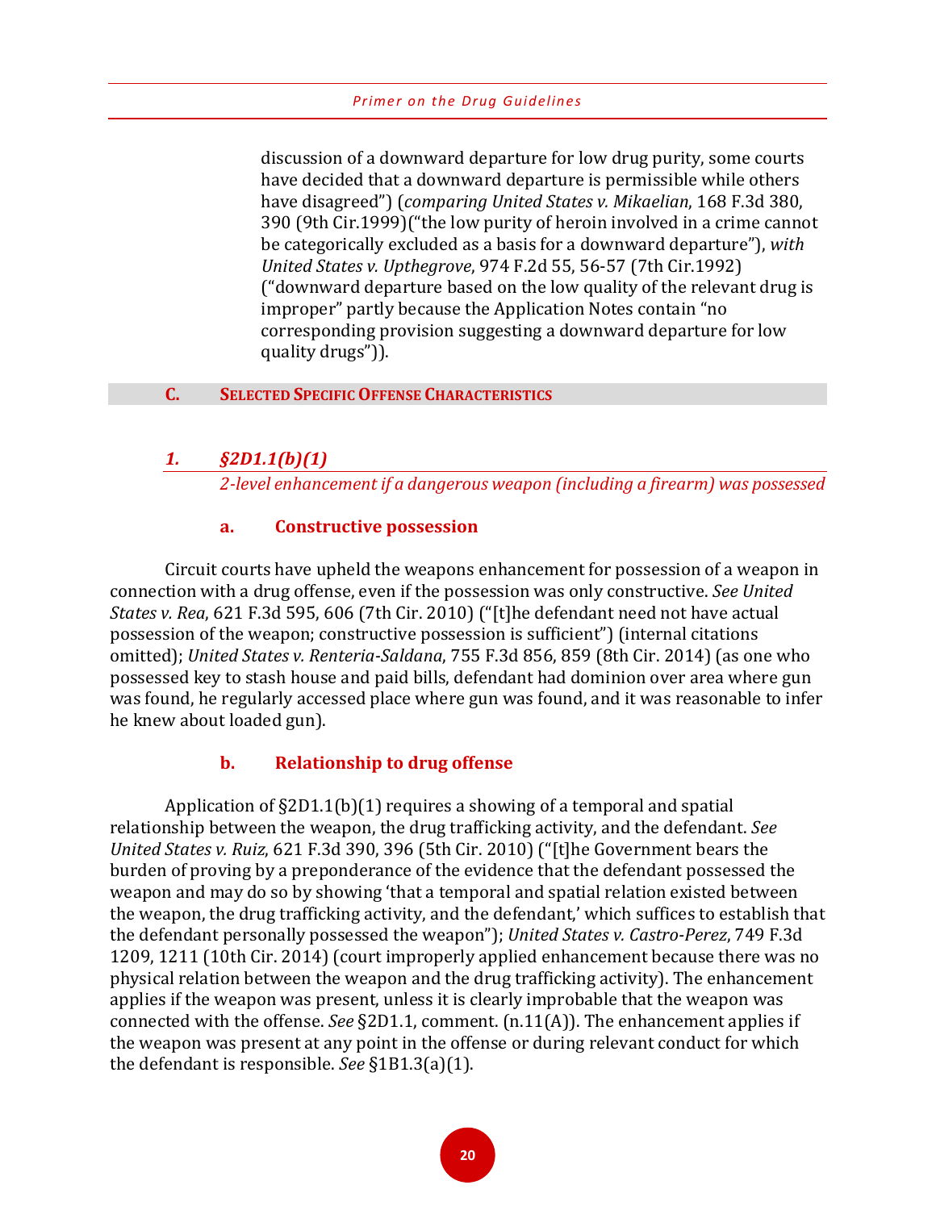discussion of a downward departure for low drug purity, some courts have decided that a downward departure is permissible while others have disagreed") (*comparing United States v. Mikaelian*, 168 F.3d 380, 390 (9th Cir.1999)("the low purity of heroin involved in a crime cannot be categorically excluded as a basis for a downward departure"), *with United States v. Upthegrove*, 974 F.2d 55, 56-57 (7th Cir.1992) ("downward departure based on the low quality of the relevant drug is improper" partly because the Application Notes contain "no corresponding provision suggesting a downward departure for low quality drugs")).

## C. SELECTED SPECIFIC OFFENSE CHARACTERISTICS

### *1. §2D1.1(b)(1)*

*2-level enhancement if a dangerous weapon (including a firearm) was possessed*

#### a. Constructive possession

Circuit courts have upheld the weapons enhancement for possession of a weapon in connection with a drug offense, even if the possession was only constructive. *See United States v. Rea*, 621 F.3d 595, 606 (7th Cir. 2010) ("[t]he defendant need not have actual possession of the weapon; constructive possession is sufficient") (internal citations omitted); *United States v. Renteria-Saldana*, 755 F.3d 856, 859 (8th Cir. 2014) (as one who possessed key to stash house and paid bills, defendant had dominion over area where gun was found, he regularly accessed place where gun was found, and it was reasonable to infer he knew about loaded gun).

#### b. Relationship to drug offense

Application of §2D1.1(b)(1) requires a showing of a temporal and spatial relationship between the weapon, the drug trafficking activity, and the defendant. *See United States v. Ruiz*, 621 F.3d 390, 396 (5th Cir. 2010) ("[t]he Government bears the burden of proving by a preponderance of the evidence that the defendant possessed the weapon and may do so by showing 'that a temporal and spatial relation existed between the weapon, the drug trafficking activity, and the defendant,' which suffices to establish that the defendant personally possessed the weapon"); *United States v. Castro-Perez*, 749 F.3d 1209, 1211 (10th Cir. 2014) (court improperly applied enhancement because there was no physical relation between the weapon and the drug trafficking activity). The enhancement applies if the weapon was present, unless it is clearly improbable that the weapon was connected with the offense. *See* §2D1.1, comment. (n.11(A)). The enhancement applies if the weapon was present at any point in the offense or during relevant conduct for which the defendant is responsible. *See* §1B1.3(a)(1).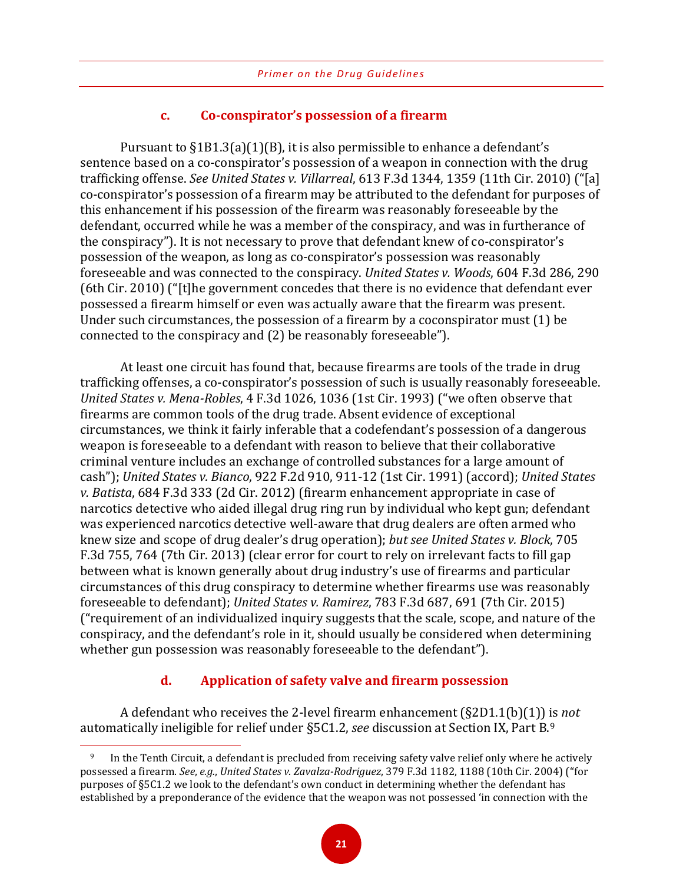#### c. Co-conspirator's possession of a firearm

Pursuant to §1B1.3(a)(1)(B), it is also permissible to enhance a defendant's sentence based on a co-conspirator's possession of a weapon in connection with the drug trafficking offense. *See United States v. Villarreal*, 613 F.3d 1344, 1359 (11th Cir. 2010) ("[a] co-conspirator's possession of a firearm may be attributed to the defendant for purposes of this enhancement if his possession of the firearm was reasonably foreseeable by the defendant, occurred while he was a member of the conspiracy, and was in furtherance of the conspiracy"). It is not necessary to prove that defendant knew of co-conspirator's possession of the weapon, as long as co-conspirator's possession was reasonably foreseeable and was connected to the conspiracy. *United States v. Woods*, 604 F.3d 286, 290 (6th Cir. 2010) ("[t]he government concedes that there is no evidence that defendant ever possessed a firearm himself or even was actually aware that the firearm was present. Under such circumstances, the possession of a firearm by a coconspirator must (1) be connected to the conspiracy and (2) be reasonably foreseeable").

At least one circuit has found that, because firearms are tools of the trade in drug trafficking offenses, a co-conspirator's possession of such is usually reasonably foreseeable. *United States v. Mena-Robles*, 4 F.3d 1026, 1036 (1st Cir. 1993) ("we often observe that firearms are common tools of the drug trade. Absent evidence of exceptional circumstances, we think it fairly inferable that a codefendant's possession of a dangerous weapon is foreseeable to a defendant with reason to believe that their collaborative criminal venture includes an exchange of controlled substances for a large amount of cash"); *United States v. Bianco*, 922 F.2d 910, 911-12 (1st Cir. 1991) (accord); *United States v. Batista*, 684 F.3d 333 (2d Cir. 2012) (firearm enhancement appropriate in case of narcotics detective who aided illegal drug ring run by individual who kept gun; defendant was experienced narcotics detective well-aware that drug dealers are often armed who knew size and scope of drug dealer's drug operation); *but see United States v. Block*, 705 F.3d 755, 764 (7th Cir. 2013) (clear error for court to rely on irrelevant facts to fill gap between what is known generally about drug industry's use of firearms and particular circumstances of this drug conspiracy to determine whether firearms use was reasonably foreseeable to defendant); *United States v. Ramirez*, 783 F.3d 687, 691 (7th Cir. 2015) ("requirement of an individualized inquiry suggests that the scale, scope, and nature of the conspiracy, and the defendant's role in it, should usually be considered when determining whether gun possession was reasonably foreseeable to the defendant").

#### d. Application of safety valve and firearm possession

A defendant who receives the 2-level firearm enhancement (§2D1.1(b)(1)) is *not* automatically ineligible for relief under §5C1.2, *see* discussion at Section IX, Part B.[9]

---

[9] In the Tenth Circuit, a defendant is precluded from receiving safety valve relief only where he actively possessed a firearm. *See*, *e.g.*, *United States v. Zavalza-Rodriguez*, 379 F.3d 1182, 1188 (10th Cir. 2004) ("for purposes of §5C1.2 we look to the defendant's own conduct in determining whether the defendant has established by a preponderance of the evidence that the weapon was not possessed 'in connection with the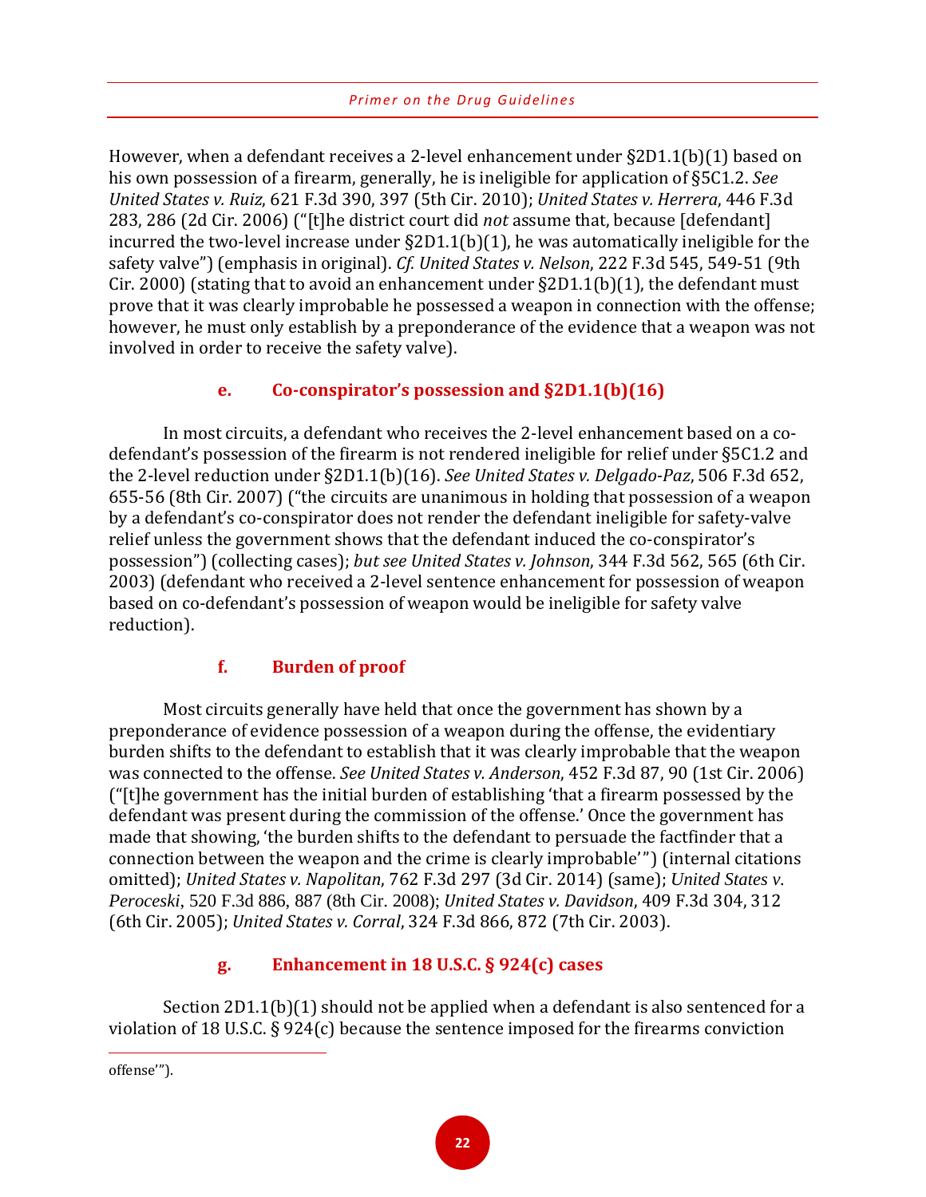However, when a defendant receives a 2-level enhancement under §2D1.1(b)(1) based on his own possession of a firearm, generally, he is ineligible for application of §5C1.2. *See United States v. Ruiz*, 621 F.3d 390, 397 (5th Cir. 2010); *United States v. Herrera*, 446 F.3d 283, 286 (2d Cir. 2006) ("[t]he district court did *not* assume that, because [defendant] incurred the two-level increase under §2D1.1(b)(1), he was automatically ineligible for the safety valve") (emphasis in original). *Cf. United States v. Nelson*, 222 F.3d 545, 549-51 (9th Cir. 2000) (stating that to avoid an enhancement under §2D1.1(b)(1), the defendant must prove that it was clearly improbable he possessed a weapon in connection with the offense; however, he must only establish by a preponderance of the evidence that a weapon was not involved in order to receive the safety valve).

#### e. Co-conspirator's possession and §2D1.1(b)(16)

In most circuits, a defendant who receives the 2-level enhancement based on a co-defendant's possession of the firearm is not rendered ineligible for relief under §5C1.2 and the 2-level reduction under §2D1.1(b)(16). *See United States v. Delgado-Paz*, 506 F.3d 652, 655-56 (8th Cir. 2007) ("the circuits are unanimous in holding that possession of a weapon by a defendant's co-conspirator does not render the defendant ineligible for safety-valve relief unless the government shows that the defendant induced the co-conspirator's possession") (collecting cases); *but see United States v. Johnson*, 344 F.3d 562, 565 (6th Cir. 2003) (defendant who received a 2-level sentence enhancement for possession of weapon based on co-defendant's possession of weapon would be ineligible for safety valve reduction).

#### f. Burden of proof

Most circuits generally have held that once the government has shown by a preponderance of evidence possession of a weapon during the offense, the evidentiary burden shifts to the defendant to establish that it was clearly improbable that the weapon was connected to the offense. *See United States v. Anderson*, 452 F.3d 87, 90 (1st Cir. 2006) ("[t]he government has the initial burden of establishing 'that a firearm possessed by the defendant was present during the commission of the offense.' Once the government has made that showing, 'the burden shifts to the defendant to persuade the factfinder that a connection between the weapon and the crime is clearly improbable'") (internal citations omitted); *United States v. Napolitan*, 762 F.3d 297 (3d Cir. 2014) (same); *United States v. Peroceski*, 520 F.3d 886, 887 (8th Cir. 2008); *United States v. Davidson*, 409 F.3d 304, 312 (6th Cir. 2005); *United States v. Corral*, 324 F.3d 866, 872 (7th Cir. 2003).

#### g. Enhancement in 18 U.S.C. § 924(c) cases

Section 2D1.1(b)(1) should not be applied when a defendant is also sentenced for a violation of 18 U.S.C. § 924(c) because the sentence imposed for the firearms conviction

---

offense'").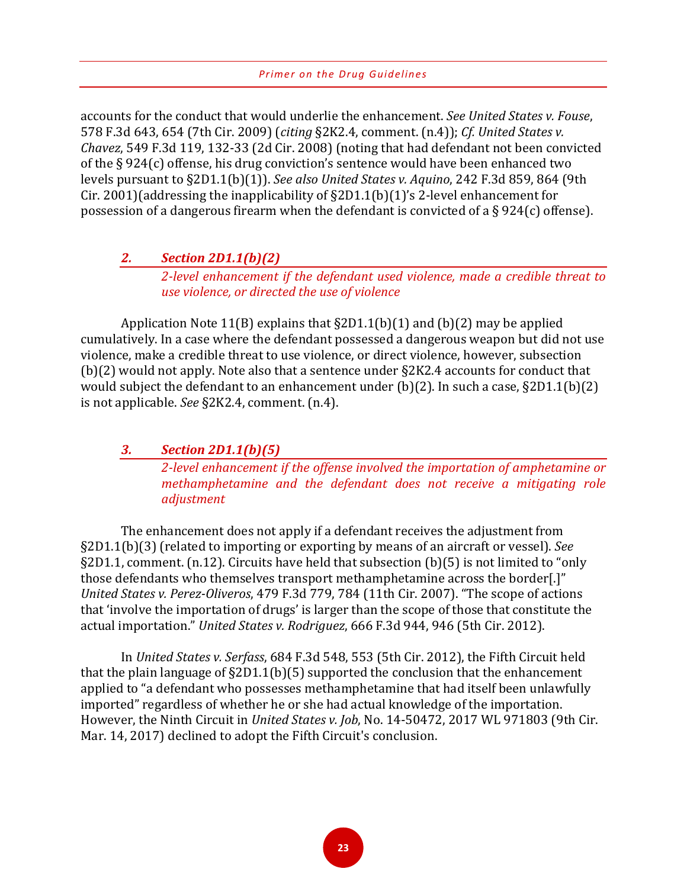accounts for the conduct that would underlie the enhancement. *See United States v. Fouse*, 578 F.3d 643, 654 (7th Cir. 2009) (*citing* §2K2.4, comment. (n.4)); *Cf. United States v. Chavez*, 549 F.3d 119, 132-33 (2d Cir. 2008) (noting that had defendant not been convicted of the § 924(c) offense, his drug conviction's sentence would have been enhanced two levels pursuant to §2D1.1(b)(1)). *See also United States v. Aquino*, 242 F.3d 859, 864 (9th Cir. 2001)(addressing the inapplicability of §2D1.1(b)(1)'s 2-level enhancement for possession of a dangerous firearm when the defendant is convicted of a § 924(c) offense).

### *2. Section 2D1.1(b)(2)*

*2-level enhancement if the defendant used violence, made a credible threat to use violence, or directed the use of violence*

Application Note 11(B) explains that §2D1.1(b)(1) and (b)(2) may be applied cumulatively. In a case where the defendant possessed a dangerous weapon but did not use violence, make a credible threat to use violence, or direct violence, however, subsection (b)(2) would not apply. Note also that a sentence under §2K2.4 accounts for conduct that would subject the defendant to an enhancement under (b)(2). In such a case, §2D1.1(b)(2) is not applicable. *See* §2K2.4, comment. (n.4).

### *3. Section 2D1.1(b)(5)*

*2-level enhancement if the offense involved the importation of amphetamine or methamphetamine and the defendant does not receive a mitigating role adjustment*

The enhancement does not apply if a defendant receives the adjustment from §2D1.1(b)(3) (related to importing or exporting by means of an aircraft or vessel). *See* §2D1.1, comment. (n.12). Circuits have held that subsection (b)(5) is not limited to "only those defendants who themselves transport methamphetamine across the border[.]" *United States v. Perez-Oliveros*, 479 F.3d 779, 784 (11th Cir. 2007). "The scope of actions that 'involve the importation of drugs' is larger than the scope of those that constitute the actual importation." *United States v. Rodriguez*, 666 F.3d 944, 946 (5th Cir. 2012).

In *United States v. Serfass*, 684 F.3d 548, 553 (5th Cir. 2012), the Fifth Circuit held that the plain language of §2D1.1(b)(5) supported the conclusion that the enhancement applied to "a defendant who possesses methamphetamine that had itself been unlawfully imported" regardless of whether he or she had actual knowledge of the importation. However, the Ninth Circuit in *United States v. Job*, No. 14-50472, 2017 WL 971803 (9th Cir. Mar. 14, 2017) declined to adopt the Fifth Circuit's conclusion.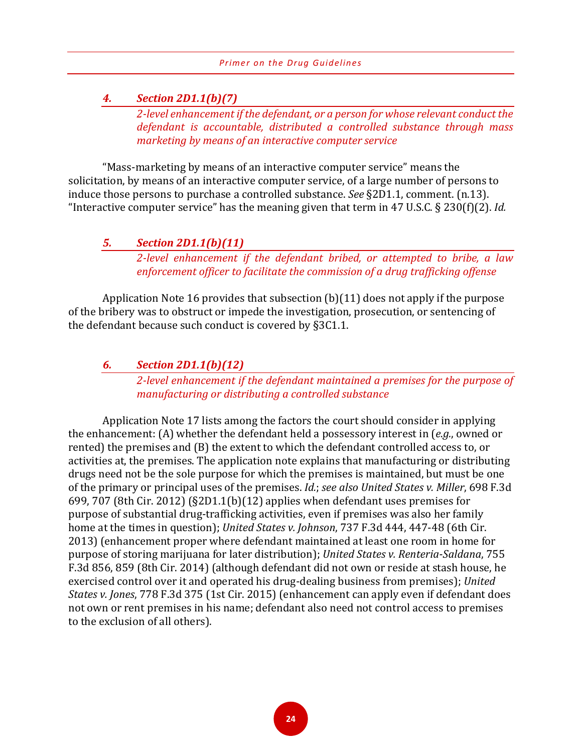#### *4. Section 2D1.1(b)(7)*

*2-level enhancement if the defendant, or a person for whose relevant conduct the defendant is accountable, distributed a controlled substance through mass marketing by means of an interactive computer service*

"Mass-marketing by means of an interactive computer service" means the solicitation, by means of an interactive computer service, of a large number of persons to induce those persons to purchase a controlled substance. *See* §2D1.1, comment. (n.13). "Interactive computer service" has the meaning given that term in 47 U.S.C. § 230(f)(2). *Id.*

#### *5. Section 2D1.1(b)(11)*

*2-level enhancement if the defendant bribed, or attempted to bribe, a law enforcement officer to facilitate the commission of a drug trafficking offense*

Application Note 16 provides that subsection (b)(11) does not apply if the purpose of the bribery was to obstruct or impede the investigation, prosecution, or sentencing of the defendant because such conduct is covered by §3C1.1.

#### *6. Section 2D1.1(b)(12)*

*2-level enhancement if the defendant maintained a premises for the purpose of manufacturing or distributing a controlled substance*

Application Note 17 lists among the factors the court should consider in applying the enhancement: (A) whether the defendant held a possessory interest in (*e.g.*, owned or rented) the premises and (B) the extent to which the defendant controlled access to, or activities at, the premises. The application note explains that manufacturing or distributing drugs need not be the sole purpose for which the premises is maintained, but must be one of the primary or principal uses of the premises. *Id.*; *see also United States v. Miller*, 698 F.3d 699, 707 (8th Cir. 2012) (§2D1.1(b)(12) applies when defendant uses premises for purpose of substantial drug-trafficking activities, even if premises was also her family home at the times in question); *United States v. Johnson*, 737 F.3d 444, 447-48 (6th Cir. 2013) (enhancement proper where defendant maintained at least one room in home for purpose of storing marijuana for later distribution); *United States v. Renteria-Saldana*, 755 F.3d 856, 859 (8th Cir. 2014) (although defendant did not own or reside at stash house, he exercised control over it and operated his drug-dealing business from premises); *United States v. Jones*, 778 F.3d 375 (1st Cir. 2015) (enhancement can apply even if defendant does not own or rent premises in his name; defendant also need not control access to premises to the exclusion of all others).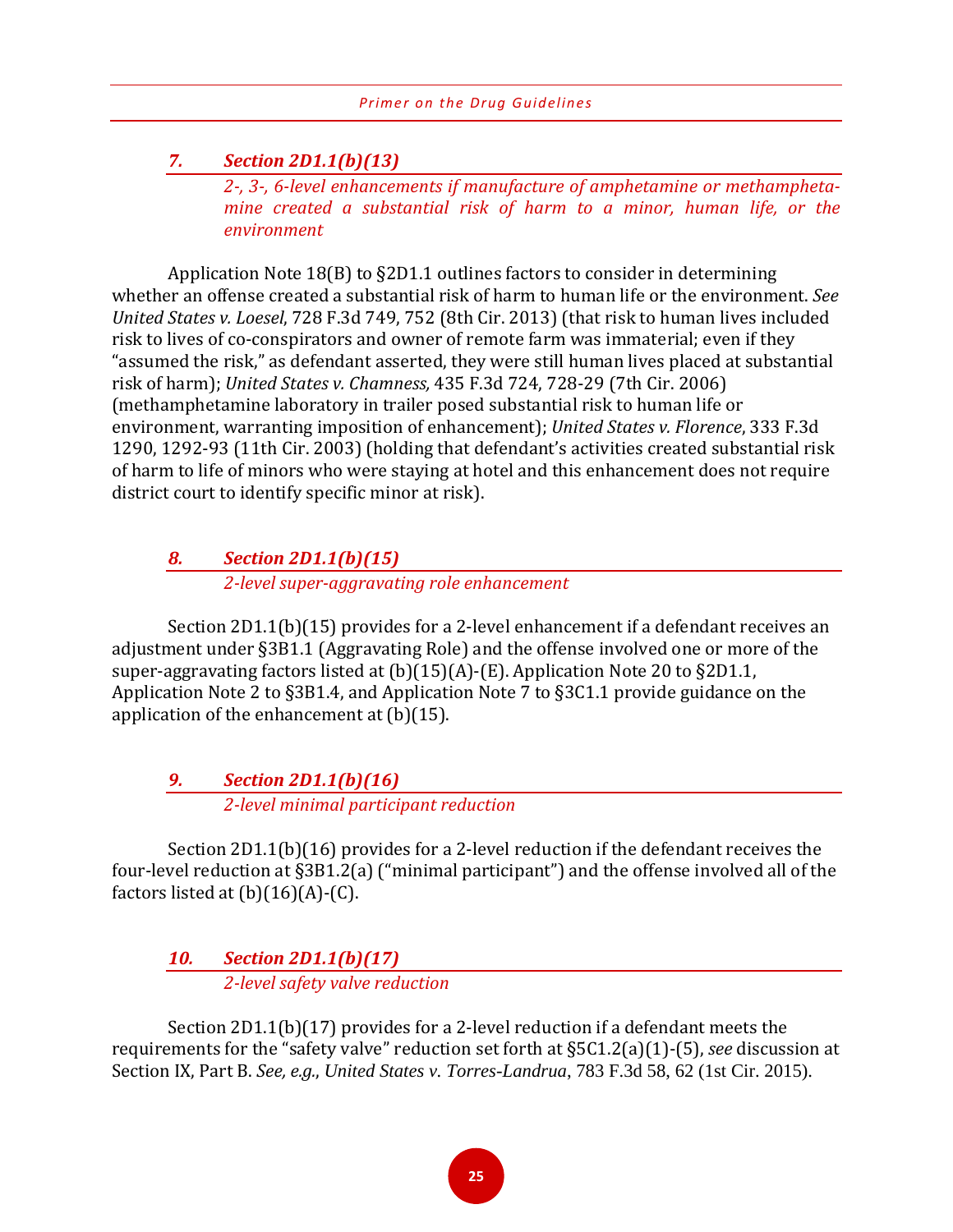### *7. Section 2D1.1(b)(13)*

*2-, 3-, 6-level enhancements if manufacture of amphetamine or methamphetamine created a substantial risk of harm to a minor, human life, or the environment*

Application Note 18(B) to §2D1.1 outlines factors to consider in determining whether an offense created a substantial risk of harm to human life or the environment. *See United States v. Loesel*, 728 F.3d 749, 752 (8th Cir. 2013) (that risk to human lives included risk to lives of co-conspirators and owner of remote farm was immaterial; even if they "assumed the risk," as defendant asserted, they were still human lives placed at substantial risk of harm); *United States v. Chamness,* 435 F.3d 724, 728-29 (7th Cir. 2006) (methamphetamine laboratory in trailer posed substantial risk to human life or environment, warranting imposition of enhancement); *United States v. Florence*, 333 F.3d 1290, 1292-93 (11th Cir. 2003) (holding that defendant's activities created substantial risk of harm to life of minors who were staying at hotel and this enhancement does not require district court to identify specific minor at risk).

### *8. Section 2D1.1(b)(15)*

*2-level super-aggravating role enhancement*

Section 2D1.1(b)(15) provides for a 2-level enhancement if a defendant receives an adjustment under §3B1.1 (Aggravating Role) and the offense involved one or more of the super-aggravating factors listed at (b)(15)(A)-(E). Application Note 20 to §2D1.1, Application Note 2 to §3B1.4, and Application Note 7 to §3C1.1 provide guidance on the application of the enhancement at (b)(15).

### *9. Section 2D1.1(b)(16)*

*2-level minimal participant reduction*

Section 2D1.1(b)(16) provides for a 2-level reduction if the defendant receives the four-level reduction at §3B1.2(a) ("minimal participant") and the offense involved all of the factors listed at (b)(16)(A)-(C).

### *10. Section 2D1.1(b)(17)*

*2-level safety valve reduction*

Section 2D1.1(b)(17) provides for a 2-level reduction if a defendant meets the requirements for the "safety valve" reduction set forth at §5C1.2(a)(1)-(5), *see* discussion at Section IX, Part B. *See, e.g.*, *United States v. Torres-Landrua*, 783 F.3d 58, 62 (1st Cir. 2015).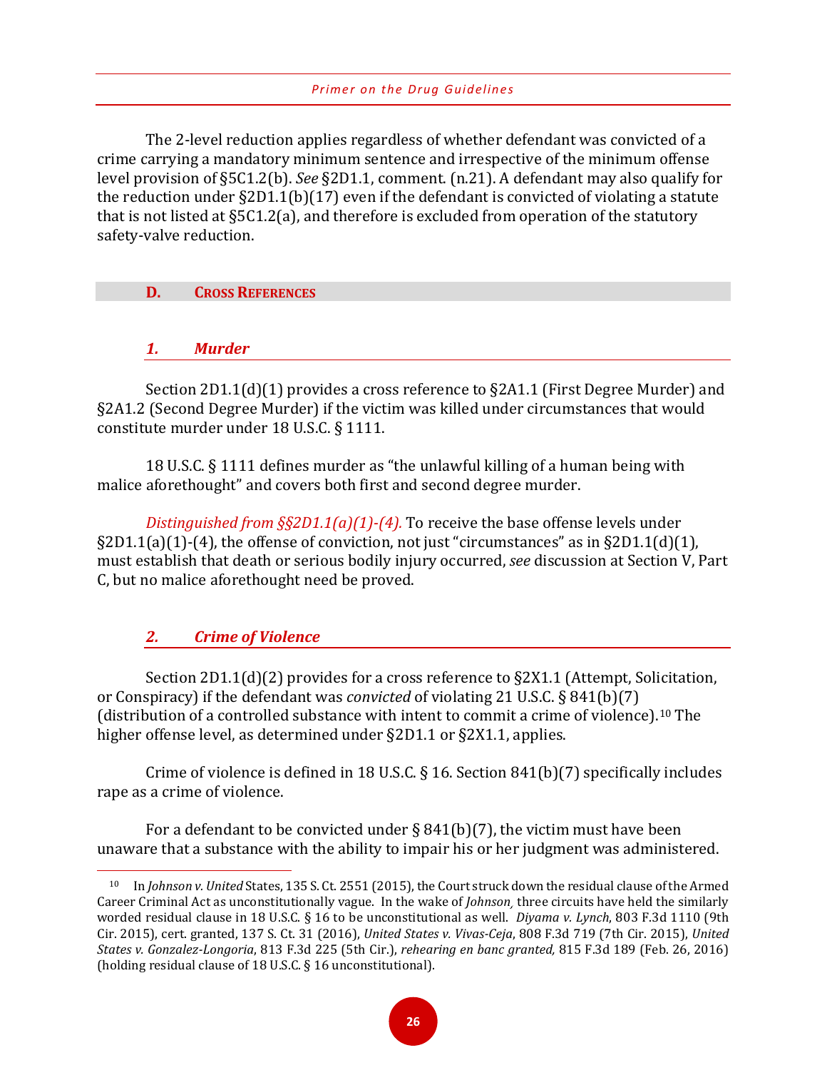The 2-level reduction applies regardless of whether defendant was convicted of a crime carrying a mandatory minimum sentence and irrespective of the minimum offense level provision of §5C1.2(b). *See* §2D1.1, comment. (n.21). A defendant may also qualify for the reduction under §2D1.1(b)(17) even if the defendant is convicted of violating a statute that is not listed at §5C1.2(a), and therefore is excluded from operation of the statutory safety-valve reduction.

## D. CROSS REFERENCES

### *1. Murder*

Section 2D1.1(d)(1) provides a cross reference to §2A1.1 (First Degree Murder) and §2A1.2 (Second Degree Murder) if the victim was killed under circumstances that would constitute murder under 18 U.S.C. § 1111.

18 U.S.C. § 1111 defines murder as "the unlawful killing of a human being with malice aforethought" and covers both first and second degree murder.

*Distinguished from §§2D1.1(a)(1)-(4).* To receive the base offense levels under §2D1.1(a)(1)-(4), the offense of conviction, not just "circumstances" as in §2D1.1(d)(1), must establish that death or serious bodily injury occurred, *see* discussion at Section V, Part C, but no malice aforethought need be proved.

### *2. Crime of Violence*

Section 2D1.1(d)(2) provides for a cross reference to §2X1.1 (Attempt, Solicitation, or Conspiracy) if the defendant was *convicted* of violating 21 U.S.C. § 841(b)(7) (distribution of a controlled substance with intent to commit a crime of violence).[10] The higher offense level, as determined under §2D1.1 or §2X1.1, applies.

Crime of violence is defined in 18 U.S.C. § 16. Section 841(b)(7) specifically includes rape as a crime of violence.

For a defendant to be convicted under § 841(b)(7), the victim must have been unaware that a substance with the ability to impair his or her judgment was administered.

---

[10] In *Johnson v. United* States, 135 S. Ct. 2551 (2015), the Court struck down the residual clause of the Armed Career Criminal Act as unconstitutionally vague. In the wake of *Johnson,* three circuits have held the similarly worded residual clause in 18 U.S.C. § 16 to be unconstitutional as well. *Diyama v. Lynch*, 803 F.3d 1110 (9th Cir. 2015), cert. granted, 137 S. Ct. 31 (2016), *United States v. Vivas-Ceja*, 808 F.3d 719 (7th Cir. 2015), *United States v. Gonzalez-Longoria*, 813 F.3d 225 (5th Cir.), *rehearing en banc granted,* 815 F.3d 189 (Feb. 26, 2016) (holding residual clause of 18 U.S.C. § 16 unconstitutional).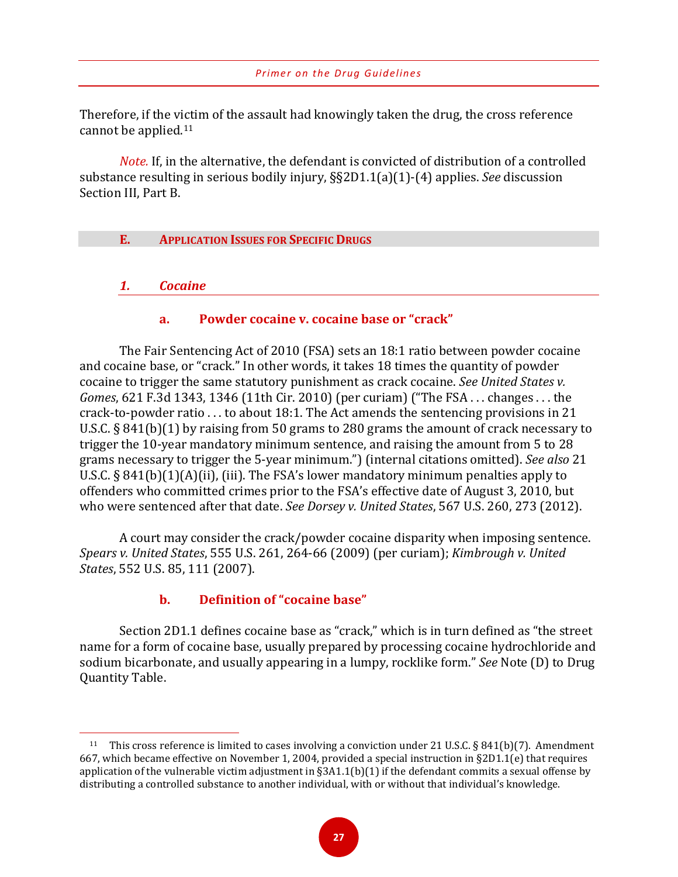Therefore, if the victim of the assault had knowingly taken the drug, the cross reference cannot be applied.[11]

*Note.* If, in the alternative, the defendant is convicted of distribution of a controlled substance resulting in serious bodily injury, §§2D1.1(a)(1)-(4) applies. *See* discussion Section III, Part B.

## E. Application Issues for Specific Drugs

### *1. Cocaine*

#### a. Powder cocaine v. cocaine base or "crack"

The Fair Sentencing Act of 2010 (FSA) sets an 18:1 ratio between powder cocaine and cocaine base, or "crack." In other words, it takes 18 times the quantity of powder cocaine to trigger the same statutory punishment as crack cocaine. *See United States v. Gomes*, 621 F.3d 1343, 1346 (11th Cir. 2010) (per curiam) ("The FSA . . . changes . . . the crack-to-powder ratio . . . to about 18:1. The Act amends the sentencing provisions in 21 U.S.C. § 841(b)(1) by raising from 50 grams to 280 grams the amount of crack necessary to trigger the 10-year mandatory minimum sentence, and raising the amount from 5 to 28 grams necessary to trigger the 5-year minimum.") (internal citations omitted). *See also* 21 U.S.C. § 841(b)(1)(A)(ii), (iii). The FSA's lower mandatory minimum penalties apply to offenders who committed crimes prior to the FSA's effective date of August 3, 2010, but who were sentenced after that date. *See Dorsey v. United States*, 567 U.S. 260, 273 (2012).

A court may consider the crack/powder cocaine disparity when imposing sentence. *Spears v. United States*, 555 U.S. 261, 264-66 (2009) (per curiam); *Kimbrough v. United States*, 552 U.S. 85, 111 (2007).

#### b. Definition of "cocaine base"

Section 2D1.1 defines cocaine base as "crack," which is in turn defined as "the street name for a form of cocaine base, usually prepared by processing cocaine hydrochloride and sodium bicarbonate, and usually appearing in a lumpy, rocklike form." *See* Note (D) to Drug Quantity Table.

---

[11] This cross reference is limited to cases involving a conviction under 21 U.S.C. § 841(b)(7). Amendment 667, which became effective on November 1, 2004, provided a special instruction in §2D1.1(e) that requires application of the vulnerable victim adjustment in §3A1.1(b)(1) if the defendant commits a sexual offense by distributing a controlled substance to another individual, with or without that individual's knowledge.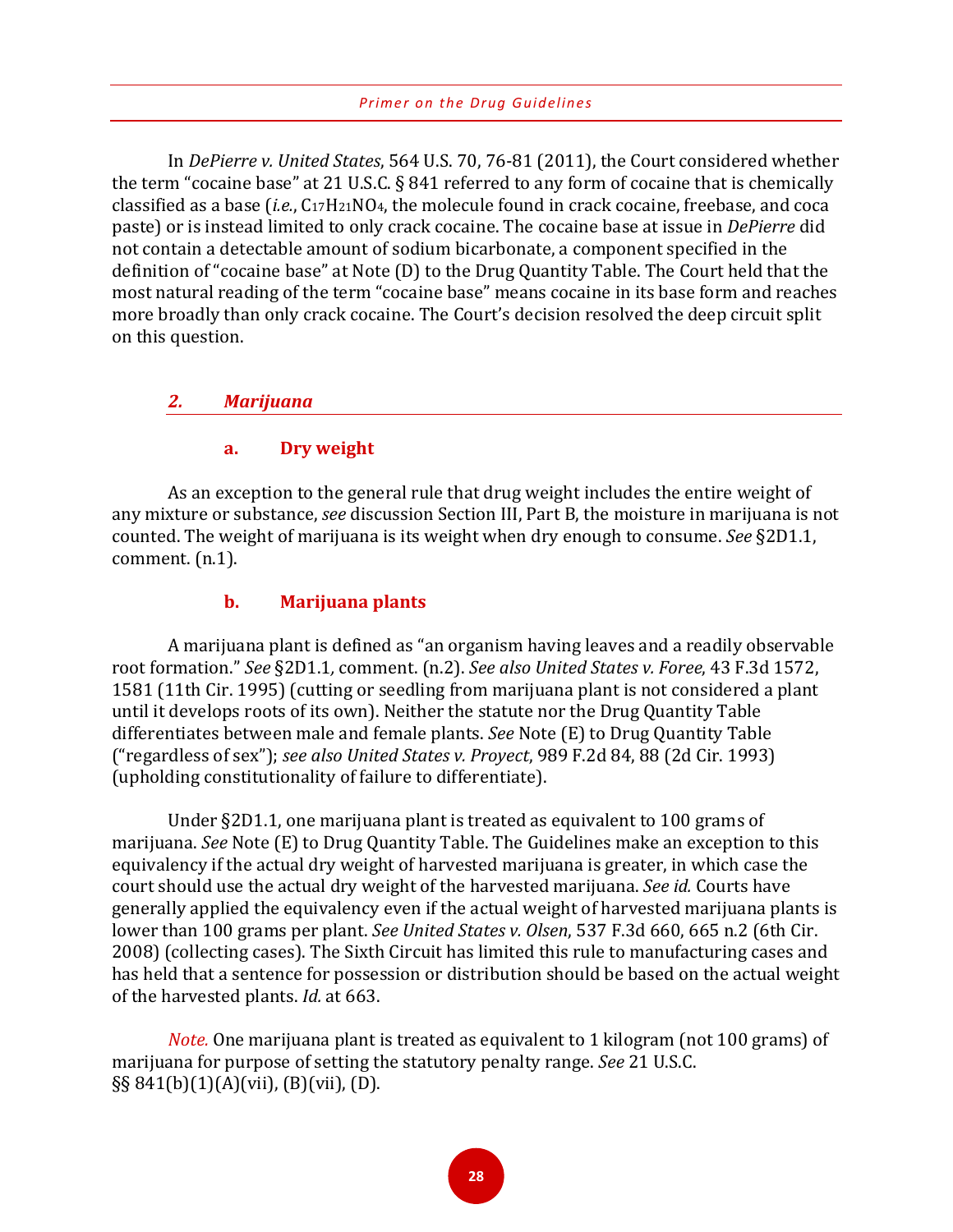In *DePierre v. United States*, 564 U.S. 70, 76-81 (2011), the Court considered whether the term "cocaine base" at 21 U.S.C. § 841 referred to any form of cocaine that is chemically classified as a base (*i.e.*, $C_{17}H_{21}NO_4$, the molecule found in crack cocaine, freebase, and coca paste) or is instead limited to only crack cocaine. The cocaine base at issue in *DePierre* did not contain a detectable amount of sodium bicarbonate, a component specified in the definition of "cocaine base" at Note (D) to the Drug Quantity Table. The Court held that the most natural reading of the term "cocaine base" means cocaine in its base form and reaches more broadly than only crack cocaine. The Court's decision resolved the deep circuit split on this question.

### *2. Marijuana*

#### **a. Dry weight**

As an exception to the general rule that drug weight includes the entire weight of any mixture or substance, *see* discussion Section III, Part B, the moisture in marijuana is not counted. The weight of marijuana is its weight when dry enough to consume. *See* §2D1.1, comment. (n.1).

#### **b. Marijuana plants**

A marijuana plant is defined as "an organism having leaves and a readily observable root formation." *See* §2D1.1, comment. (n.2). *See also United States v. Foree*, 43 F.3d 1572, 1581 (11th Cir. 1995) (cutting or seedling from marijuana plant is not considered a plant until it develops roots of its own). Neither the statute nor the Drug Quantity Table differentiates between male and female plants. *See* Note (E) to Drug Quantity Table ("regardless of sex"); *see also United States v. Proyect*, 989 F.2d 84, 88 (2d Cir. 1993) (upholding constitutionality of failure to differentiate).

Under §2D1.1, one marijuana plant is treated as equivalent to 100 grams of marijuana. *See* Note (E) to Drug Quantity Table. The Guidelines make an exception to this equivalency if the actual dry weight of harvested marijuana is greater, in which case the court should use the actual dry weight of the harvested marijuana. *See id.* Courts have generally applied the equivalency even if the actual weight of harvested marijuana plants is lower than 100 grams per plant. *See United States v. Olsen*, 537 F.3d 660, 665 n.2 (6th Cir. 2008) (collecting cases). The Sixth Circuit has limited this rule to manufacturing cases and has held that a sentence for possession or distribution should be based on the actual weight of the harvested plants. *Id.* at 663.

*Note.* One marijuana plant is treated as equivalent to 1 kilogram (not 100 grams) of marijuana for purpose of setting the statutory penalty range. *See* 21 U.S.C. §§ 841(b)(1)(A)(vii), (B)(vii), (D).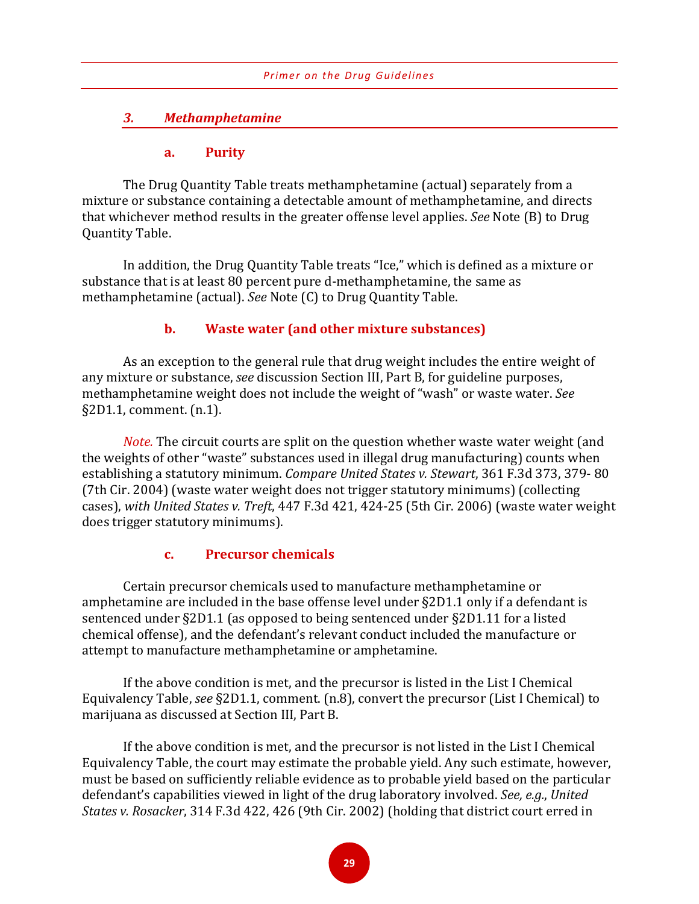### *3. Methamphetamine*

#### a. Purity

The Drug Quantity Table treats methamphetamine (actual) separately from a mixture or substance containing a detectable amount of methamphetamine, and directs that whichever method results in the greater offense level applies. *See* Note (B) to Drug Quantity Table.

In addition, the Drug Quantity Table treats "Ice," which is defined as a mixture or substance that is at least 80 percent pure d-methamphetamine, the same as methamphetamine (actual). *See* Note (C) to Drug Quantity Table.

#### b. Waste water (and other mixture substances)

As an exception to the general rule that drug weight includes the entire weight of any mixture or substance, *see* discussion Section III, Part B, for guideline purposes, methamphetamine weight does not include the weight of "wash" or waste water. *See* §2D1.1, comment. (n.1).

*Note.* The circuit courts are split on the question whether waste water weight (and the weights of other "waste" substances used in illegal drug manufacturing) counts when establishing a statutory minimum. *Compare United States v. Stewart*, 361 F.3d 373, 379- 80 (7th Cir. 2004) (waste water weight does not trigger statutory minimums) (collecting cases), *with United States v. Treft*, 447 F.3d 421, 424-25 (5th Cir. 2006) (waste water weight does trigger statutory minimums).

#### c. Precursor chemicals

Certain precursor chemicals used to manufacture methamphetamine or amphetamine are included in the base offense level under §2D1.1 only if a defendant is sentenced under §2D1.1 (as opposed to being sentenced under §2D1.11 for a listed chemical offense), and the defendant's relevant conduct included the manufacture or attempt to manufacture methamphetamine or amphetamine.

If the above condition is met, and the precursor is listed in the List I Chemical Equivalency Table, *see* §2D1.1, comment. (n.8), convert the precursor (List I Chemical) to marijuana as discussed at Section III, Part B.

If the above condition is met, and the precursor is not listed in the List I Chemical Equivalency Table, the court may estimate the probable yield. Any such estimate, however, must be based on sufficiently reliable evidence as to probable yield based on the particular defendant's capabilities viewed in light of the drug laboratory involved. *See, e.g., United States v. Rosacker*, 314 F.3d 422, 426 (9th Cir. 2002) (holding that district court erred in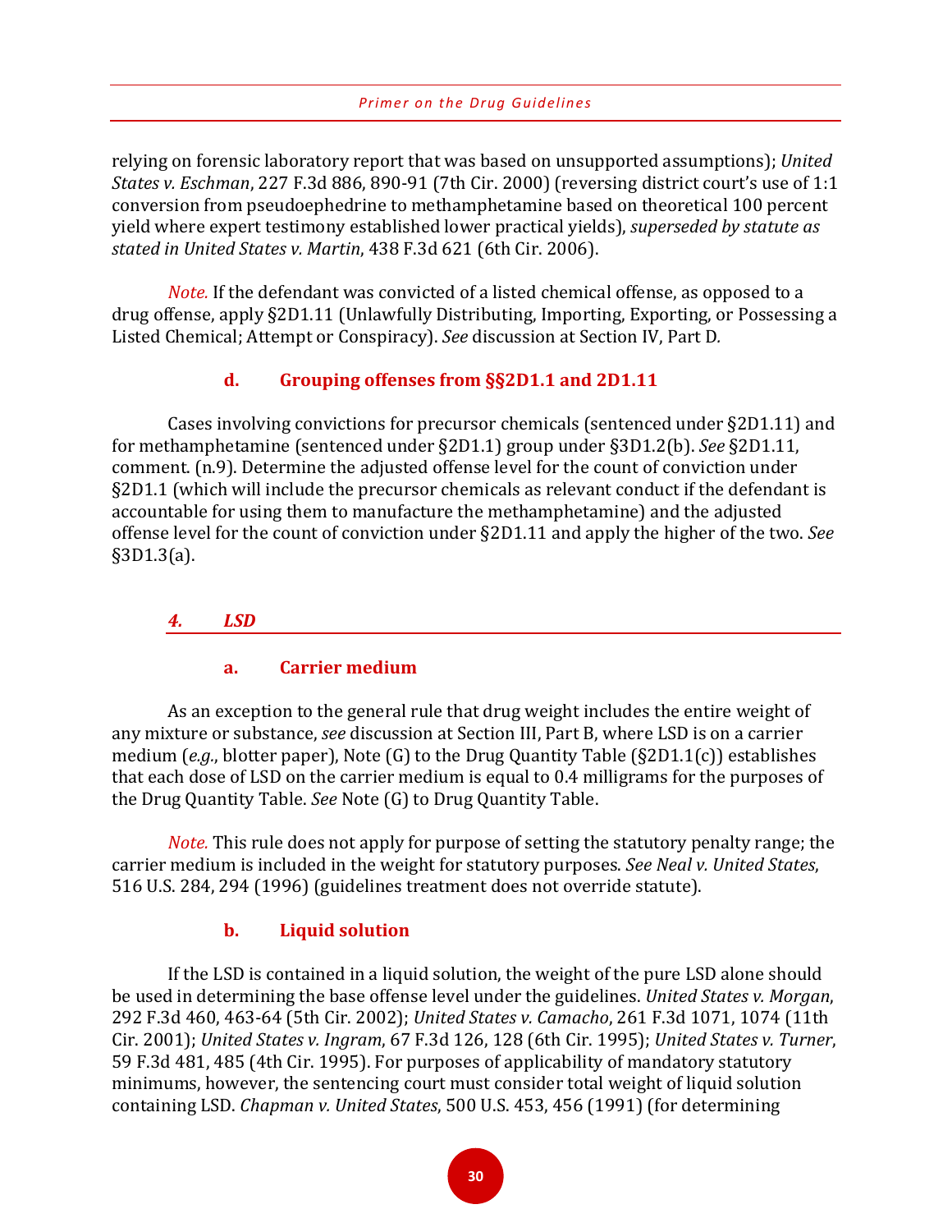relying on forensic laboratory report that was based on unsupported assumptions); *United States v. Eschman*, 227 F.3d 886, 890-91 (7th Cir. 2000) (reversing district court's use of 1:1 conversion from pseudoephedrine to methamphetamine based on theoretical 100 percent yield where expert testimony established lower practical yields), *superseded by statute as stated in United States v. Martin*, 438 F.3d 621 (6th Cir. 2006).

*Note.* If the defendant was convicted of a listed chemical offense, as opposed to a drug offense, apply §2D1.11 (Unlawfully Distributing, Importing, Exporting, or Possessing a Listed Chemical; Attempt or Conspiracy). *See* discussion at Section IV, Part D.

#### d. Grouping offenses from §§2D1.1 and 2D1.11

Cases involving convictions for precursor chemicals (sentenced under §2D1.11) and for methamphetamine (sentenced under §2D1.1) group under §3D1.2(b). *See* §2D1.11, comment. (n.9). Determine the adjusted offense level for the count of conviction under §2D1.1 (which will include the precursor chemicals as relevant conduct if the defendant is accountable for using them to manufacture the methamphetamine) and the adjusted offense level for the count of conviction under §2D1.11 and apply the higher of the two. *See* §3D1.3(a).

### *4. LSD*

#### a. Carrier medium

As an exception to the general rule that drug weight includes the entire weight of any mixture or substance, *see* discussion at Section III, Part B, where LSD is on a carrier medium (*e.g.*, blotter paper), Note (G) to the Drug Quantity Table (§2D1.1(c)) establishes that each dose of LSD on the carrier medium is equal to 0.4 milligrams for the purposes of the Drug Quantity Table. *See* Note (G) to Drug Quantity Table.

*Note.* This rule does not apply for purpose of setting the statutory penalty range; the carrier medium is included in the weight for statutory purposes. *See Neal v. United States*, 516 U.S. 284, 294 (1996) (guidelines treatment does not override statute).

#### b. Liquid solution

If the LSD is contained in a liquid solution, the weight of the pure LSD alone should be used in determining the base offense level under the guidelines. *United States v. Morgan*, 292 F.3d 460, 463-64 (5th Cir. 2002); *United States v. Camacho*, 261 F.3d 1071, 1074 (11th Cir. 2001); *United States v. Ingram*, 67 F.3d 126, 128 (6th Cir. 1995); *United States v. Turner*, 59 F.3d 481, 485 (4th Cir. 1995). For purposes of applicability of mandatory statutory minimums, however, the sentencing court must consider total weight of liquid solution containing LSD. *Chapman v. United States*, 500 U.S. 453, 456 (1991) (for determining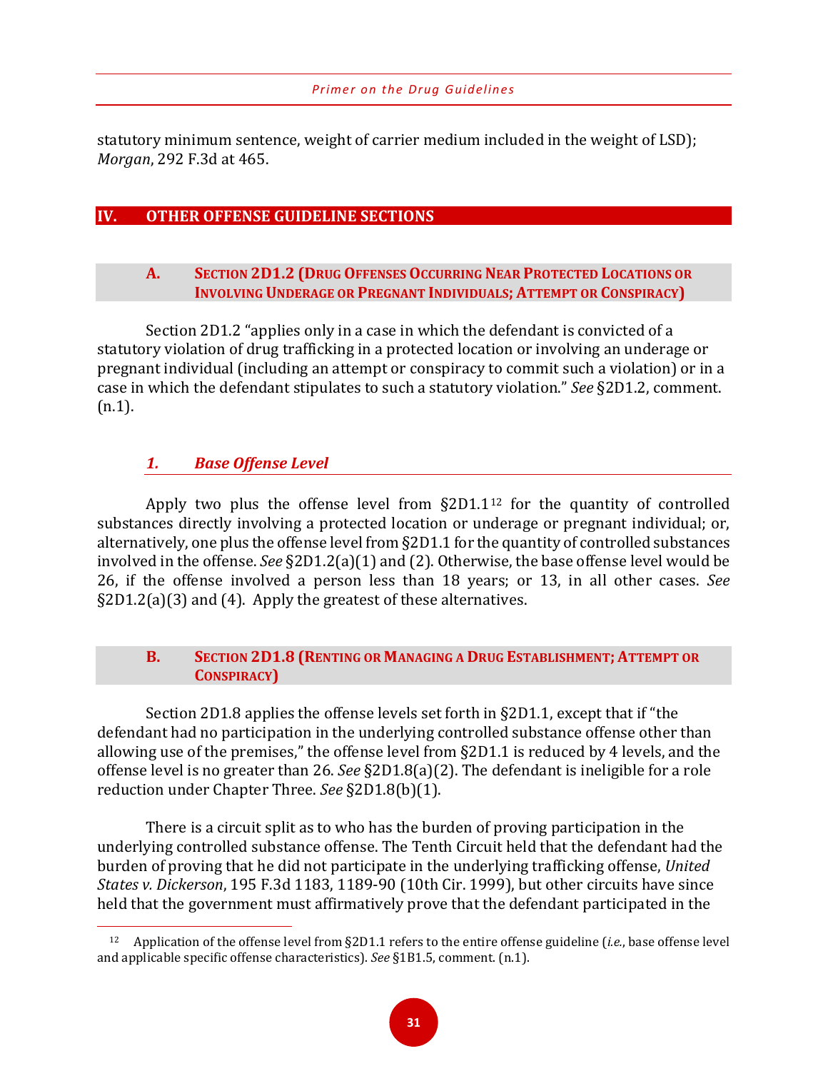statutory minimum sentence, weight of carrier medium included in the weight of LSD); *Morgan*, 292 F.3d at 465.

## IV. OTHER OFFENSE GUIDELINE SECTIONS

### A. Section 2D1.2 (Drug Offenses Occurring Near Protected Locations or Involving Underage or Pregnant Individuals; Attempt or Conspiracy)

Section 2D1.2 "applies only in a case in which the defendant is convicted of a statutory violation of drug trafficking in a protected location or involving an underage or pregnant individual (including an attempt or conspiracy to commit such a violation) or in a case in which the defendant stipulates to such a statutory violation." *See* §2D1.2, comment. (n.1).

#### *1. Base Offense Level*

Apply two plus the offense level from §2D1.1[12] for the quantity of controlled substances directly involving a protected location or underage or pregnant individual; or, alternatively, one plus the offense level from §2D1.1 for the quantity of controlled substances involved in the offense. *See* §2D1.2(a)(1) and (2). Otherwise, the base offense level would be 26, if the offense involved a person less than 18 years; or 13, in all other cases. *See* §2D1.2(a)(3) and (4). Apply the greatest of these alternatives.

### B. Section 2D1.8 (Renting or Managing a Drug Establishment; Attempt or Conspiracy)

Section 2D1.8 applies the offense levels set forth in §2D1.1, except that if "the defendant had no participation in the underlying controlled substance offense other than allowing use of the premises," the offense level from §2D1.1 is reduced by 4 levels, and the offense level is no greater than 26. *See* §2D1.8(a)(2). The defendant is ineligible for a role reduction under Chapter Three. *See* §2D1.8(b)(1).

There is a circuit split as to who has the burden of proving participation in the underlying controlled substance offense. The Tenth Circuit held that the defendant had the burden of proving that he did not participate in the underlying trafficking offense, *United States v. Dickerson*, 195 F.3d 1183, 1189-90 (10th Cir. 1999), but other circuits have since held that the government must affirmatively prove that the defendant participated in the

---

[12] Application of the offense level from §2D1.1 refers to the entire offense guideline (*i.e.*, base offense level and applicable specific offense characteristics). *See* §1B1.5, comment. (n.1).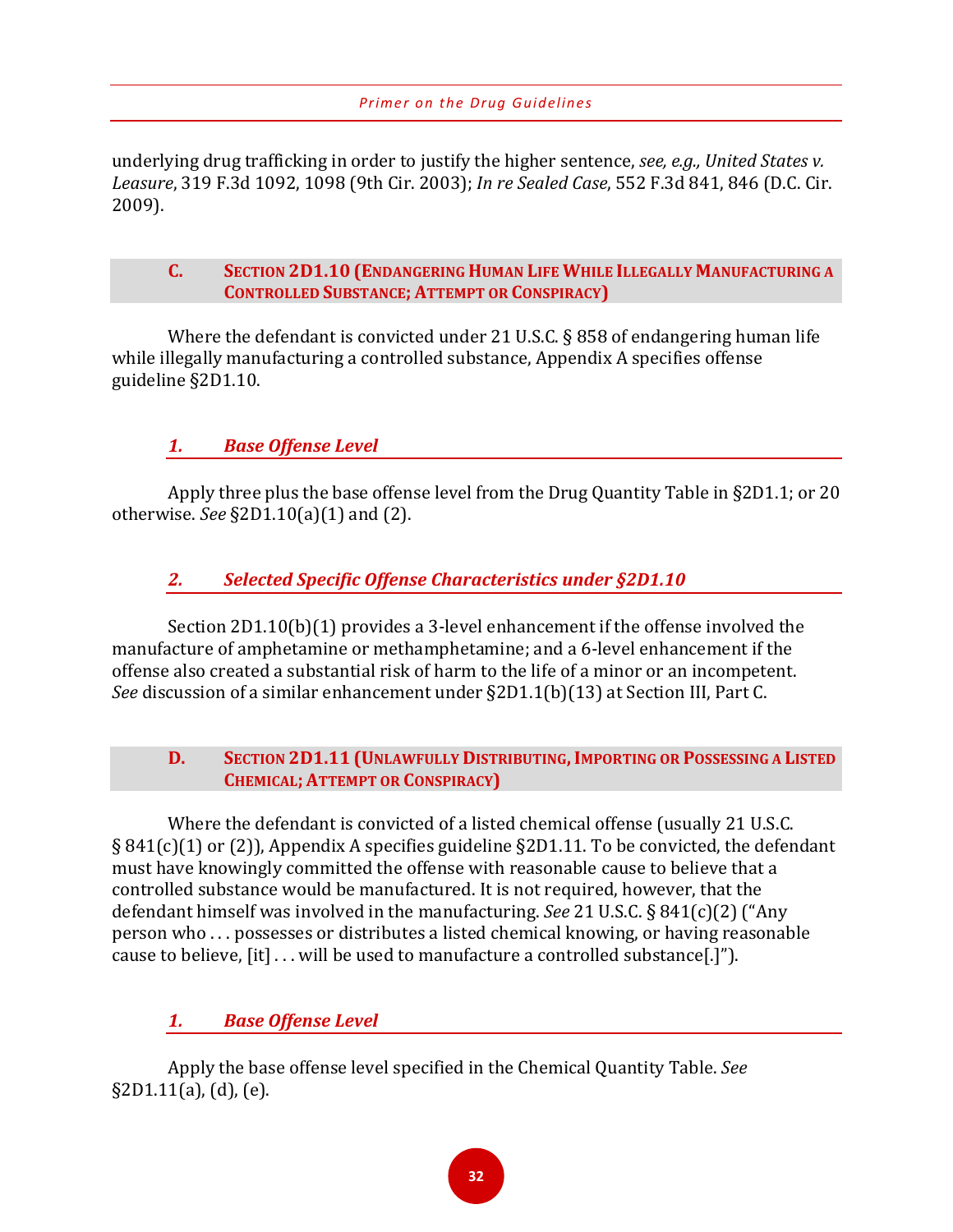underlying drug trafficking in order to justify the higher sentence, *see, e.g., United States v. Leasure*, 319 F.3d 1092, 1098 (9th Cir. 2003); *In re Sealed Case*, 552 F.3d 841, 846 (D.C. Cir. 2009).

## C. Section 2D1.10 (Endangering Human Life While Illegally Manufacturing a Controlled Substance; Attempt or Conspiracy)

Where the defendant is convicted under 21 U.S.C. § 858 of endangering human life while illegally manufacturing a controlled substance, Appendix A specifies offense guideline §2D1.10.

### *1. Base Offense Level*

Apply three plus the base offense level from the Drug Quantity Table in §2D1.1; or 20 otherwise. *See* §2D1.10(a)(1) and (2).

### *2. Selected Specific Offense Characteristics under §2D1.10*

Section 2D1.10(b)(1) provides a 3-level enhancement if the offense involved the manufacture of amphetamine or methamphetamine; and a 6-level enhancement if the offense also created a substantial risk of harm to the life of a minor or an incompetent. *See* discussion of a similar enhancement under §2D1.1(b)(13) at Section III, Part C.

## D. Section 2D1.11 (Unlawfully Distributing, Importing or Possessing a Listed Chemical; Attempt or Conspiracy)

Where the defendant is convicted of a listed chemical offense (usually 21 U.S.C. § 841(c)(1) or (2)), Appendix A specifies guideline §2D1.11. To be convicted, the defendant must have knowingly committed the offense with reasonable cause to believe that a controlled substance would be manufactured. It is not required, however, that the defendant himself was involved in the manufacturing. *See* 21 U.S.C. § 841(c)(2) ("Any person who . . . possesses or distributes a listed chemical knowing, or having reasonable cause to believe, [it] . . . will be used to manufacture a controlled substance[.]").

### *1. Base Offense Level*

Apply the base offense level specified in the Chemical Quantity Table. *See* §2D1.11(a), (d), (e).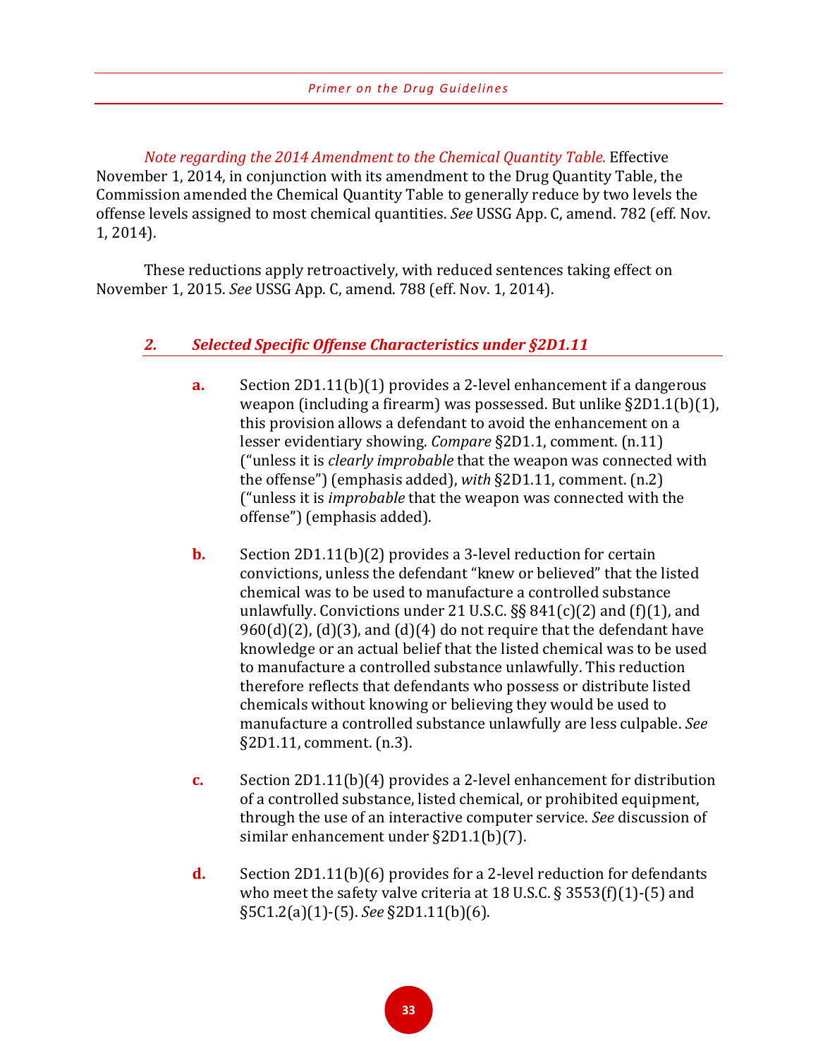*Note regarding the 2014 Amendment to the Chemical Quantity Table.* Effective November 1, 2014, in conjunction with its amendment to the Drug Quantity Table, the Commission amended the Chemical Quantity Table to generally reduce by two levels the offense levels assigned to most chemical quantities. *See* USSG App. C, amend. 782 (eff. Nov. 1, 2014).

These reductions apply retroactively, with reduced sentences taking effect on November 1, 2015. *See* USSG App. C, amend. 788 (eff. Nov. 1, 2014).

### *2. Selected Specific Offense Characteristics under §2D1.11*

**a.** Section 2D1.11(b)(1) provides a 2-level enhancement if a dangerous weapon (including a firearm) was possessed. But unlike §2D1.1(b)(1), this provision allows a defendant to avoid the enhancement on a lesser evidentiary showing. *Compare* §2D1.1, comment. (n.11) ("unless it is *clearly improbable* that the weapon was connected with the offense") (emphasis added), *with* §2D1.11, comment. (n.2) ("unless it is *improbable* that the weapon was connected with the offense") (emphasis added).

**b.** Section 2D1.11(b)(2) provides a 3-level reduction for certain convictions, unless the defendant "knew or believed" that the listed chemical was to be used to manufacture a controlled substance unlawfully. Convictions under 21 U.S.C. §§ 841(c)(2) and (f)(1), and 960(d)(2), (d)(3), and (d)(4) do not require that the defendant have knowledge or an actual belief that the listed chemical was to be used to manufacture a controlled substance unlawfully. This reduction therefore reflects that defendants who possess or distribute listed chemicals without knowing or believing they would be used to manufacture a controlled substance unlawfully are less culpable. *See* §2D1.11, comment. (n.3).

**c.** Section 2D1.11(b)(4) provides a 2-level enhancement for distribution of a controlled substance, listed chemical, or prohibited equipment, through the use of an interactive computer service. *See* discussion of similar enhancement under §2D1.1(b)(7).

**d.** Section 2D1.11(b)(6) provides for a 2-level reduction for defendants who meet the safety valve criteria at 18 U.S.C. § 3553(f)(1)-(5) and §5C1.2(a)(1)-(5). *See* §2D1.11(b)(6).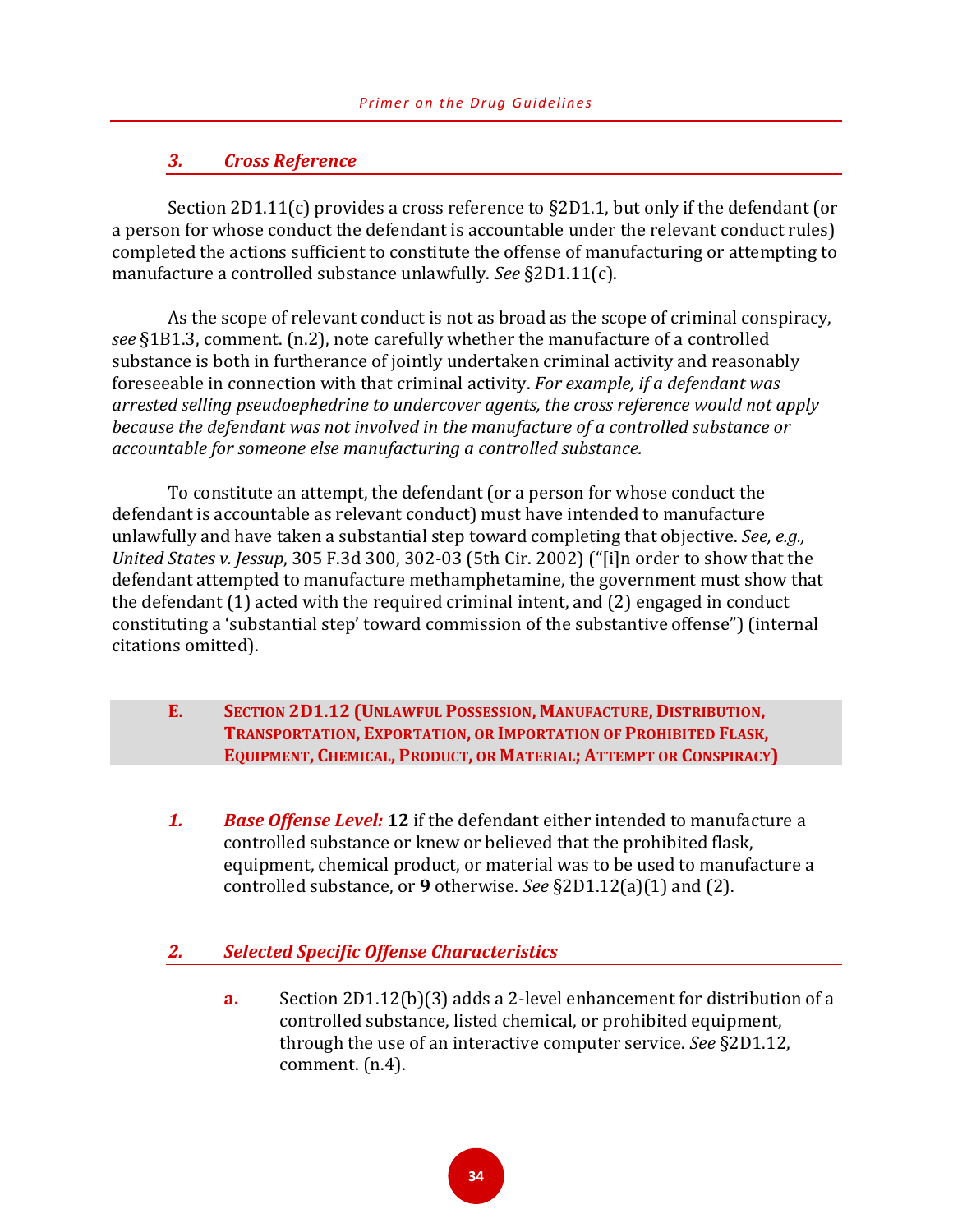### 3. *Cross Reference*

Section 2D1.11(c) provides a cross reference to §2D1.1, but only if the defendant (or a person for whose conduct the defendant is accountable under the relevant conduct rules) completed the actions sufficient to constitute the offense of manufacturing or attempting to manufacture a controlled substance unlawfully. *See* §2D1.11(c).

As the scope of relevant conduct is not as broad as the scope of criminal conspiracy, *see* §1B1.3, comment. (n.2), note carefully whether the manufacture of a controlled substance is both in furtherance of jointly undertaken criminal activity and reasonably foreseeable in connection with that criminal activity. *For example, if a defendant was arrested selling pseudoephedrine to undercover agents, the cross reference would not apply because the defendant was not involved in the manufacture of a controlled substance or accountable for someone else manufacturing a controlled substance.*

To constitute an attempt, the defendant (or a person for whose conduct the defendant is accountable as relevant conduct) must have intended to manufacture unlawfully and have taken a substantial step toward completing that objective. *See, e.g., United States v. Jessup*, 305 F.3d 300, 302-03 (5th Cir. 2002) ("[i]n order to show that the defendant attempted to manufacture methamphetamine, the government must show that the defendant (1) acted with the required criminal intent, and (2) engaged in conduct constituting a 'substantial step' toward commission of the substantive offense") (internal citations omitted).

## E. Section 2D1.12 (Unlawful Possession, Manufacture, Distribution, Transportation, Exportation, or Importation of Prohibited Flask, Equipment, Chemical, Product, or Material; Attempt or Conspiracy)

1. ***Base Offense Level:*** **12** if the defendant either intended to manufacture a controlled substance or knew or believed that the prohibited flask, equipment, chemical product, or material was to be used to manufacture a controlled substance, or **9** otherwise. *See* §2D1.12(a)(1) and (2).

### 2. *Selected Specific Offense Characteristics*

**a.** Section 2D1.12(b)(3) adds a 2-level enhancement for distribution of a controlled substance, listed chemical, or prohibited equipment, through the use of an interactive computer service. *See* §2D1.12, comment. (n.4).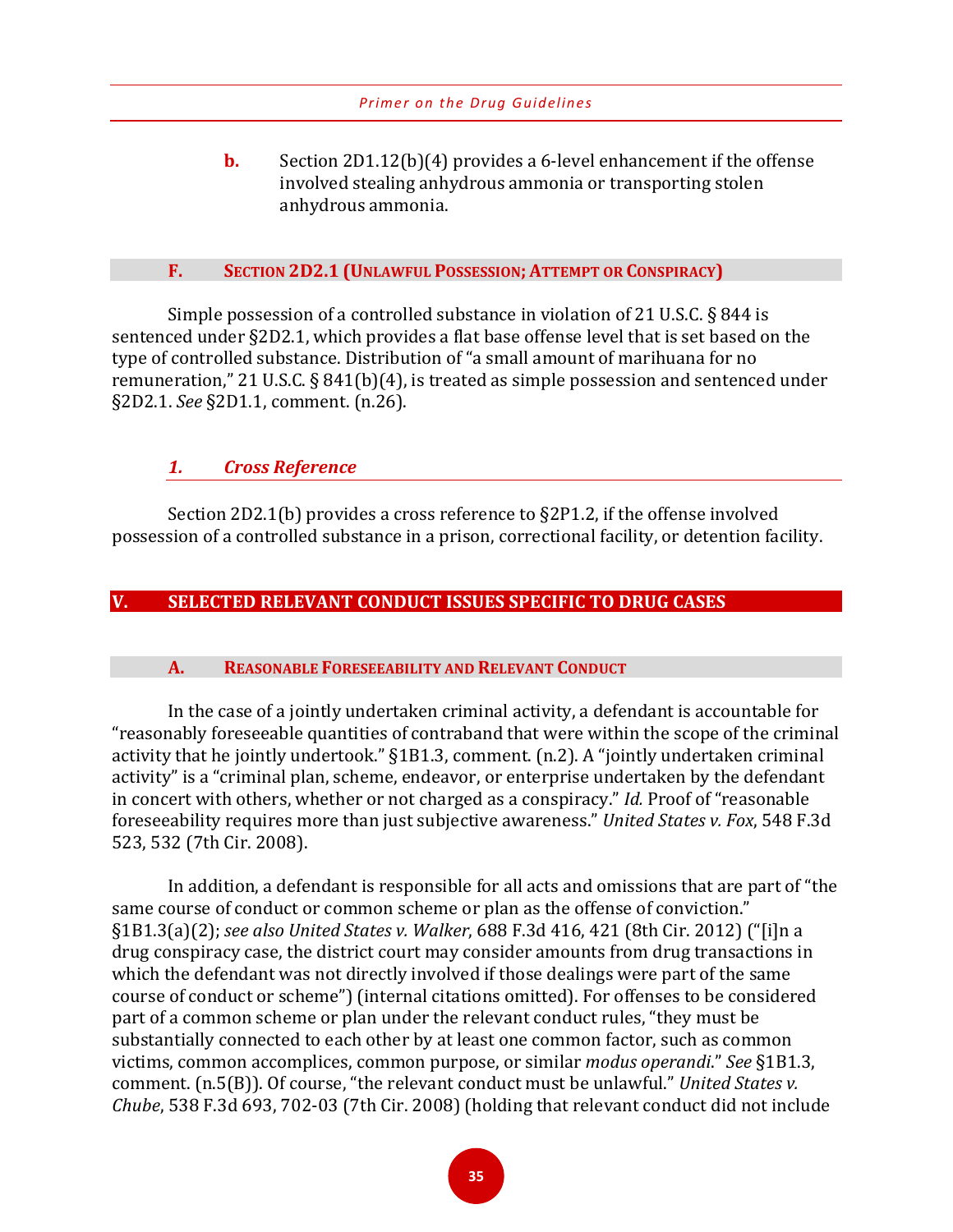**b.** Section 2D1.12(b)(4) provides a 6-level enhancement if the offense involved stealing anhydrous ammonia or transporting stolen anhydrous ammonia.

### F. Section 2D2.1 (Unlawful Possession; Attempt or Conspiracy)

Simple possession of a controlled substance in violation of 21 U.S.C. § 844 is sentenced under §2D2.1, which provides a flat base offense level that is set based on the type of controlled substance. Distribution of "a small amount of marihuana for no remuneration," 21 U.S.C. § 841(b)(4), is treated as simple possession and sentenced under §2D2.1. *See* §2D1.1, comment. (n.26).

#### *1. Cross Reference*

Section 2D2.1(b) provides a cross reference to §2P1.2, if the offense involved possession of a controlled substance in a prison, correctional facility, or detention facility.

## V. SELECTED RELEVANT CONDUCT ISSUES SPECIFIC TO DRUG CASES

### A. Reasonable Foreseeability and Relevant Conduct

In the case of a jointly undertaken criminal activity, a defendant is accountable for "reasonably foreseeable quantities of contraband that were within the scope of the criminal activity that he jointly undertook." §1B1.3, comment. (n.2). A "jointly undertaken criminal activity" is a "criminal plan, scheme, endeavor, or enterprise undertaken by the defendant in concert with others, whether or not charged as a conspiracy." *Id.* Proof of "reasonable foreseeability requires more than just subjective awareness." *United States v. Fox*, 548 F.3d 523, 532 (7th Cir. 2008).

In addition, a defendant is responsible for all acts and omissions that are part of "the same course of conduct or common scheme or plan as the offense of conviction." §1B1.3(a)(2); *see also United States v. Walker*, 688 F.3d 416, 421 (8th Cir. 2012) ("[i]n a drug conspiracy case, the district court may consider amounts from drug transactions in which the defendant was not directly involved if those dealings were part of the same course of conduct or scheme") (internal citations omitted). For offenses to be considered part of a common scheme or plan under the relevant conduct rules, "they must be substantially connected to each other by at least one common factor, such as common victims, common accomplices, common purpose, or similar *modus operandi*." *See* §1B1.3, comment. (n.5(B)). Of course, "the relevant conduct must be unlawful." *United States v. Chube*, 538 F.3d 693, 702-03 (7th Cir. 2008) (holding that relevant conduct did not include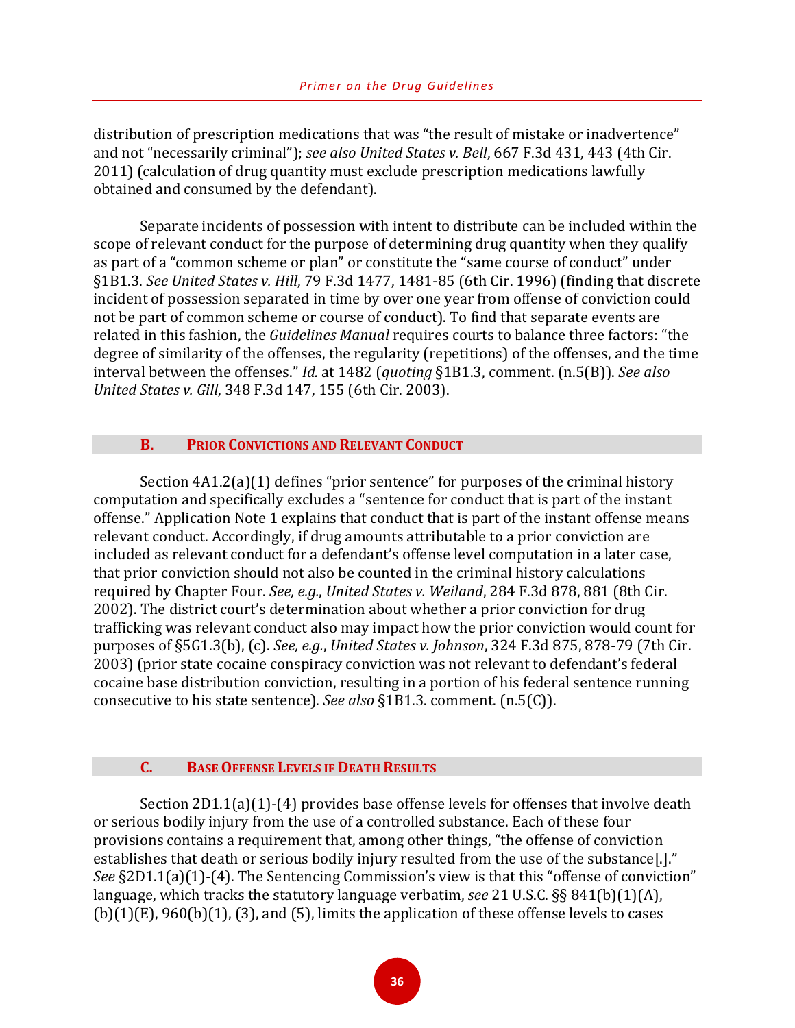distribution of prescription medications that was "the result of mistake or inadvertence" and not "necessarily criminal"); *see also United States v. Bell*, 667 F.3d 431, 443 (4th Cir. 2011) (calculation of drug quantity must exclude prescription medications lawfully obtained and consumed by the defendant).

Separate incidents of possession with intent to distribute can be included within the scope of relevant conduct for the purpose of determining drug quantity when they qualify as part of a "common scheme or plan" or constitute the "same course of conduct" under §1B1.3. *See United States v. Hill*, 79 F.3d 1477, 1481-85 (6th Cir. 1996) (finding that discrete incident of possession separated in time by over one year from offense of conviction could not be part of common scheme or course of conduct). To find that separate events are related in this fashion, the *Guidelines Manual* requires courts to balance three factors: "the degree of similarity of the offenses, the regularity (repetitions) of the offenses, and the time interval between the offenses." *Id.* at 1482 (*quoting* §1B1.3, comment. (n.5(B)). *See also United States v. Gill*, 348 F.3d 147, 155 (6th Cir. 2003).

### B. Prior Convictions and Relevant Conduct

Section 4A1.2(a)(1) defines "prior sentence" for purposes of the criminal history computation and specifically excludes a "sentence for conduct that is part of the instant offense." Application Note 1 explains that conduct that is part of the instant offense means relevant conduct. Accordingly, if drug amounts attributable to a prior conviction are included as relevant conduct for a defendant's offense level computation in a later case, that prior conviction should not also be counted in the criminal history calculations required by Chapter Four. *See, e.g., United States v. Weiland*, 284 F.3d 878, 881 (8th Cir. 2002). The district court's determination about whether a prior conviction for drug trafficking was relevant conduct also may impact how the prior conviction would count for purposes of §5G1.3(b), (c). *See, e.g., United States v. Johnson*, 324 F.3d 875, 878-79 (7th Cir. 2003) (prior state cocaine conspiracy conviction was not relevant to defendant's federal cocaine base distribution conviction, resulting in a portion of his federal sentence running consecutive to his state sentence). *See also* §1B1.3. comment. (n.5(C)).

### C. Base Offense Levels if Death Results

Section 2D1.1(a)(1)-(4) provides base offense levels for offenses that involve death or serious bodily injury from the use of a controlled substance. Each of these four provisions contains a requirement that, among other things, "the offense of conviction establishes that death or serious bodily injury resulted from the use of the substance[.]" *See* §2D1.1(a)(1)-(4). The Sentencing Commission's view is that this "offense of conviction" language, which tracks the statutory language verbatim, *see* 21 U.S.C. §§ 841(b)(1)(A), (b)(1)(E), 960(b)(1), (3), and (5), limits the application of these offense levels to cases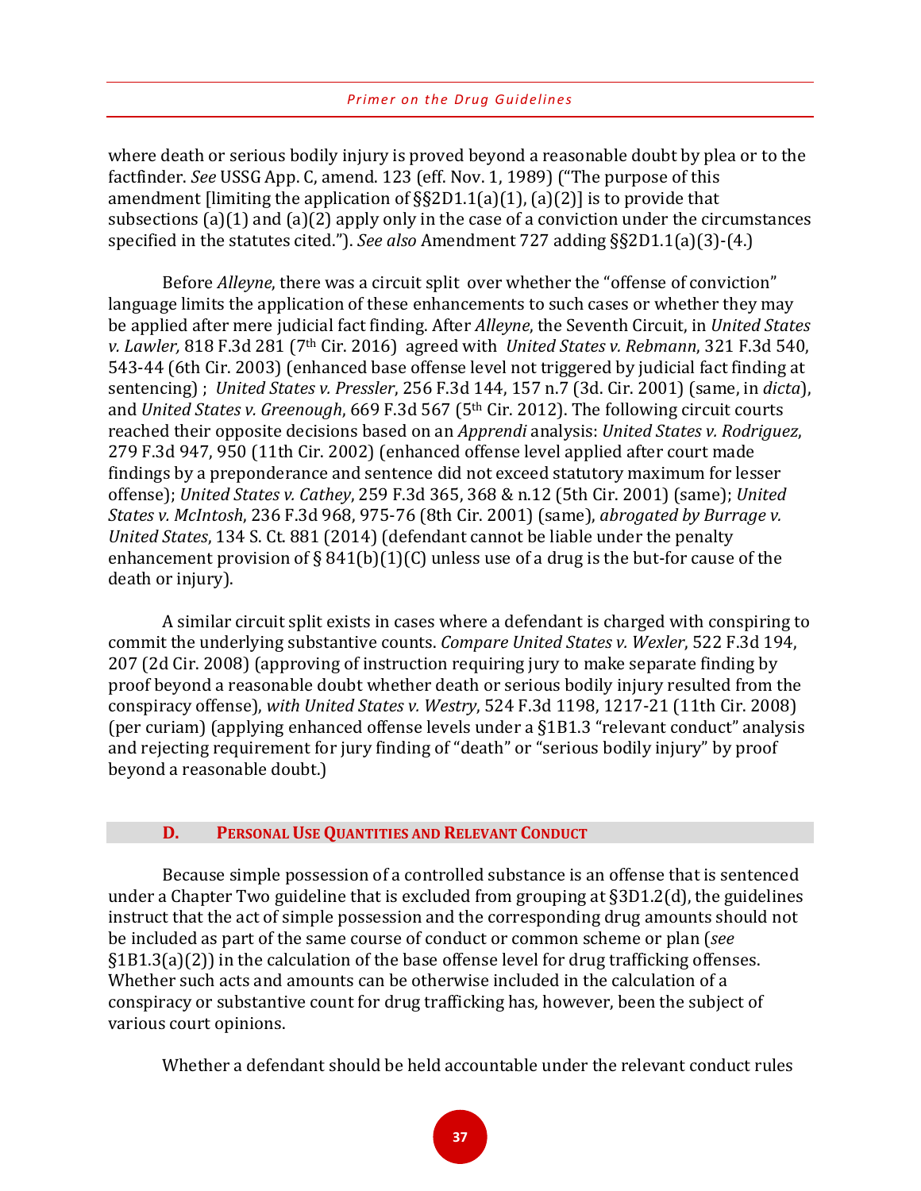where death or serious bodily injury is proved beyond a reasonable doubt by plea or to the factfinder. *See* USSG App. C, amend. 123 (eff. Nov. 1, 1989) ("The purpose of this amendment [limiting the application of §§2D1.1(a)(1), (a)(2)] is to provide that subsections (a)(1) and (a)(2) apply only in the case of a conviction under the circumstances specified in the statutes cited."). *See also* Amendment 727 adding §§2D1.1(a)(3)-(4.)

Before *Alleyne*, there was a circuit split over whether the "offense of conviction" language limits the application of these enhancements to such cases or whether they may be applied after mere judicial fact finding. After *Alleyne*, the Seventh Circuit, in *United States v. Lawler,* 818 F.3d 281 (7th Cir. 2016) agreed with *United States v. Rebmann*, 321 F.3d 540, 543-44 (6th Cir. 2003) (enhanced base offense level not triggered by judicial fact finding at sentencing) ; *United States v. Pressler*, 256 F.3d 144, 157 n.7 (3d. Cir. 2001) (same, in *dicta*), and *United States v. Greenough*, 669 F.3d 567 (5th Cir. 2012). The following circuit courts reached their opposite decisions based on an *Apprendi* analysis: *United States v. Rodriguez*, 279 F.3d 947, 950 (11th Cir. 2002) (enhanced offense level applied after court made findings by a preponderance and sentence did not exceed statutory maximum for lesser offense); *United States v. Cathey*, 259 F.3d 365, 368 & n.12 (5th Cir. 2001) (same); *United States v. McIntosh*, 236 F.3d 968, 975-76 (8th Cir. 2001) (same), *abrogated by Burrage v. United States*, 134 S. Ct. 881 (2014) (defendant cannot be liable under the penalty enhancement provision of § 841(b)(1)(C) unless use of a drug is the but-for cause of the death or injury).

A similar circuit split exists in cases where a defendant is charged with conspiring to commit the underlying substantive counts. *Compare United States v. Wexler*, 522 F.3d 194, 207 (2d Cir. 2008) (approving of instruction requiring jury to make separate finding by proof beyond a reasonable doubt whether death or serious bodily injury resulted from the conspiracy offense), *with United States v. Westry*, 524 F.3d 1198, 1217-21 (11th Cir. 2008) (per curiam) (applying enhanced offense levels under a §1B1.3 "relevant conduct" analysis and rejecting requirement for jury finding of "death" or "serious bodily injury" by proof beyond a reasonable doubt.)

### D. Personal Use Quantities and Relevant Conduct

Because simple possession of a controlled substance is an offense that is sentenced under a Chapter Two guideline that is excluded from grouping at §3D1.2(d), the guidelines instruct that the act of simple possession and the corresponding drug amounts should not be included as part of the same course of conduct or common scheme or plan (*see* §1B1.3(a)(2)) in the calculation of the base offense level for drug trafficking offenses. Whether such acts and amounts can be otherwise included in the calculation of a conspiracy or substantive count for drug trafficking has, however, been the subject of various court opinions.

Whether a defendant should be held accountable under the relevant conduct rules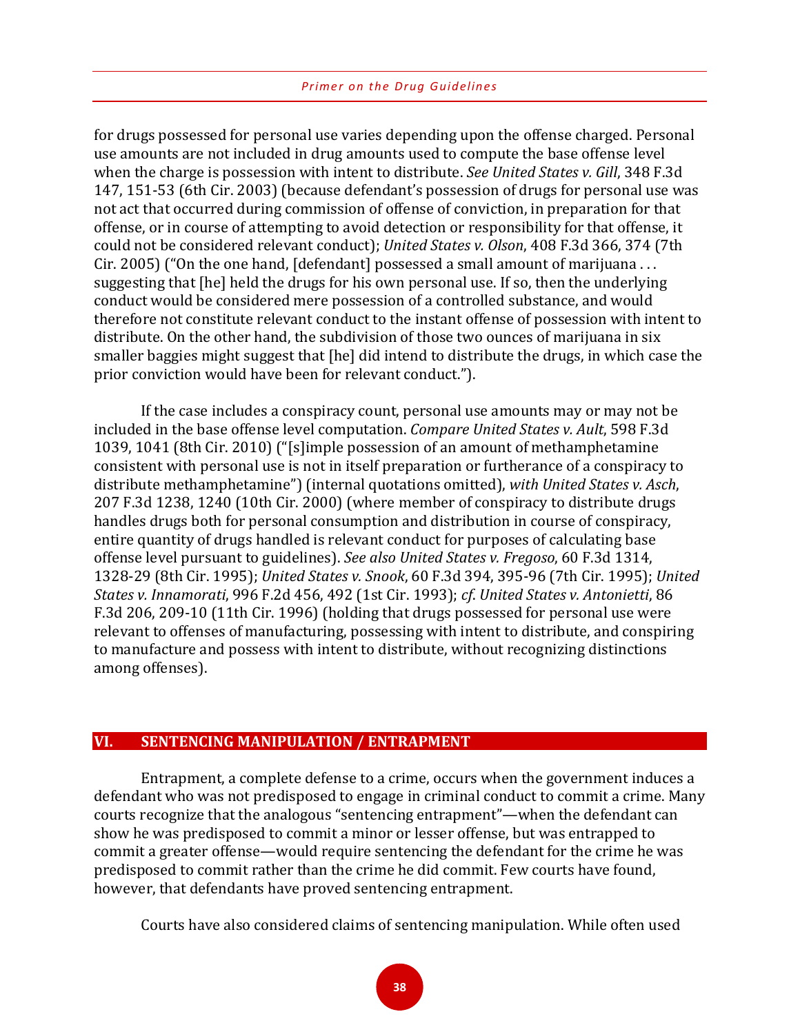for drugs possessed for personal use varies depending upon the offense charged. Personal use amounts are not included in drug amounts used to compute the base offense level when the charge is possession with intent to distribute. *See United States v. Gill*, 348 F.3d 147, 151-53 (6th Cir. 2003) (because defendant's possession of drugs for personal use was not act that occurred during commission of offense of conviction, in preparation for that offense, or in course of attempting to avoid detection or responsibility for that offense, it could not be considered relevant conduct); *United States v. Olson*, 408 F.3d 366, 374 (7th Cir. 2005) ("On the one hand, [defendant] possessed a small amount of marijuana . . . suggesting that [he] held the drugs for his own personal use. If so, then the underlying conduct would be considered mere possession of a controlled substance, and would therefore not constitute relevant conduct to the instant offense of possession with intent to distribute. On the other hand, the subdivision of those two ounces of marijuana in six smaller baggies might suggest that [he] did intend to distribute the drugs, in which case the prior conviction would have been for relevant conduct.").

If the case includes a conspiracy count, personal use amounts may or may not be included in the base offense level computation. *Compare United States v. Ault*, 598 F.3d 1039, 1041 (8th Cir. 2010) ("[s]imple possession of an amount of methamphetamine consistent with personal use is not in itself preparation or furtherance of a conspiracy to distribute methamphetamine") (internal quotations omitted), *with United States v. Asch*, 207 F.3d 1238, 1240 (10th Cir. 2000) (where member of conspiracy to distribute drugs handles drugs both for personal consumption and distribution in course of conspiracy, entire quantity of drugs handled is relevant conduct for purposes of calculating base offense level pursuant to guidelines). *See also United States v. Fregoso*, 60 F.3d 1314, 1328-29 (8th Cir. 1995); *United States v. Snook*, 60 F.3d 394, 395-96 (7th Cir. 1995); *United States v. Innamorati*, 996 F.2d 456, 492 (1st Cir. 1993); *cf. United States v. Antonietti*, 86 F.3d 206, 209-10 (11th Cir. 1996) (holding that drugs possessed for personal use were relevant to offenses of manufacturing, possessing with intent to distribute, and conspiring to manufacture and possess with intent to distribute, without recognizing distinctions among offenses).

## VI. SENTENCING MANIPULATION / ENTRAPMENT

Entrapment, a complete defense to a crime, occurs when the government induces a defendant who was not predisposed to engage in criminal conduct to commit a crime. Many courts recognize that the analogous "sentencing entrapment"—when the defendant can show he was predisposed to commit a minor or lesser offense, but was entrapped to commit a greater offense—would require sentencing the defendant for the crime he was predisposed to commit rather than the crime he did commit. Few courts have found, however, that defendants have proved sentencing entrapment.

Courts have also considered claims of sentencing manipulation. While often used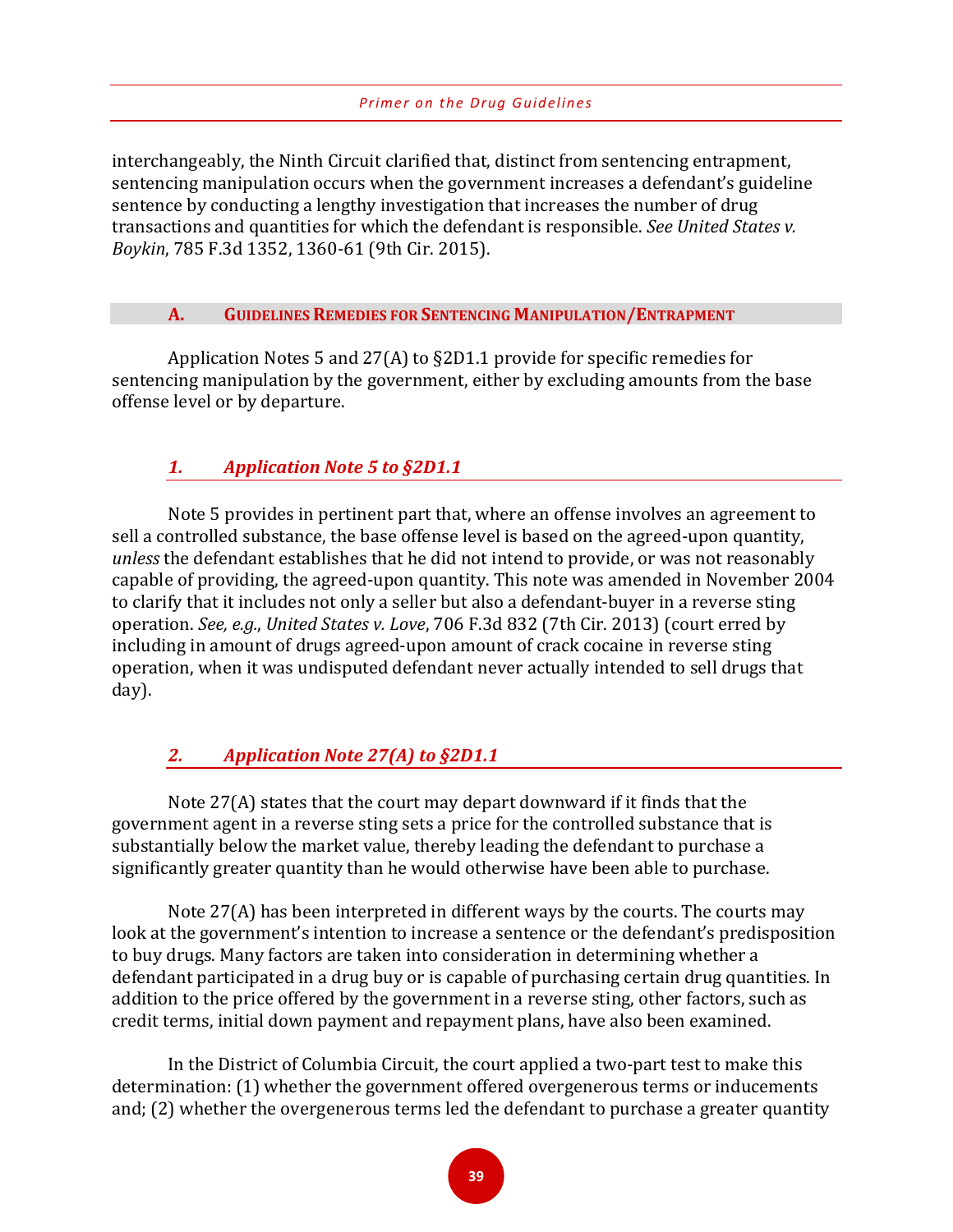interchangeably, the Ninth Circuit clarified that, distinct from sentencing entrapment, sentencing manipulation occurs when the government increases a defendant's guideline sentence by conducting a lengthy investigation that increases the number of drug transactions and quantities for which the defendant is responsible. *See United States v. Boykin*, 785 F.3d 1352, 1360-61 (9th Cir. 2015).

## A. Guidelines Remedies for Sentencing Manipulation/Entrapment

Application Notes 5 and 27(A) to §2D1.1 provide for specific remedies for sentencing manipulation by the government, either by excluding amounts from the base offense level or by departure.

### *1. Application Note 5 to §2D1.1*

Note 5 provides in pertinent part that, where an offense involves an agreement to sell a controlled substance, the base offense level is based on the agreed-upon quantity, *unless* the defendant establishes that he did not intend to provide, or was not reasonably capable of providing, the agreed-upon quantity. This note was amended in November 2004 to clarify that it includes not only a seller but also a defendant-buyer in a reverse sting operation. *See, e.g.*, *United States v. Love*, 706 F.3d 832 (7th Cir. 2013) (court erred by including in amount of drugs agreed-upon amount of crack cocaine in reverse sting operation, when it was undisputed defendant never actually intended to sell drugs that day).

### *2. Application Note 27(A) to §2D1.1*

Note 27(A) states that the court may depart downward if it finds that the government agent in a reverse sting sets a price for the controlled substance that is substantially below the market value, thereby leading the defendant to purchase a significantly greater quantity than he would otherwise have been able to purchase.

Note 27(A) has been interpreted in different ways by the courts. The courts may look at the government's intention to increase a sentence or the defendant's predisposition to buy drugs. Many factors are taken into consideration in determining whether a defendant participated in a drug buy or is capable of purchasing certain drug quantities. In addition to the price offered by the government in a reverse sting, other factors, such as credit terms, initial down payment and repayment plans, have also been examined.

In the District of Columbia Circuit, the court applied a two-part test to make this determination: (1) whether the government offered overgenerous terms or inducements and; (2) whether the overgenerous terms led the defendant to purchase a greater quantity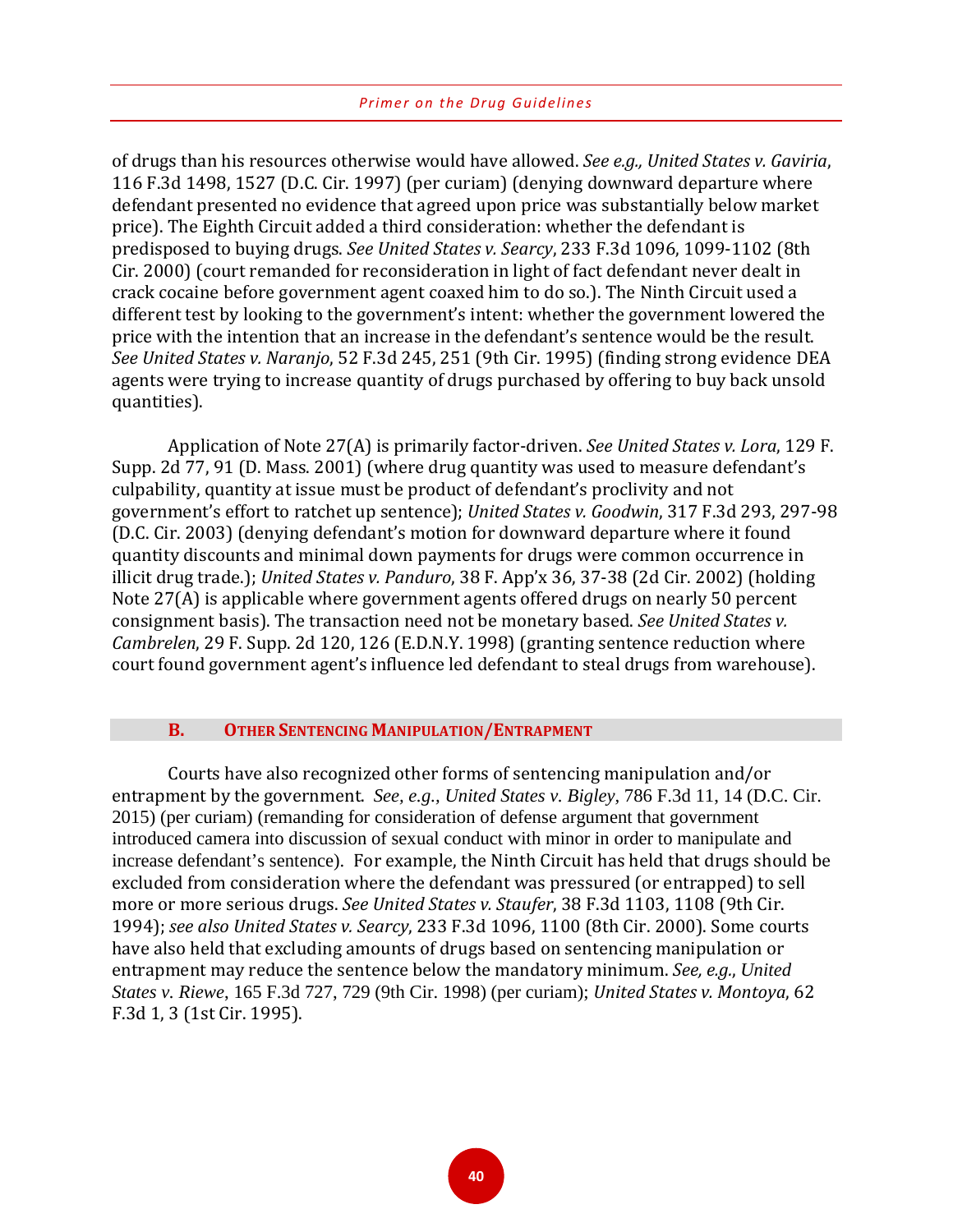of drugs than his resources otherwise would have allowed. *See e.g., United States v. Gaviria*, 116 F.3d 1498, 1527 (D.C. Cir. 1997) (per curiam) (denying downward departure where defendant presented no evidence that agreed upon price was substantially below market price). The Eighth Circuit added a third consideration: whether the defendant is predisposed to buying drugs. *See United States v. Searcy*, 233 F.3d 1096, 1099-1102 (8th Cir. 2000) (court remanded for reconsideration in light of fact defendant never dealt in crack cocaine before government agent coaxed him to do so.). The Ninth Circuit used a different test by looking to the government's intent: whether the government lowered the price with the intention that an increase in the defendant's sentence would be the result. *See United States v. Naranjo*, 52 F.3d 245, 251 (9th Cir. 1995) (finding strong evidence DEA agents were trying to increase quantity of drugs purchased by offering to buy back unsold quantities).

Application of Note 27(A) is primarily factor-driven. *See United States v. Lora*, 129 F. Supp. 2d 77, 91 (D. Mass. 2001) (where drug quantity was used to measure defendant's culpability, quantity at issue must be product of defendant's proclivity and not government's effort to ratchet up sentence); *United States v. Goodwin*, 317 F.3d 293, 297-98 (D.C. Cir. 2003) (denying defendant's motion for downward departure where it found quantity discounts and minimal down payments for drugs were common occurrence in illicit drug trade.); *United States v. Panduro*, 38 F. App'x 36, 37-38 (2d Cir. 2002) (holding Note 27(A) is applicable where government agents offered drugs on nearly 50 percent consignment basis). The transaction need not be monetary based. *See United States v. Cambrelen*, 29 F. Supp. 2d 120, 126 (E.D.N.Y. 1998) (granting sentence reduction where court found government agent's influence led defendant to steal drugs from warehouse).

## B. Other Sentencing Manipulation/Entrapment

Courts have also recognized other forms of sentencing manipulation and/or entrapment by the government. *See*, *e.g.*, *United States v. Bigley*, 786 F.3d 11, 14 (D.C. Cir. 2015) (per curiam) (remanding for consideration of defense argument that government introduced camera into discussion of sexual conduct with minor in order to manipulate and increase defendant's sentence). For example, the Ninth Circuit has held that drugs should be excluded from consideration where the defendant was pressured (or entrapped) to sell more or more serious drugs. *See United States v. Staufer*, 38 F.3d 1103, 1108 (9th Cir. 1994); *see also United States v. Searcy*, 233 F.3d 1096, 1100 (8th Cir. 2000). Some courts have also held that excluding amounts of drugs based on sentencing manipulation or entrapment may reduce the sentence below the mandatory minimum. *See, e.g., United States v. Riewe*, 165 F.3d 727, 729 (9th Cir. 1998) (per curiam); *United States v. Montoya*, 62 F.3d 1, 3 (1st Cir. 1995).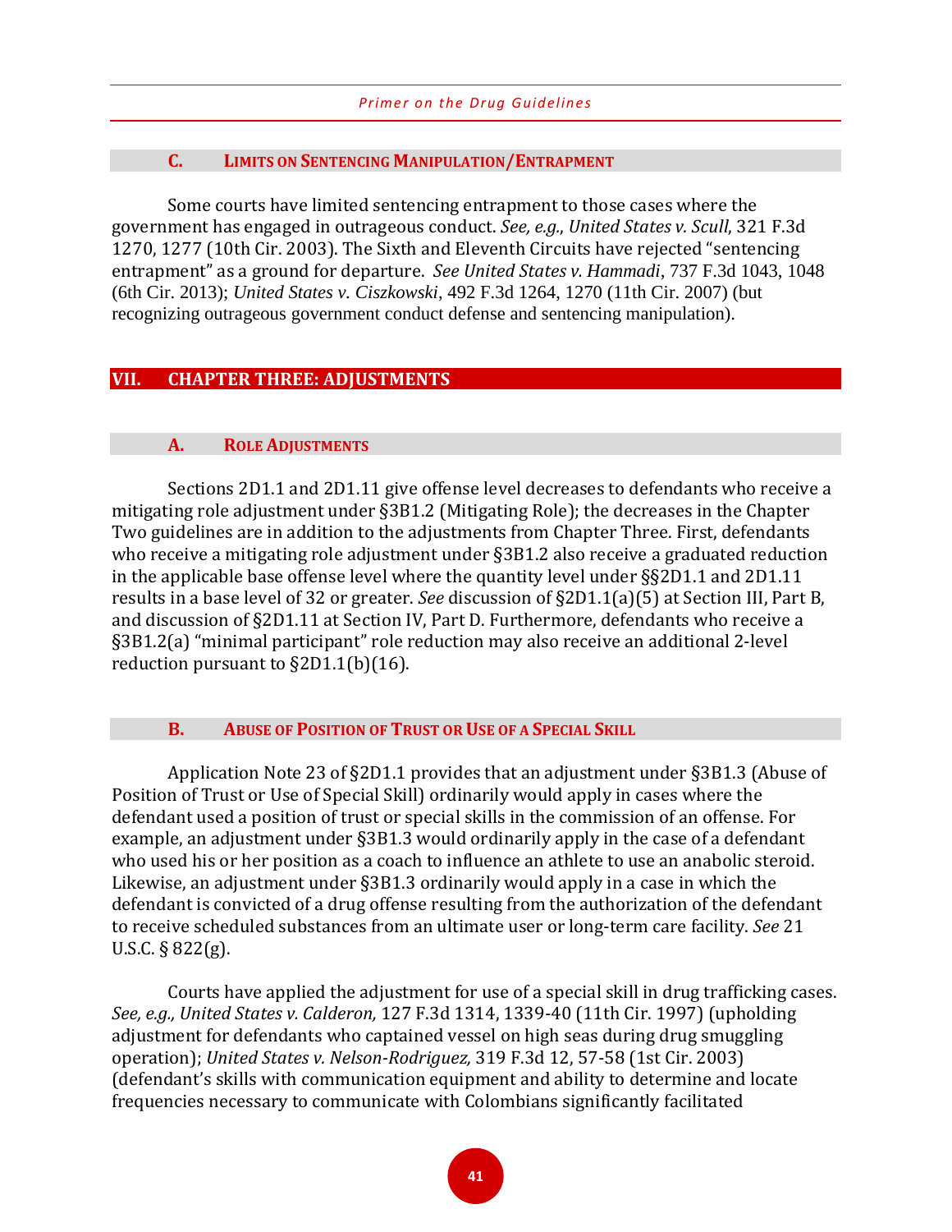### C. Limits on Sentencing Manipulation/Entrapment

Some courts have limited sentencing entrapment to those cases where the government has engaged in outrageous conduct. *See, e.g.*, *United States v. Scull*, 321 F.3d 1270, 1277 (10th Cir. 2003). The Sixth and Eleventh Circuits have rejected "sentencing entrapment" as a ground for departure. *See United States v. Hammadi*, 737 F.3d 1043, 1048 (6th Cir. 2013); *United States v. Ciszkowski*, 492 F.3d 1264, 1270 (11th Cir. 2007) (but recognizing outrageous government conduct defense and sentencing manipulation).

## VII. CHAPTER THREE: ADJUSTMENTS

### A. Role Adjustments

Sections 2D1.1 and 2D1.11 give offense level decreases to defendants who receive a mitigating role adjustment under §3B1.2 (Mitigating Role); the decreases in the Chapter Two guidelines are in addition to the adjustments from Chapter Three. First, defendants who receive a mitigating role adjustment under §3B1.2 also receive a graduated reduction in the applicable base offense level where the quantity level under §§2D1.1 and 2D1.11 results in a base level of 32 or greater. *See* discussion of §2D1.1(a)(5) at Section III, Part B, and discussion of §2D1.11 at Section IV, Part D. Furthermore, defendants who receive a §3B1.2(a) "minimal participant" role reduction may also receive an additional 2-level reduction pursuant to §2D1.1(b)(16).

### B. Abuse of Position of Trust or Use of a Special Skill

Application Note 23 of §2D1.1 provides that an adjustment under §3B1.3 (Abuse of Position of Trust or Use of Special Skill) ordinarily would apply in cases where the defendant used a position of trust or special skills in the commission of an offense. For example, an adjustment under §3B1.3 would ordinarily apply in the case of a defendant who used his or her position as a coach to influence an athlete to use an anabolic steroid. Likewise, an adjustment under §3B1.3 ordinarily would apply in a case in which the defendant is convicted of a drug offense resulting from the authorization of the defendant to receive scheduled substances from an ultimate user or long-term care facility. *See* 21 U.S.C. § 822(g).

Courts have applied the adjustment for use of a special skill in drug trafficking cases. *See, e.g., United States v. Calderon,* 127 F.3d 1314, 1339-40 (11th Cir. 1997) (upholding adjustment for defendants who captained vessel on high seas during drug smuggling operation); *United States v. Nelson-Rodriguez,* 319 F.3d 12, 57-58 (1st Cir. 2003) (defendant's skills with communication equipment and ability to determine and locate frequencies necessary to communicate with Colombians significantly facilitated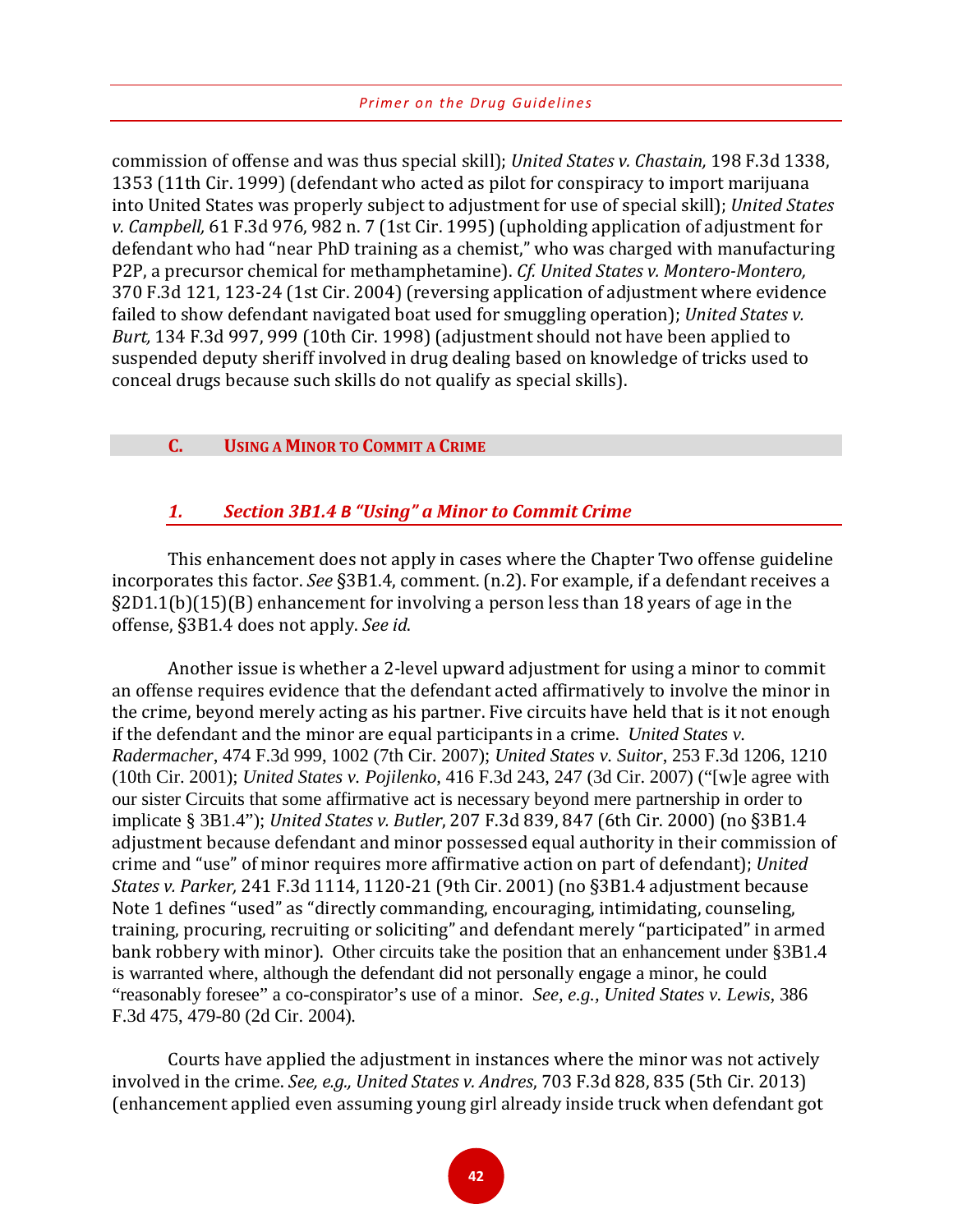commission of offense and was thus special skill); *United States v. Chastain,* 198 F.3d 1338, 1353 (11th Cir. 1999) (defendant who acted as pilot for conspiracy to import marijuana into United States was properly subject to adjustment for use of special skill); *United States v. Campbell,* 61 F.3d 976, 982 n. 7 (1st Cir. 1995) (upholding application of adjustment for defendant who had "near PhD training as a chemist," who was charged with manufacturing P2P, a precursor chemical for methamphetamine). *Cf. United States v. Montero-Montero,* 370 F.3d 121, 123-24 (1st Cir. 2004) (reversing application of adjustment where evidence failed to show defendant navigated boat used for smuggling operation); *United States v. Burt,* 134 F.3d 997, 999 (10th Cir. 1998) (adjustment should not have been applied to suspended deputy sheriff involved in drug dealing based on knowledge of tricks used to conceal drugs because such skills do not qualify as special skills).

## C. Using a Minor to Commit a Crime

### *1. Section 3B1.4 B "Using" a Minor to Commit Crime*

This enhancement does not apply in cases where the Chapter Two offense guideline incorporates this factor. *See* §3B1.4, comment. (n.2). For example, if a defendant receives a §2D1.1(b)(15)(B) enhancement for involving a person less than 18 years of age in the offense, §3B1.4 does not apply. *See id*.

Another issue is whether a 2-level upward adjustment for using a minor to commit an offense requires evidence that the defendant acted affirmatively to involve the minor in the crime, beyond merely acting as his partner. Five circuits have held that is it not enough if the defendant and the minor are equal participants in a crime. *United States v. Radermacher*, 474 F.3d 999, 1002 (7th Cir. 2007); *United States v. Suitor*, 253 F.3d 1206, 1210 (10th Cir. 2001); *United States v. Pojilenko*, 416 F.3d 243, 247 (3d Cir. 2007) ("[w]e agree with our sister Circuits that some affirmative act is necessary beyond mere partnership in order to implicate § 3B1.4"); *United States v. Butler*, 207 F.3d 839, 847 (6th Cir. 2000) (no §3B1.4 adjustment because defendant and minor possessed equal authority in their commission of crime and "use" of minor requires more affirmative action on part of defendant); *United States v. Parker,* 241 F.3d 1114, 1120-21 (9th Cir. 2001) (no §3B1.4 adjustment because Note 1 defines "used" as "directly commanding, encouraging, intimidating, counseling, training, procuring, recruiting or soliciting" and defendant merely "participated" in armed bank robbery with minor). Other circuits take the position that an enhancement under §3B1.4 is warranted where, although the defendant did not personally engage a minor, he could "reasonably foresee" a co-conspirator's use of a minor. *See, e.g., United States v. Lewis*, 386 F.3d 475, 479-80 (2d Cir. 2004).

Courts have applied the adjustment in instances where the minor was not actively involved in the crime. *See, e.g., United States v. Andres*, 703 F.3d 828, 835 (5th Cir. 2013) (enhancement applied even assuming young girl already inside truck when defendant got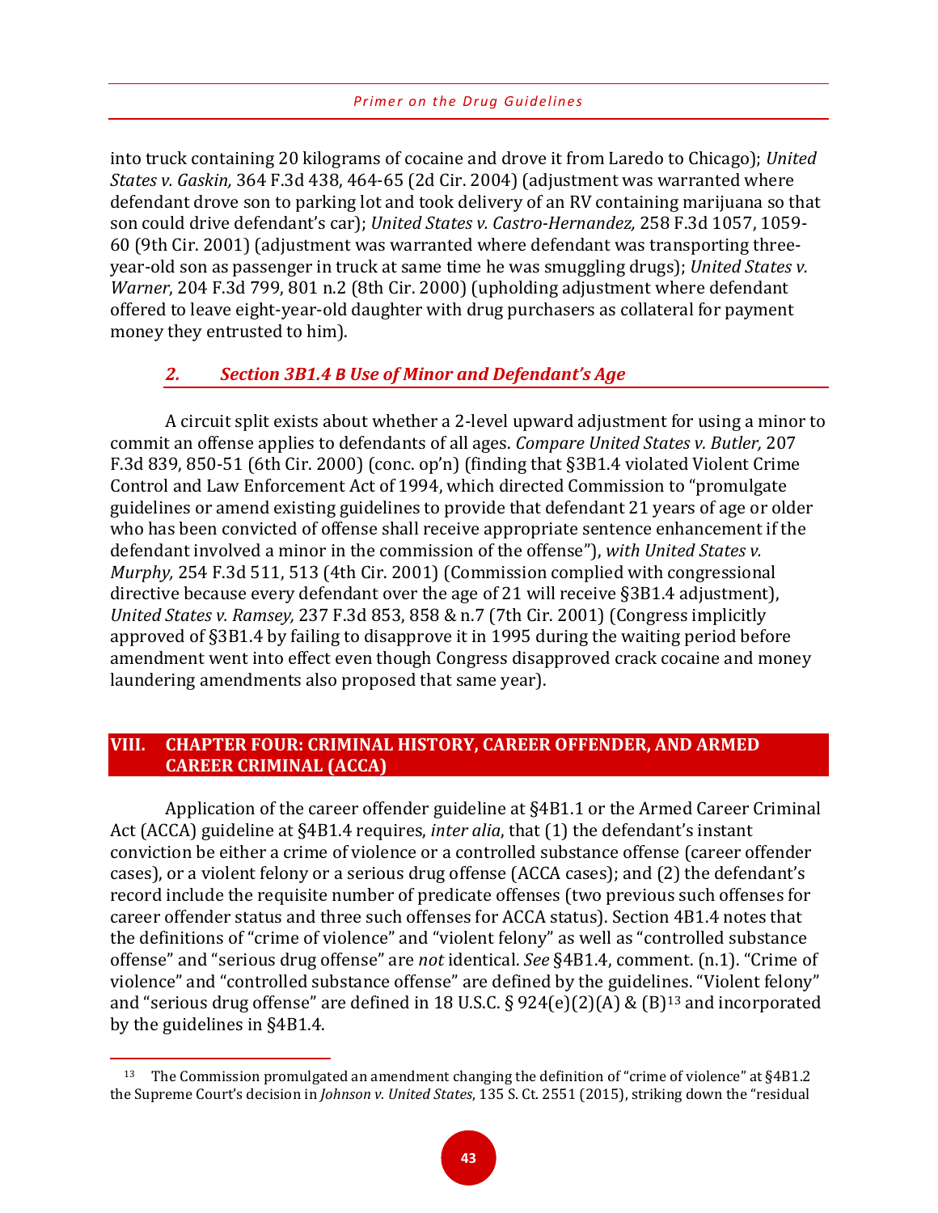into truck containing 20 kilograms of cocaine and drove it from Laredo to Chicago); *United States v. Gaskin,* 364 F.3d 438, 464-65 (2d Cir. 2004) (adjustment was warranted where defendant drove son to parking lot and took delivery of an RV containing marijuana so that son could drive defendant's car); *United States v. Castro-Hernandez,* 258 F.3d 1057, 1059-60 (9th Cir. 2001) (adjustment was warranted where defendant was transporting three-year-old son as passenger in truck at same time he was smuggling drugs); *United States v. Warner*, 204 F.3d 799, 801 n.2 (8th Cir. 2000) (upholding adjustment where defendant offered to leave eight-year-old daughter with drug purchasers as collateral for payment money they entrusted to him).

### *2. Section 3B1.4 B Use of Minor and Defendant's Age*

A circuit split exists about whether a 2-level upward adjustment for using a minor to commit an offense applies to defendants of all ages. *Compare United States v. Butler,* 207 F.3d 839, 850-51 (6th Cir. 2000) (conc. op'n) (finding that §3B1.4 violated Violent Crime Control and Law Enforcement Act of 1994, which directed Commission to "promulgate guidelines or amend existing guidelines to provide that defendant 21 years of age or older who has been convicted of offense shall receive appropriate sentence enhancement if the defendant involved a minor in the commission of the offense"), *with United States v. Murphy,* 254 F.3d 511, 513 (4th Cir. 2001) (Commission complied with congressional directive because every defendant over the age of 21 will receive §3B1.4 adjustment), *United States v. Ramsey,* 237 F.3d 853, 858 & n.7 (7th Cir. 2001) (Congress implicitly approved of §3B1.4 by failing to disapprove it in 1995 during the waiting period before amendment went into effect even though Congress disapproved crack cocaine and money laundering amendments also proposed that same year).

## VIII. CHAPTER FOUR: CRIMINAL HISTORY, CAREER OFFENDER, AND ARMED CAREER CRIMINAL (ACCA)

Application of the career offender guideline at §4B1.1 or the Armed Career Criminal Act (ACCA) guideline at §4B1.4 requires, *inter alia*, that (1) the defendant's instant conviction be either a crime of violence or a controlled substance offense (career offender cases), or a violent felony or a serious drug offense (ACCA cases); and (2) the defendant's record include the requisite number of predicate offenses (two previous such offenses for career offender status and three such offenses for ACCA status). Section 4B1.4 notes that the definitions of "crime of violence" and "violent felony" as well as "controlled substance offense" and "serious drug offense" are *not* identical. *See* §4B1.4, comment. (n.1). "Crime of violence" and "controlled substance offense" are defined by the guidelines. "Violent felony" and "serious drug offense" are defined in 18 U.S.C. § 924(e)(2)(A) & (B)[13] and incorporated by the guidelines in §4B1.4.

---

[13] The Commission promulgated an amendment changing the definition of "crime of violence" at §4B1.2 the Supreme Court's decision in *Johnson v. United States*, 135 S. Ct. 2551 (2015), striking down the "residual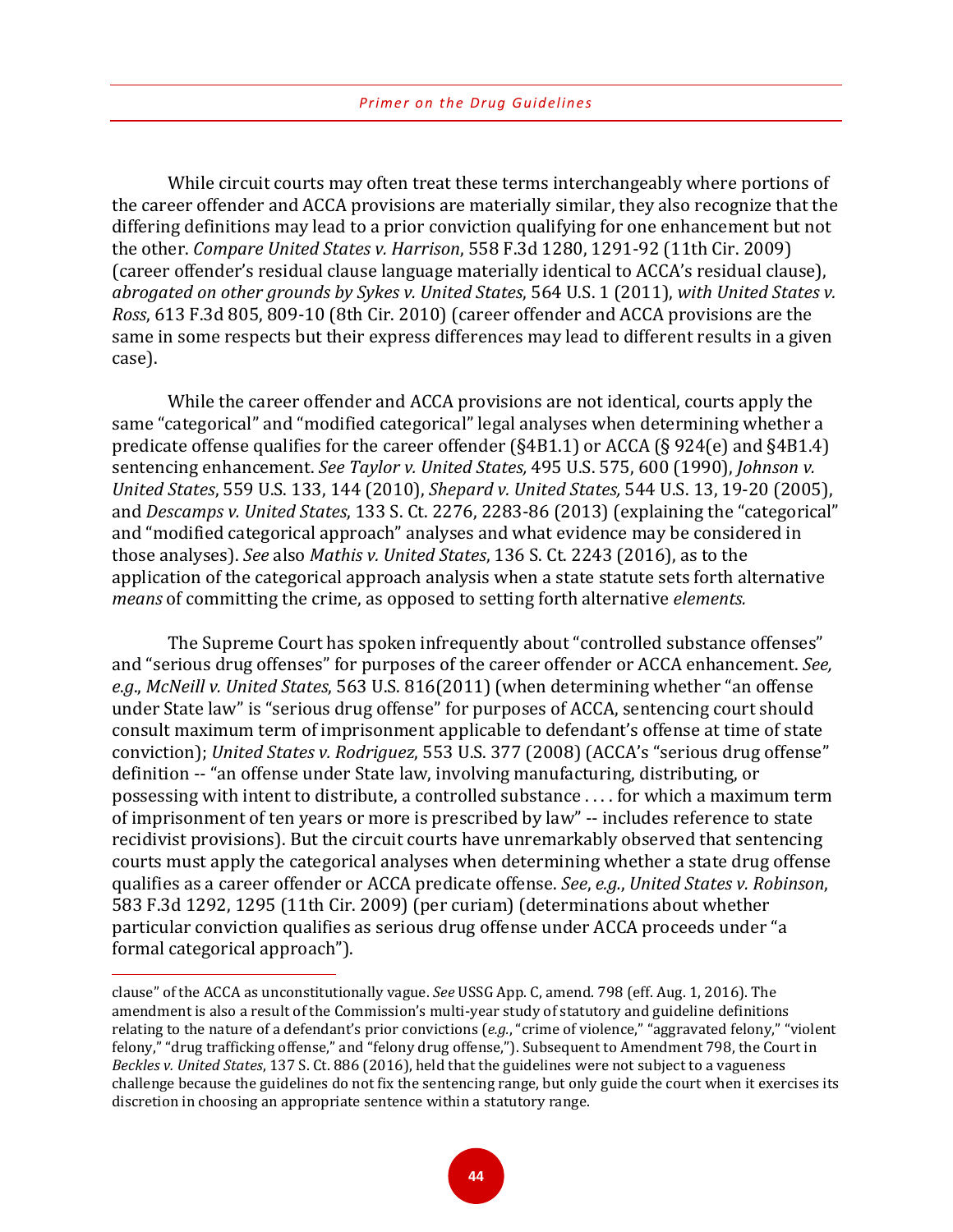While circuit courts may often treat these terms interchangeably where portions of the career offender and ACCA provisions are materially similar, they also recognize that the differing definitions may lead to a prior conviction qualifying for one enhancement but not the other. *Compare United States v. Harrison*, 558 F.3d 1280, 1291-92 (11th Cir. 2009) (career offender's residual clause language materially identical to ACCA's residual clause), *abrogated on other grounds by Sykes v. United States*, 564 U.S. 1 (2011), *with United States v. Ross*, 613 F.3d 805, 809-10 (8th Cir. 2010) (career offender and ACCA provisions are the same in some respects but their express differences may lead to different results in a given case).

While the career offender and ACCA provisions are not identical, courts apply the same "categorical" and "modified categorical" legal analyses when determining whether a predicate offense qualifies for the career offender (§4B1.1) or ACCA (§ 924(e) and §4B1.4) sentencing enhancement. *See Taylor v. United States,* 495 U.S. 575, 600 (1990), *Johnson v. United States*, 559 U.S. 133, 144 (2010), *Shepard v. United States,* 544 U.S. 13, 19-20 (2005), and *Descamps v. United States*, 133 S. Ct. 2276, 2283-86 (2013) (explaining the "categorical" and "modified categorical approach" analyses and what evidence may be considered in those analyses). *See* also *Mathis v. United States*, 136 S. Ct. 2243 (2016), as to the application of the categorical approach analysis when a state statute sets forth alternative *means* of committing the crime, as opposed to setting forth alternative *elements.*

The Supreme Court has spoken infrequently about "controlled substance offenses" and "serious drug offenses" for purposes of the career offender or ACCA enhancement. *See, e.g.*, *McNeill v. United States*, 563 U.S. 816(2011) (when determining whether "an offense under State law" is "serious drug offense" for purposes of ACCA, sentencing court should consult maximum term of imprisonment applicable to defendant's offense at time of state conviction); *United States v. Rodriguez*, 553 U.S. 377 (2008) (ACCA's "serious drug offense" definition -- "an offense under State law, involving manufacturing, distributing, or possessing with intent to distribute, a controlled substance . . . . for which a maximum term of imprisonment of ten years or more is prescribed by law" -- includes reference to state recidivist provisions). But the circuit courts have unremarkably observed that sentencing courts must apply the categorical analyses when determining whether a state drug offense qualifies as a career offender or ACCA predicate offense. *See*, *e.g.*, *United States v. Robinson*, 583 F.3d 1292, 1295 (11th Cir. 2009) (per curiam) (determinations about whether particular conviction qualifies as serious drug offense under ACCA proceeds under "a formal categorical approach").

---

clause" of the ACCA as unconstitutionally vague. *See* USSG App. C, amend. 798 (eff. Aug. 1, 2016). The amendment is also a result of the Commission's multi-year study of statutory and guideline definitions relating to the nature of a defendant's prior convictions (*e.g.*, "crime of violence," "aggravated felony," "violent felony," "drug trafficking offense," and "felony drug offense,"). Subsequent to Amendment 798, the Court in *Beckles v. United States*, 137 S. Ct. 886 (2016), held that the guidelines were not subject to a vagueness challenge because the guidelines do not fix the sentencing range, but only guide the court when it exercises its discretion in choosing an appropriate sentence within a statutory range.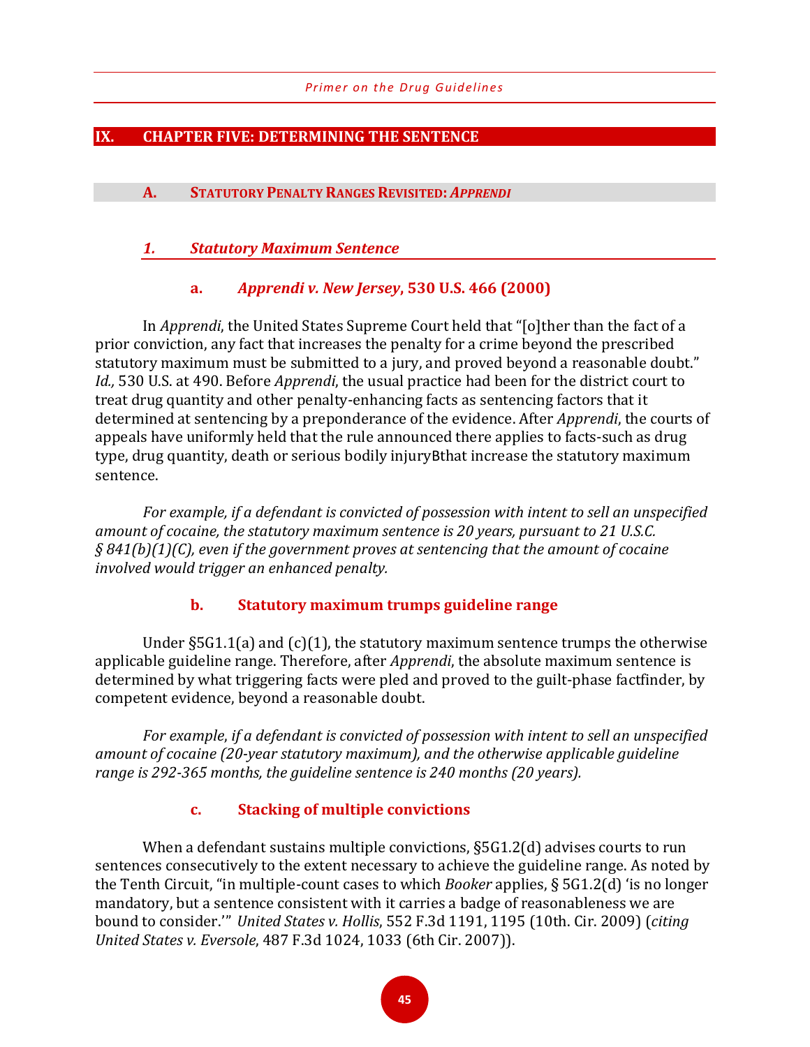# IX. CHAPTER FIVE: DETERMINING THE SENTENCE

## A. STATUTORY PENALTY RANGES REVISITED: *APPRENDI*

### *1. Statutory Maximum Sentence*

#### a. *Apprendi v. New Jersey*, 530 U.S. 466 (2000)

In *Apprendi*, the United States Supreme Court held that "[o]ther than the fact of a prior conviction, any fact that increases the penalty for a crime beyond the prescribed statutory maximum must be submitted to a jury, and proved beyond a reasonable doubt." *Id.,* 530 U.S. at 490. Before *Apprendi*, the usual practice had been for the district court to treat drug quantity and other penalty-enhancing facts as sentencing factors that it determined at sentencing by a preponderance of the evidence. After *Apprendi*, the courts of appeals have uniformly held that the rule announced there applies to facts-such as drug type, drug quantity, death or serious bodily injuryBthat increase the statutory maximum sentence.

*For example, if a defendant is convicted of possession with intent to sell an unspecified amount of cocaine, the statutory maximum sentence is 20 years, pursuant to 21 U.S.C. § 841(b)(1)(C), even if the government proves at sentencing that the amount of cocaine involved would trigger an enhanced penalty.*

#### b. Statutory maximum trumps guideline range

Under §5G1.1(a) and (c)(1), the statutory maximum sentence trumps the otherwise applicable guideline range. Therefore, after *Apprendi*, the absolute maximum sentence is determined by what triggering facts were pled and proved to the guilt-phase factfinder, by competent evidence, beyond a reasonable doubt.

*For example, if a defendant is convicted of possession with intent to sell an unspecified amount of cocaine (20-year statutory maximum), and the otherwise applicable guideline range is 292-365 months, the guideline sentence is 240 months (20 years).*

#### c. Stacking of multiple convictions

When a defendant sustains multiple convictions, §5G1.2(d) advises courts to run sentences consecutively to the extent necessary to achieve the guideline range. As noted by the Tenth Circuit, "in multiple-count cases to which *Booker* applies, § 5G1.2(d) 'is no longer mandatory, but a sentence consistent with it carries a badge of reasonableness we are bound to consider.'" *United States v. Hollis*, 552 F.3d 1191, 1195 (10th. Cir. 2009) (*citing United States v. Eversole*, 487 F.3d 1024, 1033 (6th Cir. 2007)).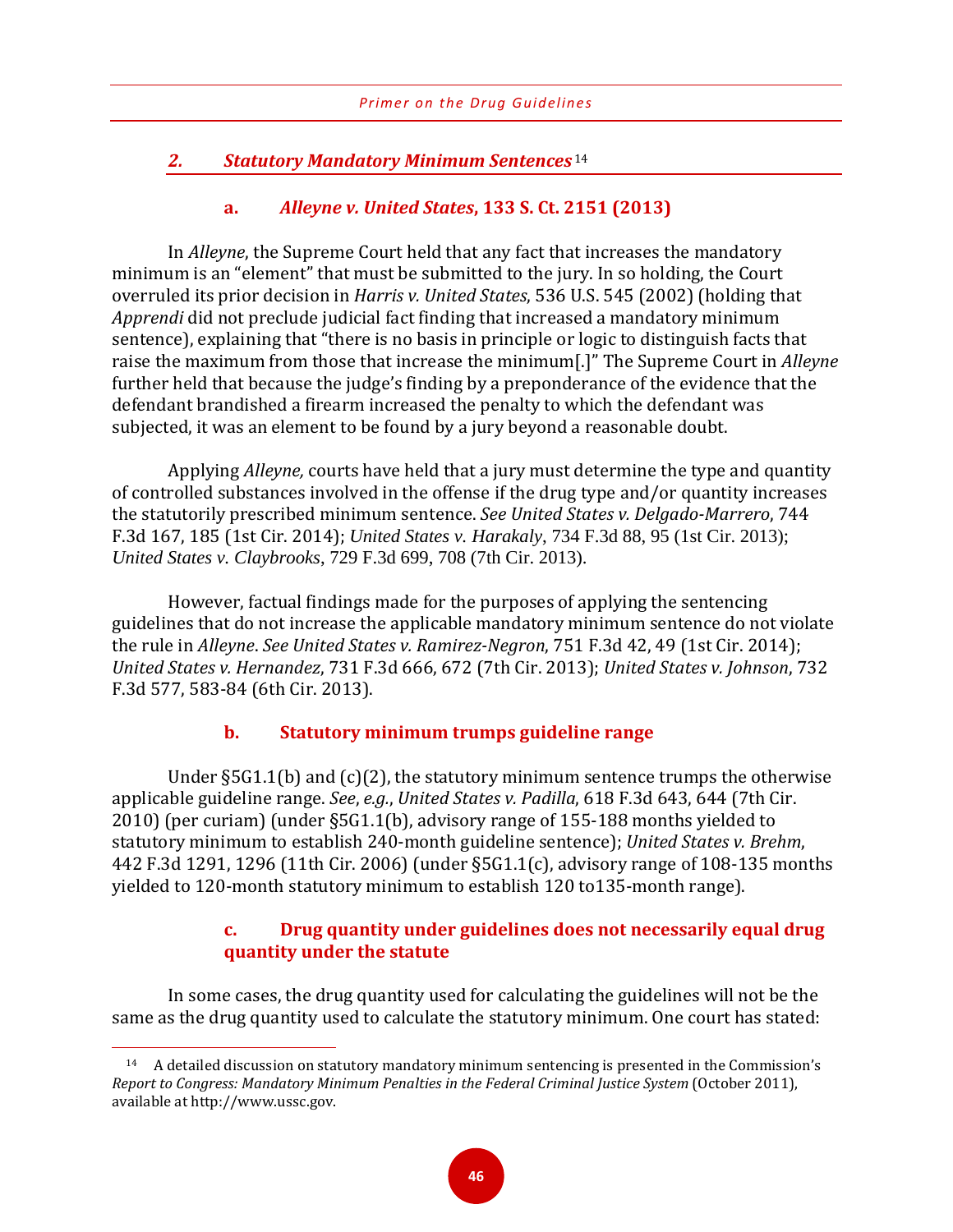### *2. Statutory Mandatory Minimum Sentences*[14]

#### a. *Alleyne v. United States*, 133 S. Ct. 2151 (2013)

In *Alleyne*, the Supreme Court held that any fact that increases the mandatory minimum is an "element" that must be submitted to the jury. In so holding, the Court overruled its prior decision in *Harris v. United States*, 536 U.S. 545 (2002) (holding that *Apprendi* did not preclude judicial fact finding that increased a mandatory minimum sentence), explaining that "there is no basis in principle or logic to distinguish facts that raise the maximum from those that increase the minimum[.]" The Supreme Court in *Alleyne* further held that because the judge's finding by a preponderance of the evidence that the defendant brandished a firearm increased the penalty to which the defendant was subjected, it was an element to be found by a jury beyond a reasonable doubt.

Applying *Alleyne,* courts have held that a jury must determine the type and quantity of controlled substances involved in the offense if the drug type and/or quantity increases the statutorily prescribed minimum sentence. *See United States v. Delgado-Marrero*, 744 F.3d 167, 185 (1st Cir. 2014); *United States v. Harakaly*, 734 F.3d 88, 95 (1st Cir. 2013); *United States v. Claybrooks*, 729 F.3d 699, 708 (7th Cir. 2013).

However, factual findings made for the purposes of applying the sentencing guidelines that do not increase the applicable mandatory minimum sentence do not violate the rule in *Alleyne*. *See United States v. Ramirez-Negron*, 751 F.3d 42, 49 (1st Cir. 2014); *United States v. Hernandez*, 731 F.3d 666, 672 (7th Cir. 2013); *United States v. Johnson*, 732 F.3d 577, 583-84 (6th Cir. 2013).

#### b. Statutory minimum trumps guideline range

Under §5G1.1(b) and (c)(2), the statutory minimum sentence trumps the otherwise applicable guideline range. *See*, *e.g.*, *United States v. Padilla*, 618 F.3d 643, 644 (7th Cir. 2010) (per curiam) (under §5G1.1(b), advisory range of 155-188 months yielded to statutory minimum to establish 240-month guideline sentence); *United States v. Brehm*, 442 F.3d 1291, 1296 (11th Cir. 2006) (under §5G1.1(c), advisory range of 108-135 months yielded to 120-month statutory minimum to establish 120 to135-month range).

#### c. Drug quantity under guidelines does not necessarily equal drug quantity under the statute

In some cases, the drug quantity used for calculating the guidelines will not be the same as the drug quantity used to calculate the statutory minimum. One court has stated:

[14] A detailed discussion on statutory mandatory minimum sentencing is presented in the Commission's *Report to Congress: Mandatory Minimum Penalties in the Federal Criminal Justice System* (October 2011), available at http://www.ussc.gov.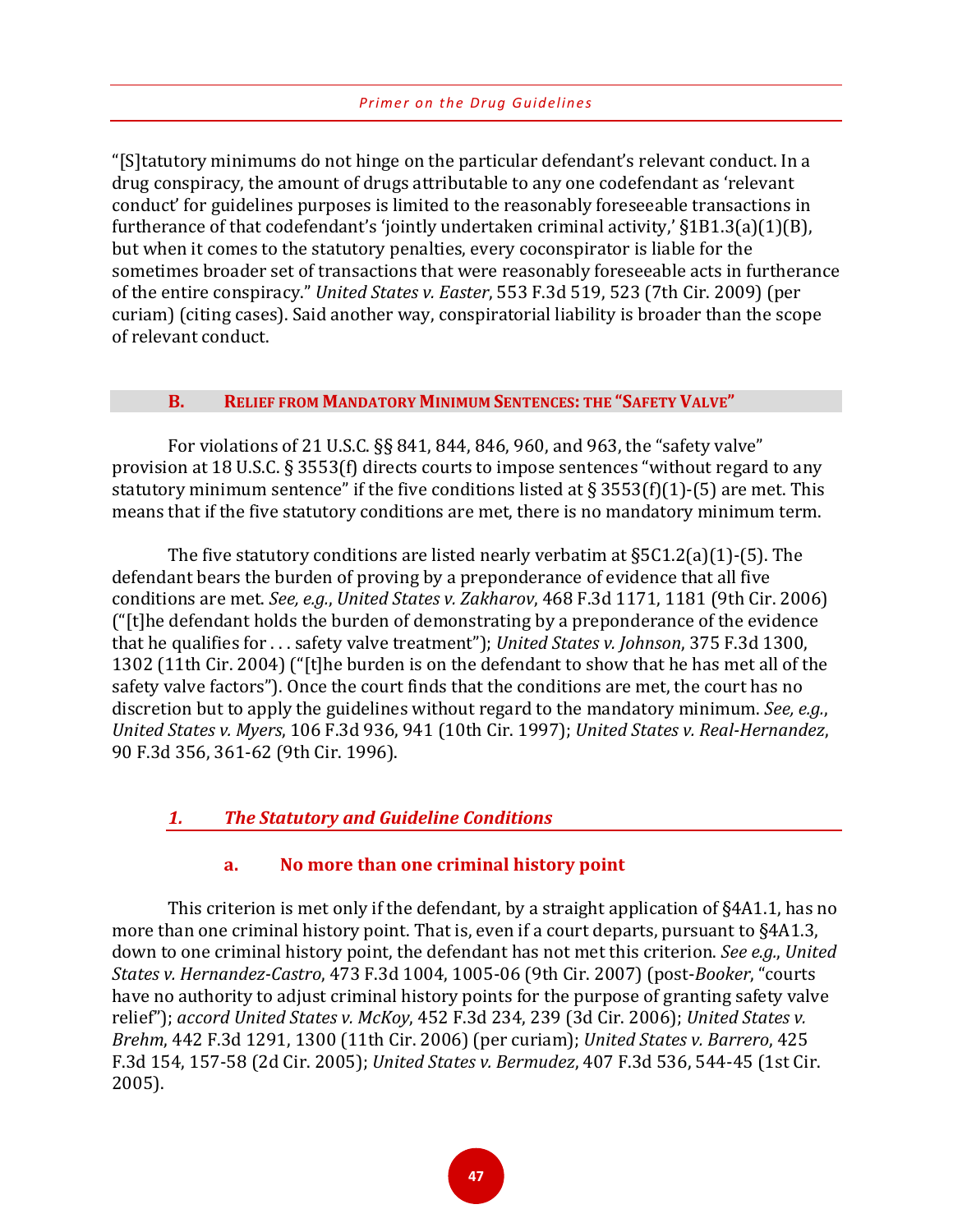"[S]tatutory minimums do not hinge on the particular defendant's relevant conduct. In a drug conspiracy, the amount of drugs attributable to any one codefendant as 'relevant conduct' for guidelines purposes is limited to the reasonably foreseeable transactions in furtherance of that codefendant's 'jointly undertaken criminal activity,' §1B1.3(a)(1)(B), but when it comes to the statutory penalties, every coconspirator is liable for the sometimes broader set of transactions that were reasonably foreseeable acts in furtherance of the entire conspiracy." *United States v. Easter*, 553 F.3d 519, 523 (7th Cir. 2009) (per curiam) (citing cases). Said another way, conspiratorial liability is broader than the scope of relevant conduct.

## B. Relief from Mandatory Minimum Sentences: the "Safety Valve"

For violations of 21 U.S.C. §§ 841, 844, 846, 960, and 963, the "safety valve" provision at 18 U.S.C. § 3553(f) directs courts to impose sentences "without regard to any statutory minimum sentence" if the five conditions listed at § 3553(f)(1)-(5) are met. This means that if the five statutory conditions are met, there is no mandatory minimum term.

The five statutory conditions are listed nearly verbatim at §5C1.2(a)(1)-(5). The defendant bears the burden of proving by a preponderance of evidence that all five conditions are met. *See, e.g.*, *United States v. Zakharov*, 468 F.3d 1171, 1181 (9th Cir. 2006) ("[t]he defendant holds the burden of demonstrating by a preponderance of the evidence that he qualifies for . . . safety valve treatment"); *United States v. Johnson*, 375 F.3d 1300, 1302 (11th Cir. 2004) ("[t]he burden is on the defendant to show that he has met all of the safety valve factors"). Once the court finds that the conditions are met, the court has no discretion but to apply the guidelines without regard to the mandatory minimum. *See, e.g.*, *United States v. Myers*, 106 F.3d 936, 941 (10th Cir. 1997); *United States v. Real-Hernandez*, 90 F.3d 356, 361-62 (9th Cir. 1996).

### *1. The Statutory and Guideline Conditions*

#### a. No more than one criminal history point

This criterion is met only if the defendant, by a straight application of §4A1.1, has no more than one criminal history point. That is, even if a court departs, pursuant to §4A1.3, down to one criminal history point, the defendant has not met this criterion. *See e.g.*, *United States v. Hernandez-Castro*, 473 F.3d 1004, 1005-06 (9th Cir. 2007) (post-*Booker*, "courts have no authority to adjust criminal history points for the purpose of granting safety valve relief"); *accord United States v. McKoy*, 452 F.3d 234, 239 (3d Cir. 2006); *United States v. Brehm*, 442 F.3d 1291, 1300 (11th Cir. 2006) (per curiam); *United States v. Barrero*, 425 F.3d 154, 157-58 (2d Cir. 2005); *United States v. Bermudez*, 407 F.3d 536, 544-45 (1st Cir. 2005).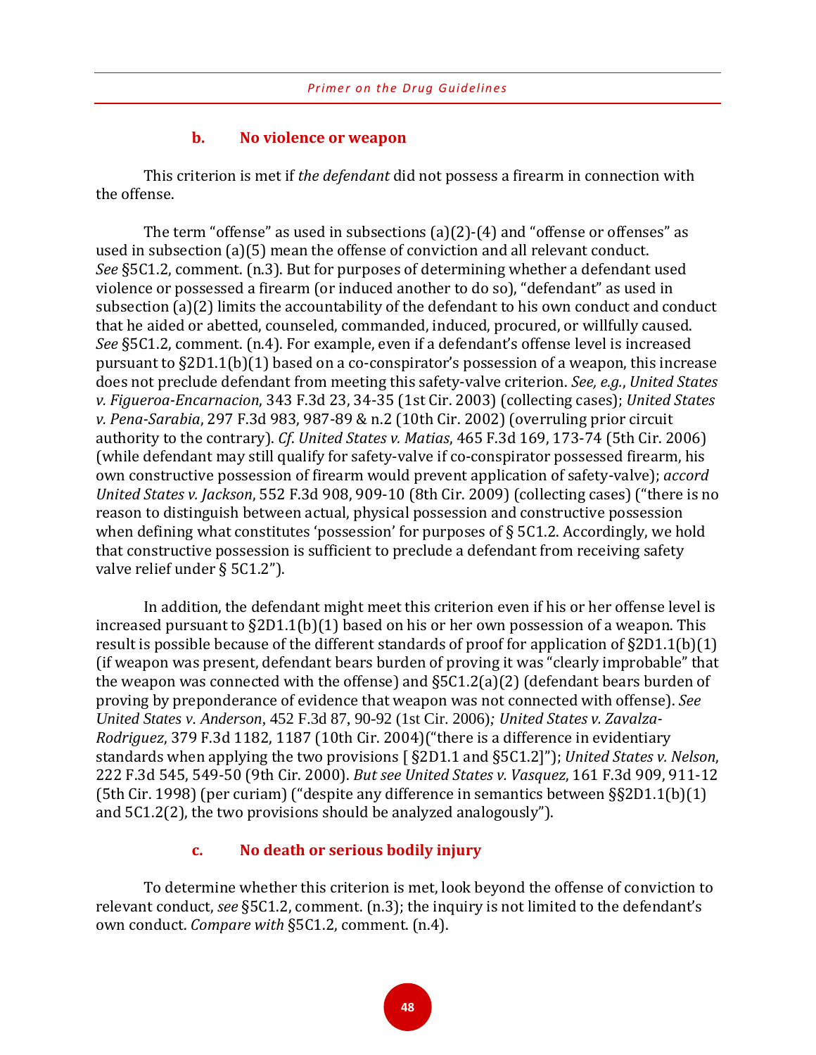#### b. No violence or weapon

This criterion is met if *the defendant* did not possess a firearm in connection with the offense.

The term "offense" as used in subsections (a)(2)-(4) and "offense or offenses" as used in subsection (a)(5) mean the offense of conviction and all relevant conduct. *See* §5C1.2, comment. (n.3). But for purposes of determining whether a defendant used violence or possessed a firearm (or induced another to do so), "defendant" as used in subsection (a)(2) limits the accountability of the defendant to his own conduct and conduct that he aided or abetted, counseled, commanded, induced, procured, or willfully caused. *See* §5C1.2, comment. (n.4). For example, even if a defendant's offense level is increased pursuant to §2D1.1(b)(1) based on a co-conspirator's possession of a weapon, this increase does not preclude defendant from meeting this safety-valve criterion. *See, e.g.*, *United States v. Figueroa-Encarnacion*, 343 F.3d 23, 34-35 (1st Cir. 2003) (collecting cases); *United States v. Pena-Sarabia*, 297 F.3d 983, 987-89 & n.2 (10th Cir. 2002) (overruling prior circuit authority to the contrary). *Cf. United States v. Matias*, 465 F.3d 169, 173-74 (5th Cir. 2006) (while defendant may still qualify for safety-valve if co-conspirator possessed firearm, his own constructive possession of firearm would prevent application of safety-valve); *accord United States v. Jackson*, 552 F.3d 908, 909-10 (8th Cir. 2009) (collecting cases) ("there is no reason to distinguish between actual, physical possession and constructive possession when defining what constitutes 'possession' for purposes of § 5C1.2. Accordingly, we hold that constructive possession is sufficient to preclude a defendant from receiving safety valve relief under § 5C1.2").

In addition, the defendant might meet this criterion even if his or her offense level is increased pursuant to §2D1.1(b)(1) based on his or her own possession of a weapon. This result is possible because of the different standards of proof for application of §2D1.1(b)(1) (if weapon was present, defendant bears burden of proving it was "clearly improbable" that the weapon was connected with the offense) and §5C1.2(a)(2) (defendant bears burden of proving by preponderance of evidence that weapon was not connected with offense). *See United States v. Anderson*, 452 F.3d 87, 90-92 (1st Cir. 2006)*; United States v. Zavalza-Rodriguez*, 379 F.3d 1182, 1187 (10th Cir. 2004)("there is a difference in evidentiary standards when applying the two provisions [ §2D1.1 and §5C1.2]"); *United States v. Nelson*, 222 F.3d 545, 549-50 (9th Cir. 2000). *But see United States v. Vasquez*, 161 F.3d 909, 911-12 (5th Cir. 1998) (per curiam) ("despite any difference in semantics between §§2D1.1(b)(1) and 5C1.2(2), the two provisions should be analyzed analogously").

#### c. No death or serious bodily injury

To determine whether this criterion is met, look beyond the offense of conviction to relevant conduct, *see* §5C1.2, comment. (n.3); the inquiry is not limited to the defendant's own conduct. *Compare with* §5C1.2, comment. (n.4).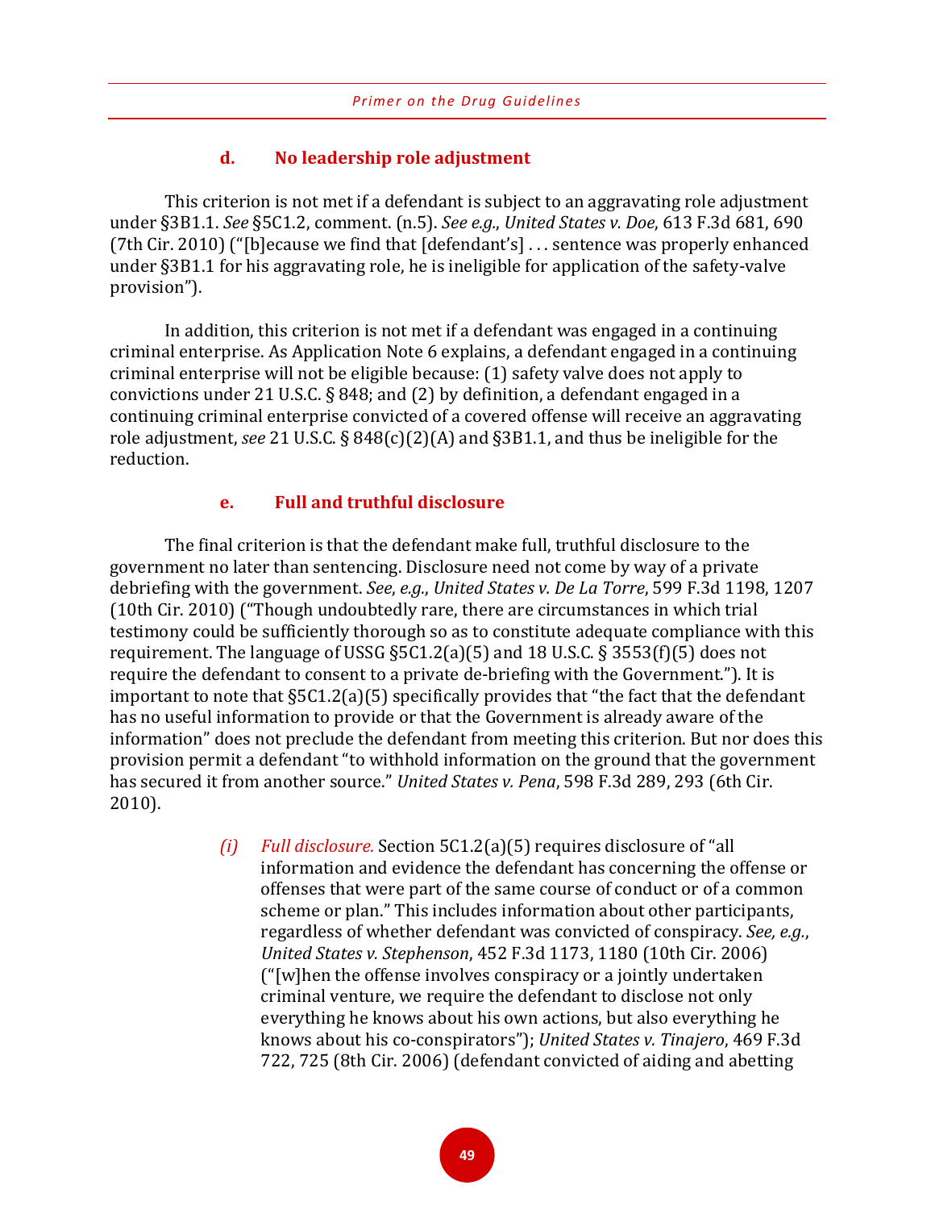#### d. No leadership role adjustment

This criterion is not met if a defendant is subject to an aggravating role adjustment under §3B1.1. *See* §5C1.2, comment. (n.5). *See e.g.*, *United States v. Doe*, 613 F.3d 681, 690 (7th Cir. 2010) ("[b]ecause we find that [defendant's] . . . sentence was properly enhanced under §3B1.1 for his aggravating role, he is ineligible for application of the safety-valve provision").

In addition, this criterion is not met if a defendant was engaged in a continuing criminal enterprise. As Application Note 6 explains, a defendant engaged in a continuing criminal enterprise will not be eligible because: (1) safety valve does not apply to convictions under 21 U.S.C. § 848; and (2) by definition, a defendant engaged in a continuing criminal enterprise convicted of a covered offense will receive an aggravating role adjustment, *see* 21 U.S.C. § 848(c)(2)(A) and §3B1.1, and thus be ineligible for the reduction.

#### e. Full and truthful disclosure

The final criterion is that the defendant make full, truthful disclosure to the government no later than sentencing. Disclosure need not come by way of a private debriefing with the government. *See*, *e.g.*, *United States v. De La Torre*, 599 F.3d 1198, 1207 (10th Cir. 2010) ("Though undoubtedly rare, there are circumstances in which trial testimony could be sufficiently thorough so as to constitute adequate compliance with this requirement. The language of USSG §5C1.2(a)(5) and 18 U.S.C. § 3553(f)(5) does not require the defendant to consent to a private de-briefing with the Government."). It is important to note that §5C1.2(a)(5) specifically provides that "the fact that the defendant has no useful information to provide or that the Government is already aware of the information" does not preclude the defendant from meeting this criterion. But nor does this provision permit a defendant "to withhold information on the ground that the government has secured it from another source." *United States v. Pena*, 598 F.3d 289, 293 (6th Cir. 2010).

*(i) Full disclosure.* Section 5C1.2(a)(5) requires disclosure of "all information and evidence the defendant has concerning the offense or offenses that were part of the same course of conduct or of a common scheme or plan." This includes information about other participants, regardless of whether defendant was convicted of conspiracy. *See, e.g.*, *United States v. Stephenson*, 452 F.3d 1173, 1180 (10th Cir. 2006) ("[w]hen the offense involves conspiracy or a jointly undertaken criminal venture, we require the defendant to disclose not only everything he knows about his own actions, but also everything he knows about his co-conspirators"); *United States v. Tinajero*, 469 F.3d 722, 725 (8th Cir. 2006) (defendant convicted of aiding and abetting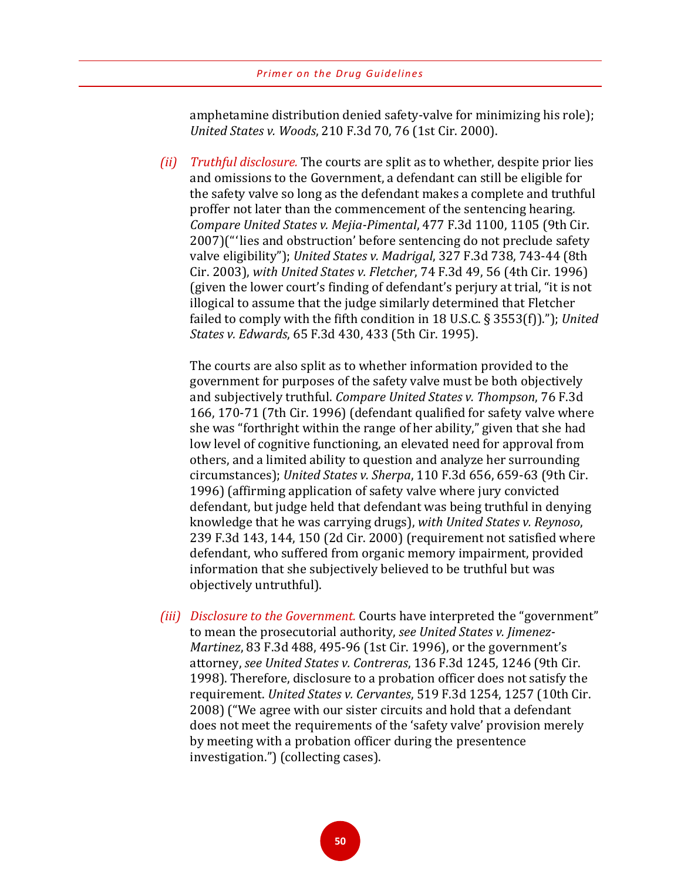amphetamine distribution denied safety-valve for minimizing his role); *United States v. Woods*, 210 F.3d 70, 76 (1st Cir. 2000).

*(ii)* *Truthful disclosure.* The courts are split as to whether, despite prior lies and omissions to the Government, a defendant can still be eligible for the safety valve so long as the defendant makes a complete and truthful proffer not later than the commencement of the sentencing hearing. *Compare United States v. Mejia-Pimental*, 477 F.3d 1100, 1105 (9th Cir. 2007)("'lies and obstruction' before sentencing do not preclude safety valve eligibility"); *United States v. Madrigal*, 327 F.3d 738, 743-44 (8th Cir. 2003), *with United States v. Fletcher*, 74 F.3d 49, 56 (4th Cir. 1996) (given the lower court's finding of defendant's perjury at trial, "it is not illogical to assume that the judge similarly determined that Fletcher failed to comply with the fifth condition in 18 U.S.C. § 3553(f))."); *United States v. Edwards*, 65 F.3d 430, 433 (5th Cir. 1995).

The courts are also split as to whether information provided to the government for purposes of the safety valve must be both objectively and subjectively truthful. *Compare United States v. Thompson*, 76 F.3d 166, 170-71 (7th Cir. 1996) (defendant qualified for safety valve where she was "forthright within the range of her ability," given that she had low level of cognitive functioning, an elevated need for approval from others, and a limited ability to question and analyze her surrounding circumstances); *United States v. Sherpa*, 110 F.3d 656, 659-63 (9th Cir. 1996) (affirming application of safety valve where jury convicted defendant, but judge held that defendant was being truthful in denying knowledge that he was carrying drugs), *with United States v. Reynoso*, 239 F.3d 143, 144, 150 (2d Cir. 2000) (requirement not satisfied where defendant, who suffered from organic memory impairment, provided information that she subjectively believed to be truthful but was objectively untruthful).

*(iii)* *Disclosure to the Government.* Courts have interpreted the "government" to mean the prosecutorial authority, *see United States v. Jimenez-Martinez*, 83 F.3d 488, 495-96 (1st Cir. 1996), or the government's attorney, *see United States v. Contreras*, 136 F.3d 1245, 1246 (9th Cir. 1998). Therefore, disclosure to a probation officer does not satisfy the requirement. *United States v. Cervantes*, 519 F.3d 1254, 1257 (10th Cir. 2008) ("We agree with our sister circuits and hold that a defendant does not meet the requirements of the 'safety valve' provision merely by meeting with a probation officer during the presentence investigation.") (collecting cases).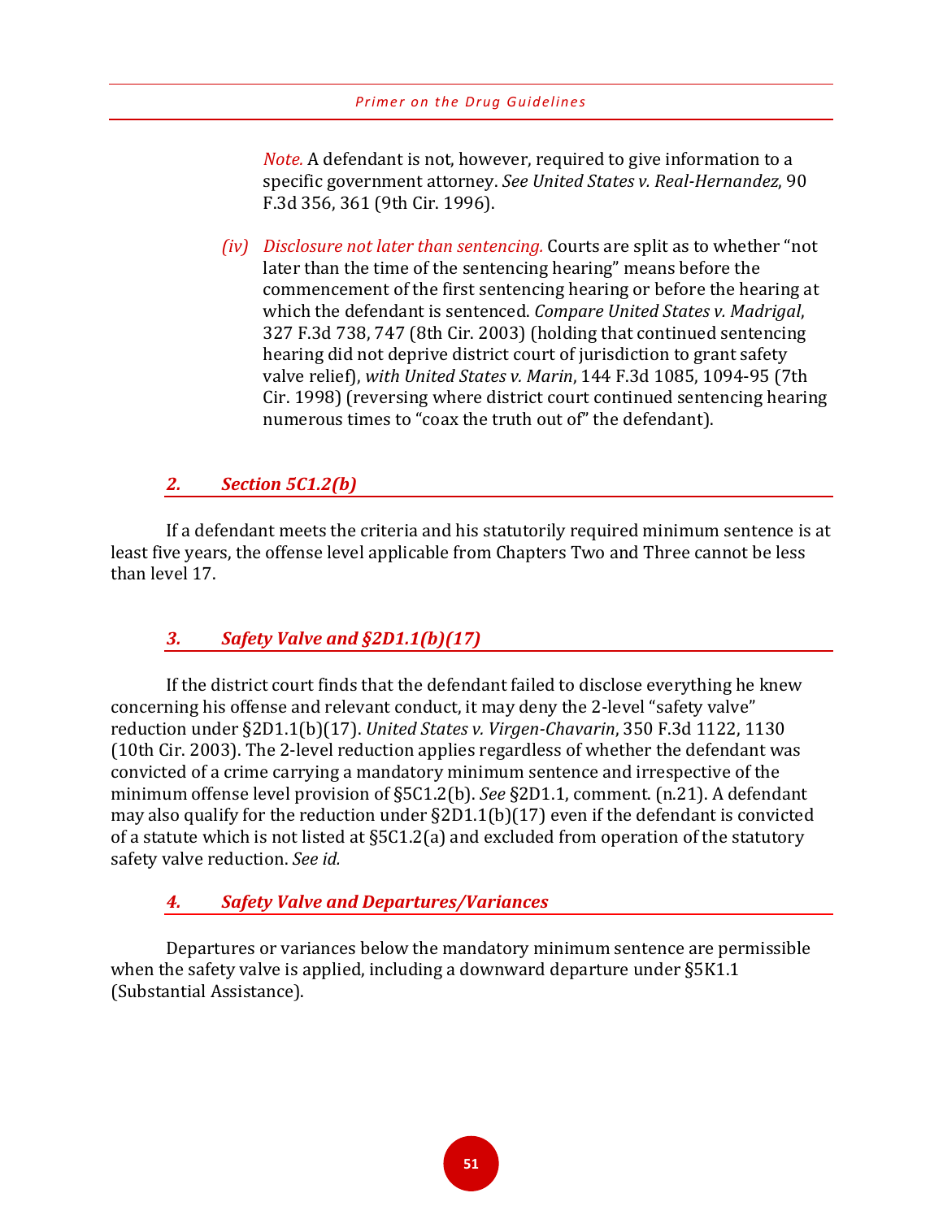*Note.* A defendant is not, however, required to give information to a specific government attorney. *See United States v. Real-Hernandez*, 90 F.3d 356, 361 (9th Cir. 1996).

*(iv) Disclosure not later than sentencing.* Courts are split as to whether "not later than the time of the sentencing hearing" means before the commencement of the first sentencing hearing or before the hearing at which the defendant is sentenced. *Compare United States v. Madrigal*, 327 F.3d 738, 747 (8th Cir. 2003) (holding that continued sentencing hearing did not deprive district court of jurisdiction to grant safety valve relief), *with United States v. Marin*, 144 F.3d 1085, 1094-95 (7th Cir. 1998) (reversing where district court continued sentencing hearing numerous times to "coax the truth out of" the defendant).

### *2. Section 5C1.2(b)*

If a defendant meets the criteria and his statutorily required minimum sentence is at least five years, the offense level applicable from Chapters Two and Three cannot be less than level 17.

### *3. Safety Valve and §2D1.1(b)(17)*

If the district court finds that the defendant failed to disclose everything he knew concerning his offense and relevant conduct, it may deny the 2-level "safety valve" reduction under §2D1.1(b)(17). *United States v. Virgen-Chavarin*, 350 F.3d 1122, 1130 (10th Cir. 2003). The 2-level reduction applies regardless of whether the defendant was convicted of a crime carrying a mandatory minimum sentence and irrespective of the minimum offense level provision of §5C1.2(b). *See* §2D1.1, comment. (n.21). A defendant may also qualify for the reduction under §2D1.1(b)(17) even if the defendant is convicted of a statute which is not listed at §5C1.2(a) and excluded from operation of the statutory safety valve reduction. *See id.*

### *4. Safety Valve and Departures/Variances*

Departures or variances below the mandatory minimum sentence are permissible when the safety valve is applied, including a downward departure under §5K1.1 (Substantial Assistance).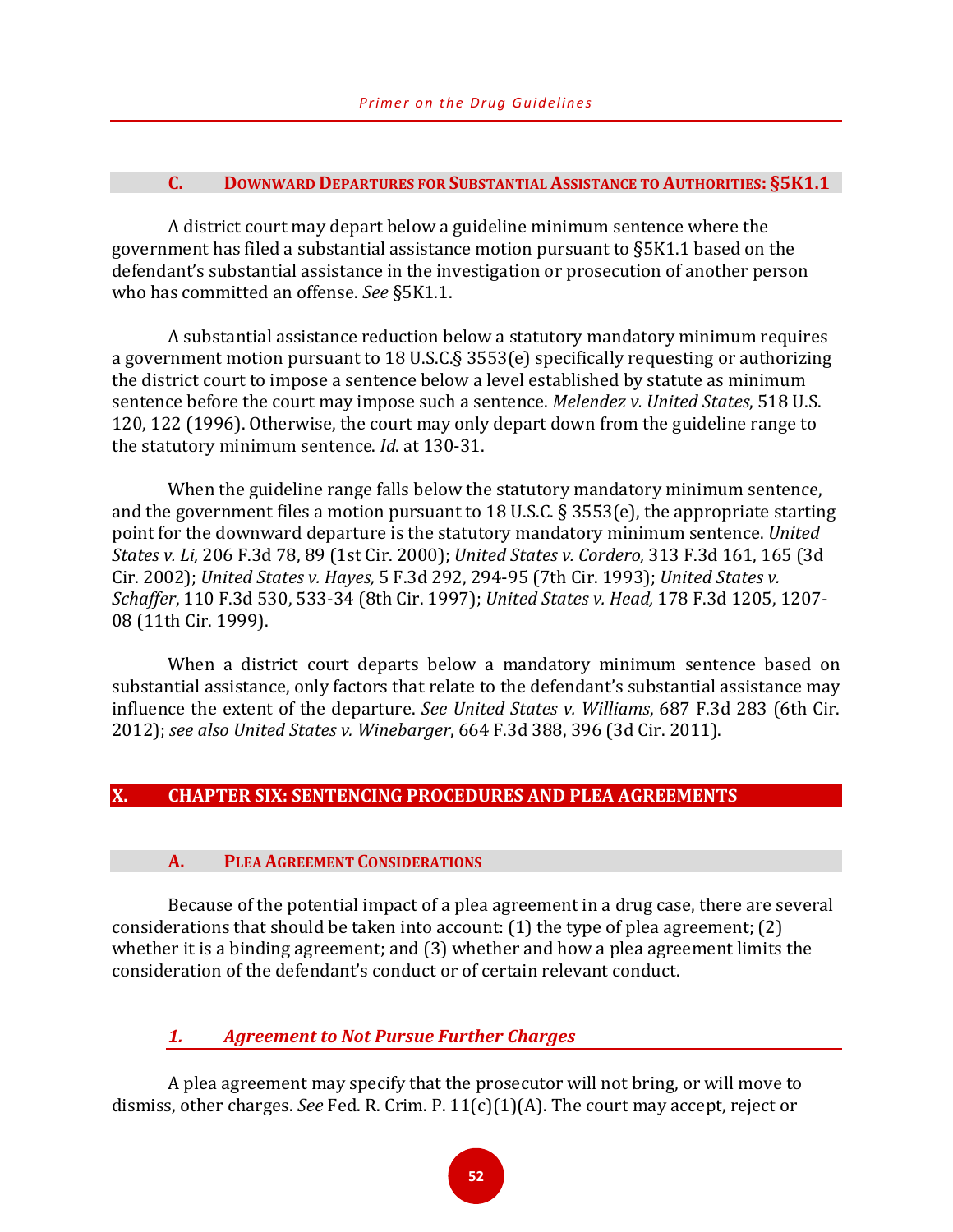### C. DOWNWARD DEPARTURES FOR SUBSTANTIAL ASSISTANCE TO AUTHORITIES: §5K1.1

A district court may depart below a guideline minimum sentence where the government has filed a substantial assistance motion pursuant to §5K1.1 based on the defendant's substantial assistance in the investigation or prosecution of another person who has committed an offense. *See* §5K1.1.

A substantial assistance reduction below a statutory mandatory minimum requires a government motion pursuant to 18 U.S.C.§ 3553(e) specifically requesting or authorizing the district court to impose a sentence below a level established by statute as minimum sentence before the court may impose such a sentence. *Melendez v. United States*, 518 U.S. 120, 122 (1996). Otherwise, the court may only depart down from the guideline range to the statutory minimum sentence. *Id*. at 130-31.

When the guideline range falls below the statutory mandatory minimum sentence, and the government files a motion pursuant to 18 U.S.C. § 3553(e), the appropriate starting point for the downward departure is the statutory mandatory minimum sentence. *United States v. Li,* 206 F.3d 78, 89 (1st Cir. 2000); *United States v. Cordero,* 313 F.3d 161, 165 (3d Cir. 2002); *United States v. Hayes,* 5 F.3d 292, 294-95 (7th Cir. 1993); *United States v. Schaffer*, 110 F.3d 530, 533-34 (8th Cir. 1997); *United States v. Head,* 178 F.3d 1205, 1207-08 (11th Cir. 1999).

When a district court departs below a mandatory minimum sentence based on substantial assistance, only factors that relate to the defendant's substantial assistance may influence the extent of the departure. *See United States v. Williams*, 687 F.3d 283 (6th Cir. 2012); *see also United States v. Winebarger*, 664 F.3d 388, 396 (3d Cir. 2011).

## X. CHAPTER SIX: SENTENCING PROCEDURES AND PLEA AGREEMENTS

### A. PLEA AGREEMENT CONSIDERATIONS

Because of the potential impact of a plea agreement in a drug case, there are several considerations that should be taken into account: (1) the type of plea agreement; (2) whether it is a binding agreement; and (3) whether and how a plea agreement limits the consideration of the defendant's conduct or of certain relevant conduct.

#### *1. Agreement to Not Pursue Further Charges*

A plea agreement may specify that the prosecutor will not bring, or will move to dismiss, other charges. *See* Fed. R. Crim. P. 11(c)(1)(A). The court may accept, reject or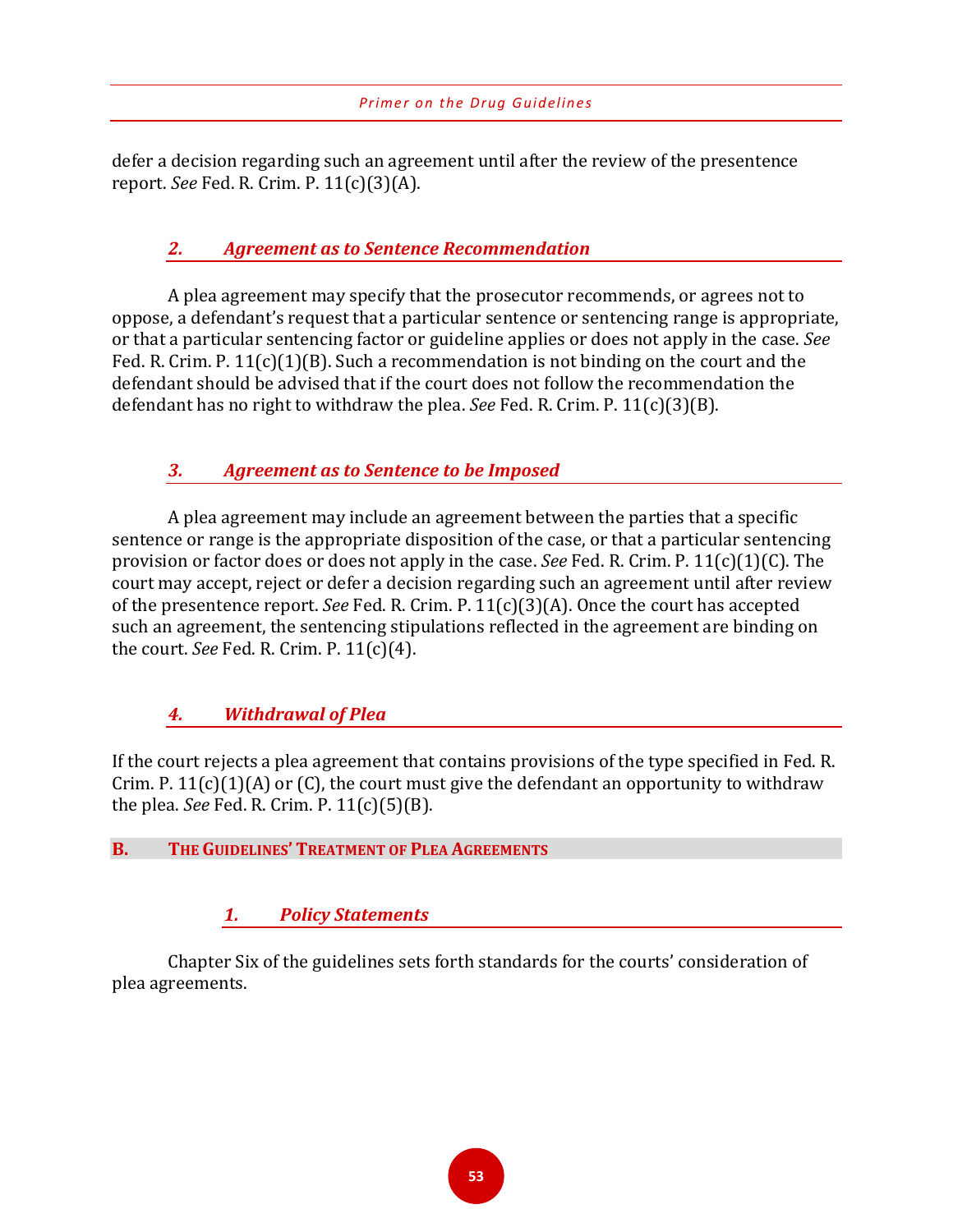defer a decision regarding such an agreement until after the review of the presentence report. *See* Fed. R. Crim. P. 11(c)(3)(A).

#### *2. Agreement as to Sentence Recommendation*

A plea agreement may specify that the prosecutor recommends, or agrees not to oppose, a defendant's request that a particular sentence or sentencing range is appropriate, or that a particular sentencing factor or guideline applies or does not apply in the case. *See* Fed. R. Crim. P. 11(c)(1)(B). Such a recommendation is not binding on the court and the defendant should be advised that if the court does not follow the recommendation the defendant has no right to withdraw the plea. *See* Fed. R. Crim. P. 11(c)(3)(B).

#### *3. Agreement as to Sentence to be Imposed*

A plea agreement may include an agreement between the parties that a specific sentence or range is the appropriate disposition of the case, or that a particular sentencing provision or factor does or does not apply in the case. *See* Fed. R. Crim. P. 11(c)(1)(C). The court may accept, reject or defer a decision regarding such an agreement until after review of the presentence report. *See* Fed. R. Crim. P. 11(c)(3)(A). Once the court has accepted such an agreement, the sentencing stipulations reflected in the agreement are binding on the court. *See* Fed. R. Crim. P. 11(c)(4).

#### *4. Withdrawal of Plea*

If the court rejects a plea agreement that contains provisions of the type specified in Fed. R. Crim. P. 11(c)(1)(A) or (C), the court must give the defendant an opportunity to withdraw the plea. *See* Fed. R. Crim. P. 11(c)(5)(B).

### B. THE GUIDELINES' TREATMENT OF PLEA AGREEMENTS

#### *1. Policy Statements*

Chapter Six of the guidelines sets forth standards for the courts' consideration of plea agreements.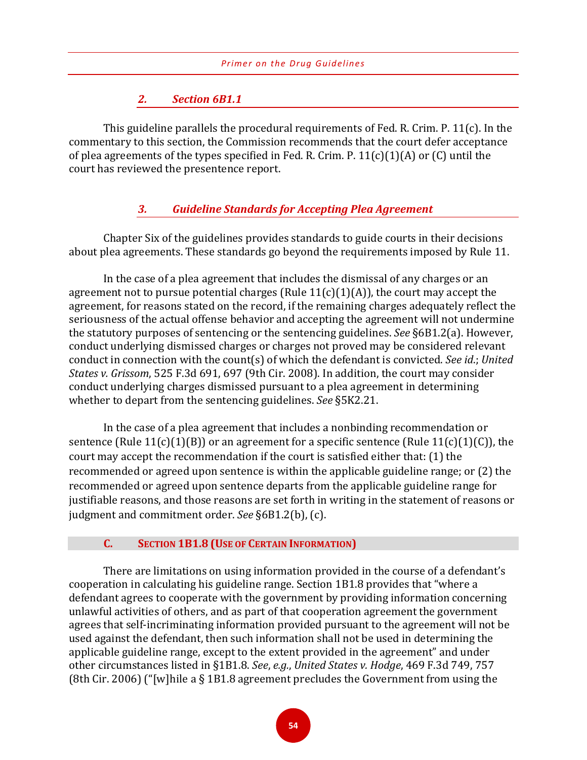### *2. Section 6B1.1*

This guideline parallels the procedural requirements of Fed. R. Crim. P. 11(c). In the commentary to this section, the Commission recommends that the court defer acceptance of plea agreements of the types specified in Fed. R. Crim. P. 11(c)(1)(A) or (C) until the court has reviewed the presentence report.

### *3. Guideline Standards for Accepting Plea Agreement*

Chapter Six of the guidelines provides standards to guide courts in their decisions about plea agreements. These standards go beyond the requirements imposed by Rule 11.

In the case of a plea agreement that includes the dismissal of any charges or an agreement not to pursue potential charges (Rule 11(c)(1)(A)), the court may accept the agreement, for reasons stated on the record, if the remaining charges adequately reflect the seriousness of the actual offense behavior and accepting the agreement will not undermine the statutory purposes of sentencing or the sentencing guidelines. *See* §6B1.2(a). However, conduct underlying dismissed charges or charges not proved may be considered relevant conduct in connection with the count(s) of which the defendant is convicted. *See id.*; *United States v. Grissom*, 525 F.3d 691, 697 (9th Cir. 2008). In addition, the court may consider conduct underlying charges dismissed pursuant to a plea agreement in determining whether to depart from the sentencing guidelines. *See* §5K2.21.

In the case of a plea agreement that includes a nonbinding recommendation or sentence (Rule 11(c)(1)(B)) or an agreement for a specific sentence (Rule 11(c)(1)(C)), the court may accept the recommendation if the court is satisfied either that: (1) the recommended or agreed upon sentence is within the applicable guideline range; or (2) the recommended or agreed upon sentence departs from the applicable guideline range for justifiable reasons, and those reasons are set forth in writing in the statement of reasons or judgment and commitment order. *See* §6B1.2(b), (c).

## C. Section 1B1.8 (Use of Certain Information)

There are limitations on using information provided in the course of a defendant's cooperation in calculating his guideline range. Section 1B1.8 provides that "where a defendant agrees to cooperate with the government by providing information concerning unlawful activities of others, and as part of that cooperation agreement the government agrees that self-incriminating information provided pursuant to the agreement will not be used against the defendant, then such information shall not be used in determining the applicable guideline range, except to the extent provided in the agreement" and under other circumstances listed in §1B1.8. *See*, *e.g.*, *United States v. Hodge*, 469 F.3d 749, 757 (8th Cir. 2006) ("[w]hile a § 1B1.8 agreement precludes the Government from using the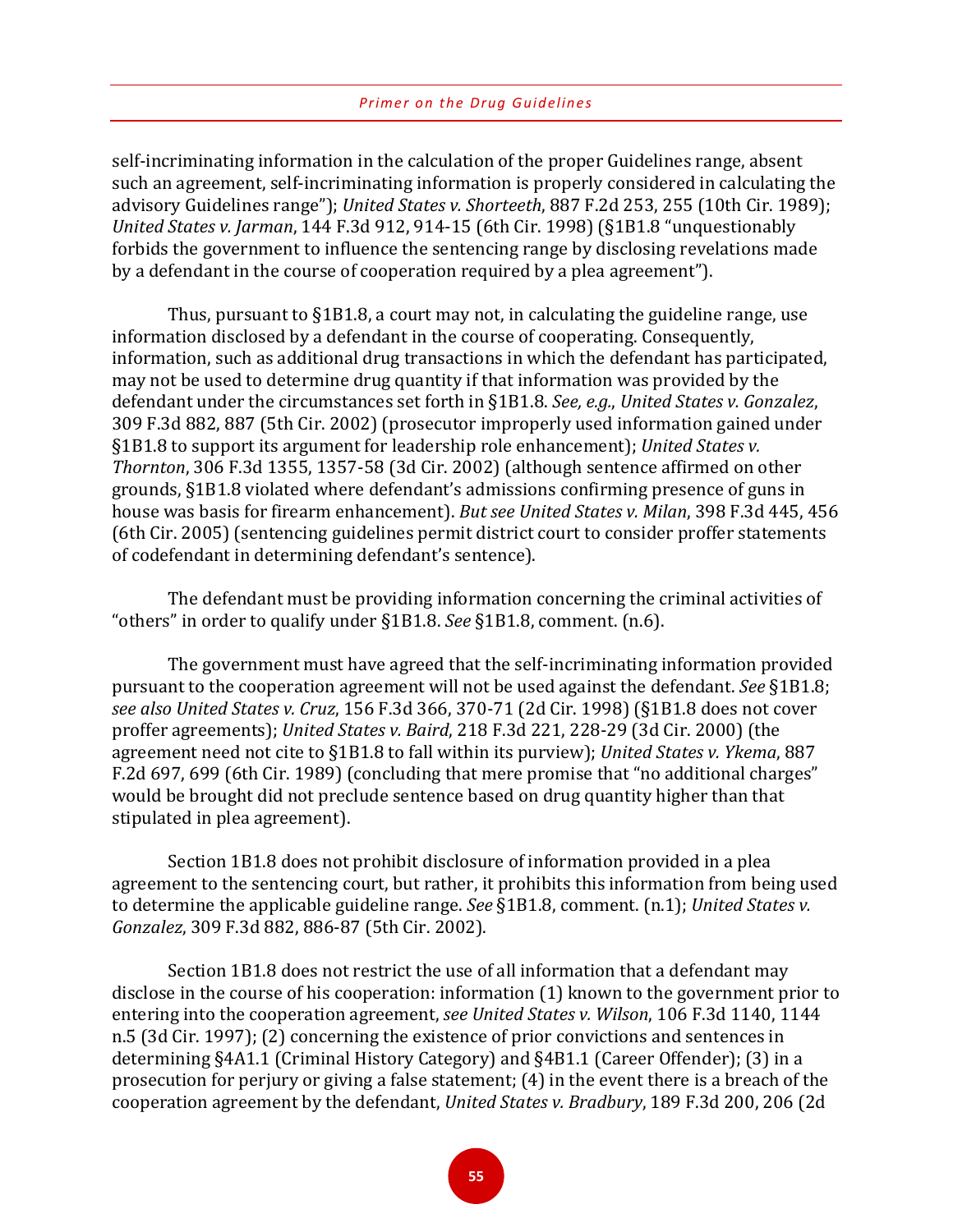self-incriminating information in the calculation of the proper Guidelines range, absent such an agreement, self-incriminating information is properly considered in calculating the advisory Guidelines range"); *United States v. Shorteeth*, 887 F.2d 253, 255 (10th Cir. 1989); *United States v. Jarman*, 144 F.3d 912, 914-15 (6th Cir. 1998) (§1B1.8 "unquestionably forbids the government to influence the sentencing range by disclosing revelations made by a defendant in the course of cooperation required by a plea agreement").

Thus, pursuant to §1B1.8, a court may not, in calculating the guideline range, use information disclosed by a defendant in the course of cooperating. Consequently, information, such as additional drug transactions in which the defendant has participated, may not be used to determine drug quantity if that information was provided by the defendant under the circumstances set forth in §1B1.8. *See, e.g.*, *United States v. Gonzalez*, 309 F.3d 882, 887 (5th Cir. 2002) (prosecutor improperly used information gained under §1B1.8 to support its argument for leadership role enhancement); *United States v. Thornton*, 306 F.3d 1355, 1357-58 (3d Cir. 2002) (although sentence affirmed on other grounds, §1B1.8 violated where defendant's admissions confirming presence of guns in house was basis for firearm enhancement). *But see United States v. Milan*, 398 F.3d 445, 456 (6th Cir. 2005) (sentencing guidelines permit district court to consider proffer statements of codefendant in determining defendant's sentence).

The defendant must be providing information concerning the criminal activities of "others" in order to qualify under §1B1.8. *See* §1B1.8, comment. (n.6).

The government must have agreed that the self-incriminating information provided pursuant to the cooperation agreement will not be used against the defendant. *See* §1B1.8; *see also United States v. Cruz*, 156 F.3d 366, 370-71 (2d Cir. 1998) (§1B1.8 does not cover proffer agreements); *United States v. Baird*, 218 F.3d 221, 228-29 (3d Cir. 2000) (the agreement need not cite to §1B1.8 to fall within its purview); *United States v. Ykema*, 887 F.2d 697, 699 (6th Cir. 1989) (concluding that mere promise that "no additional charges" would be brought did not preclude sentence based on drug quantity higher than that stipulated in plea agreement).

Section 1B1.8 does not prohibit disclosure of information provided in a plea agreement to the sentencing court, but rather, it prohibits this information from being used to determine the applicable guideline range. *See* §1B1.8, comment. (n.1); *United States v. Gonzalez*, 309 F.3d 882, 886-87 (5th Cir. 2002).

Section 1B1.8 does not restrict the use of all information that a defendant may disclose in the course of his cooperation: information (1) known to the government prior to entering into the cooperation agreement, *see United States v. Wilson*, 106 F.3d 1140, 1144 n.5 (3d Cir. 1997); (2) concerning the existence of prior convictions and sentences in determining §4A1.1 (Criminal History Category) and §4B1.1 (Career Offender); (3) in a prosecution for perjury or giving a false statement; (4) in the event there is a breach of the cooperation agreement by the defendant, *United States v. Bradbury*, 189 F.3d 200, 206 (2d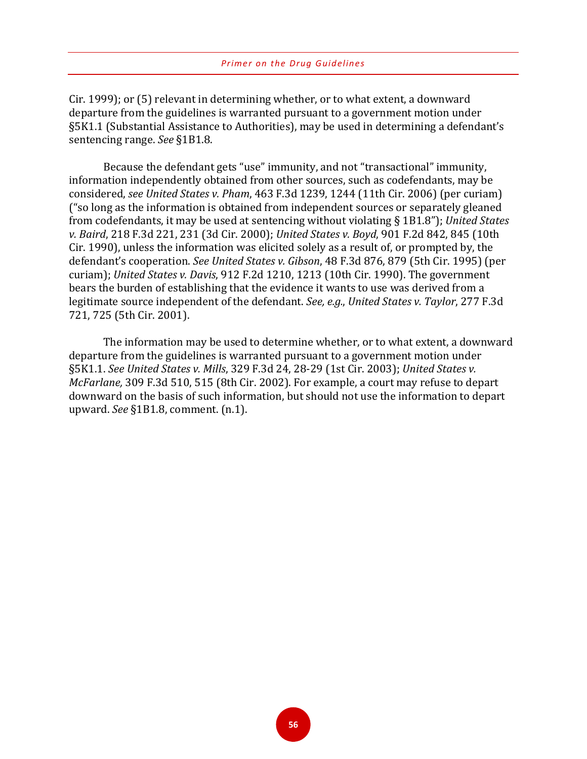Cir. 1999); or (5) relevant in determining whether, or to what extent, a downward departure from the guidelines is warranted pursuant to a government motion under §5K1.1 (Substantial Assistance to Authorities), may be used in determining a defendant's sentencing range. *See* §1B1.8.

Because the defendant gets "use" immunity, and not "transactional" immunity, information independently obtained from other sources, such as codefendants, may be considered, *see United States v. Pham*, 463 F.3d 1239, 1244 (11th Cir. 2006) (per curiam) ("so long as the information is obtained from independent sources or separately gleaned from codefendants, it may be used at sentencing without violating § 1B1.8"); *United States v. Baird*, 218 F.3d 221, 231 (3d Cir. 2000); *United States v. Boyd*, 901 F.2d 842, 845 (10th Cir. 1990), unless the information was elicited solely as a result of, or prompted by, the defendant's cooperation. *See United States v. Gibson*, 48 F.3d 876, 879 (5th Cir. 1995) (per curiam); *United States v. Davis*, 912 F.2d 1210, 1213 (10th Cir. 1990). The government bears the burden of establishing that the evidence it wants to use was derived from a legitimate source independent of the defendant. *See, e.g.*, *United States v. Taylor*, 277 F.3d 721, 725 (5th Cir. 2001).

The information may be used to determine whether, or to what extent, a downward departure from the guidelines is warranted pursuant to a government motion under §5K1.1. *See United States v. Mills*, 329 F.3d 24, 28-29 (1st Cir. 2003); *United States v. McFarlane,* 309 F.3d 510, 515 (8th Cir. 2002). For example, a court may refuse to depart downward on the basis of such information, but should not use the information to depart upward. *See* §1B1.8, comment. (n.1).